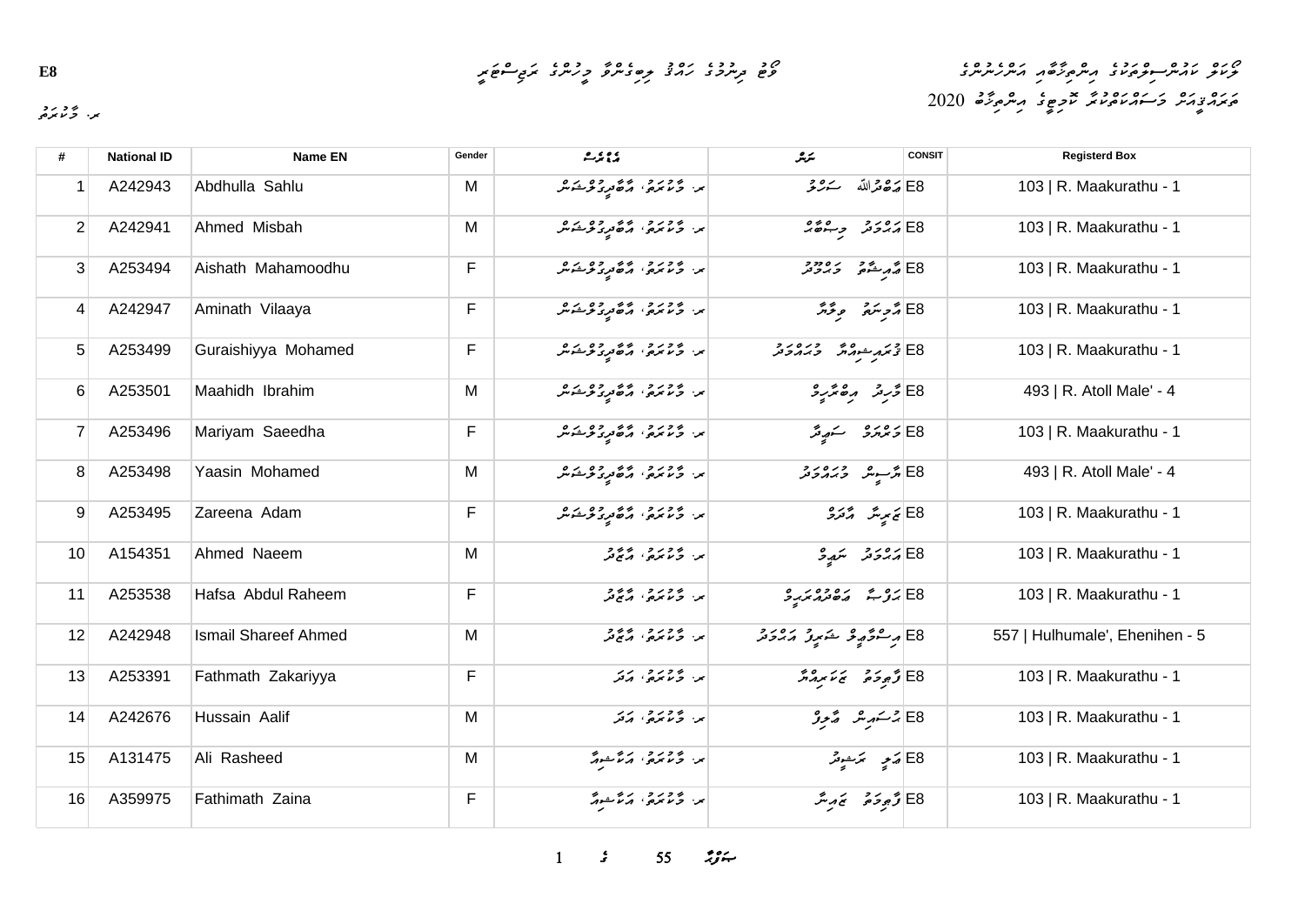# ވޯޓު ދިނުމުގެ ހައްގު ލިބިގެންވާ މީހުންގެ ރަޖިސްޓަރީ E8

ރަށުތަކާއި ކައުންސިލްތަކާއި އަންހެނުންގެ ކޮމިޓީތަކުގެ އިންތިޚާބު 2020

ރ. މާކުރަތު

| # | National ID | Name EN | Gender | ދާއިރާ | ނަން | CONSIT | Registerd Box |
|---|---|---|---|---|---|---|---|
| 1 | A242943 | Abdhulla Sahlu | M | ރ. މާކުރަތު، އާބާދީގެ ހުޅަނގު | އަބްދުﷲ ސަހުލު | E8 | 103 \| R. Maakurathu - 1 |
| 2 | A242941 | Ahmed Misbah | M | ރ. މާކުރަތު، އާބާދީގެ ހުޅަނގު | އަހުމަދު މިސްބާހު | E8 | 103 \| R. Maakurathu - 1 |
| 3 | A253494 | Aishath Mahamoodhu | F | ރ. މާކުރަތު، އާބާދީގެ ހުޅަނގު | އާއިޝަތު މަހަމޫދު | E8 | 103 \| R. Maakurathu - 1 |
| 4 | A242947 | Aminath Vilaaya | F | ރ. މާކުރަތު، އާބާދީގެ ހުޅަނގު | އާމިނަތު ވިލާޔާ | E8 | 103 \| R. Maakurathu - 1 |
| 5 | A253499 | Guraishiyya Mohamed | F | ރ. މާކުރަތު، އާބާދީގެ ހުޅަނގު | ގުރައިޝިއްޔާ މުހައްމަދު | E8 | 103 \| R. Maakurathu - 1 |
| 6 | A253501 | Maahidh Ibrahim | M | ރ. މާކުރަތު، އާބާދީގެ ހުޅަނގު | މާހިދު އިބްރާހީމް | E8 | 493 \| R. Atoll Male' - 4 |
| 7 | A253496 | Mariyam Saeedha | F | ރ. މާކުރަތު، އާބާދީގެ ހުޅަނގު | މަރިޔަމް ސައީދާ | E8 | 103 \| R. Maakurathu - 1 |
| 8 | A253498 | Yaasin Mohamed | M | ރ. މާކުރަތު، އާބާދީގެ ހުޅަނގު | ޔާސިން މުހައްމަދު | E8 | 493 \| R. Atoll Male' - 4 |
| 9 | A253495 | Zareena Adam | F | ރ. މާކުރަތު، އާބާދީގެ ހުޅަނގު | ޒަރީނާ އާދަމް | E8 | 103 \| R. Maakurathu - 1 |
| 10 | A154351 | Ahmed Naeem | M | ރ. މާކުރަތު، އާޒާދު | އަހުމަދު ނައީމް | E8 | 103 \| R. Maakurathu - 1 |
| 11 | A253538 | Hafsa Abdul Raheem | F | ރ. މާކުރަތު، އާޒާދު | ހަފްސާ އަބްދުއްރަޙީމް | E8 | 103 \| R. Maakurathu - 1 |
| 12 | A242948 | Ismail Shareef Ahmed | M | ރ. މާކުރަތު، އާޒާދު | އިސްމާއީލް ޝަރީފް އަހުމަދު | E8 | 557 \| Hulhumale', Ehenihen - 5 |
| 13 | A253391 | Fathmath Zakariyya | F | ރ. މާކުރަތު، އަރަ | ފާތިމަތު ޒަކަރިއްޔާ | E8 | 103 \| R. Maakurathu - 1 |
| 14 | A242676 | Hussain Aalif | M | ރ. މާކުރަތު، އަރަ | ހުސައިން އާލިފު | E8 | 103 \| R. Maakurathu - 1 |
| 15 | A131475 | Ali Rasheed | M | ރ. މާކުރަތު، އަރާޝިމާ | އަލި ރަޝީދު | E8 | 103 \| R. Maakurathu - 1 |
| 16 | A359975 | Fathimath Zaina | F | ރ. މާކުރަތު، އަރާޝިމާ | ފާތިމަތު ޒައިނާ | E8 | 103 \| R. Maakurathu - 1 |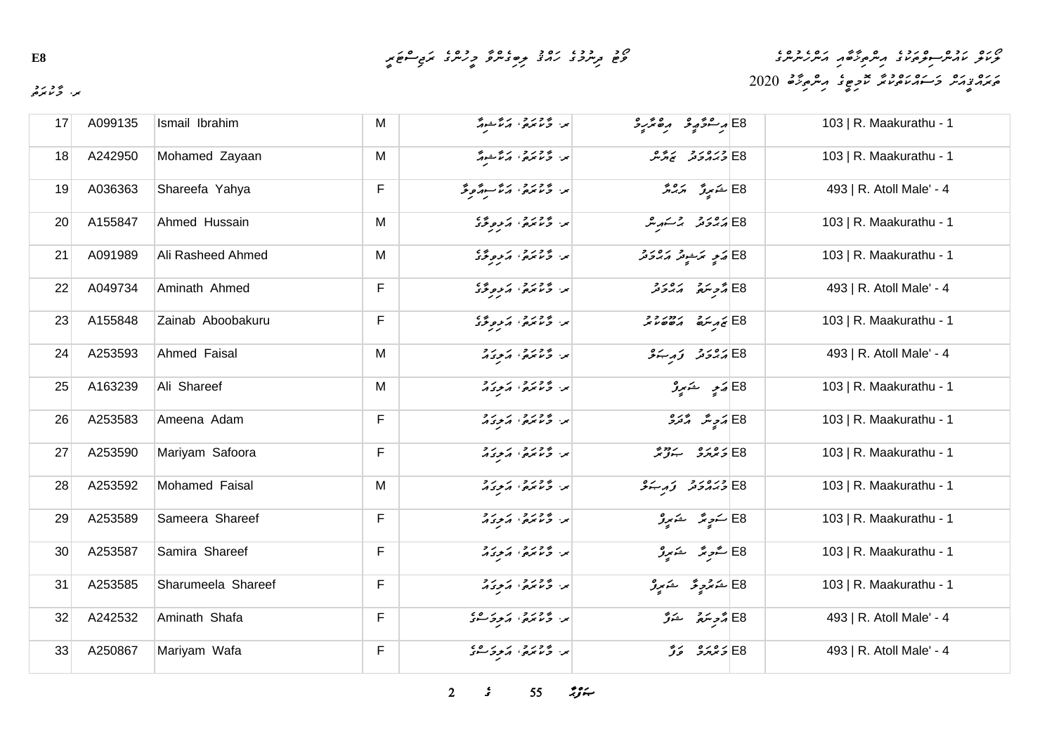| 17 | A099135 | Ismail Ibrahim | M | ރ. މާކުރަތު، އަކާޝިއާ | E8 | 103 \| R. Maakurathu - 1 |
|---|---|---|---|---|---|---|
| 18 | A242950 | Mohamed Zayaan | M | ރ. މާކުރަތު، އަކާޝިއާ | E8 | 103 \| R. Maakurathu - 1 |
| 19 | A036363 | Shareefa Yahya | F | ރ. މާކުރަތު، އަކާސިއާވިލާ | E8 | 493 \| R. Atoll Male' - 4 |
| 20 | A155847 | Ahmed Hussain | M | ރ. މާކުރަތު، އަލިވިލާގެ | E8 | 103 \| R. Maakurathu - 1 |
| 21 | A091989 | Ali Rasheed Ahmed | M | ރ. މާކުރަތު، އަލިވިލާގެ | E8 | 103 \| R. Maakurathu - 1 |
| 22 | A049734 | Aminath Ahmed | F | ރ. މާކުރަތު، އަލިވިލާގެ | E8 | 493 \| R. Atoll Male' - 4 |
| 23 | A155848 | Zainab Aboobakuru | F | ރ. މާކުރަތު، އަލިވިލާގެ | E8 | 103 \| R. Maakurathu - 1 |
| 24 | A253593 | Ahmed Faisal | M | ރ. މާކުރަތު، އަލިވަޅު | E8 | 493 \| R. Atoll Male' - 4 |
| 25 | A163239 | Ali Shareef | M | ރ. މާކުރަތު، އަލިވަޅު | E8 | 103 \| R. Maakurathu - 1 |
| 26 | A253583 | Ameena Adam | F | ރ. މާކުރަތު، އަލިވަޅު | E8 | 103 \| R. Maakurathu - 1 |
| 27 | A253590 | Mariyam Safoora | F | ރ. މާކުރަތު، އަލިވަޅު | E8 | 103 \| R. Maakurathu - 1 |
| 28 | A253592 | Mohamed Faisal | M | ރ. މާކުރަތު، އަލިވަޅު | E8 | 103 \| R. Maakurathu - 1 |
| 29 | A253589 | Sameera Shareef | F | ރ. މާކުރަތު، އަލިވަޅު | E8 | 103 \| R. Maakurathu - 1 |
| 30 | A253587 | Samira Shareef | F | ރ. މާކުރަތު، އަލިވަޅު | E8 | 103 \| R. Maakurathu - 1 |
| 31 | A253585 | Sharumeela Shareef | F | ރ. މާކުރަތު، އަލިވަޅު | E8 | 103 \| R. Maakurathu - 1 |
| 32 | A242532 | Aminath Shafa | F | ރ. މާކުރަތު، އަލިވަސްގެ | E8 | 493 \| R. Atoll Male' - 4 |
| 33 | A250867 | Mariyam Wafa | F | ރ. މާކުރަތު، އަލިވަސްގެ | E8 | 493 \| R. Atoll Male' - 4 |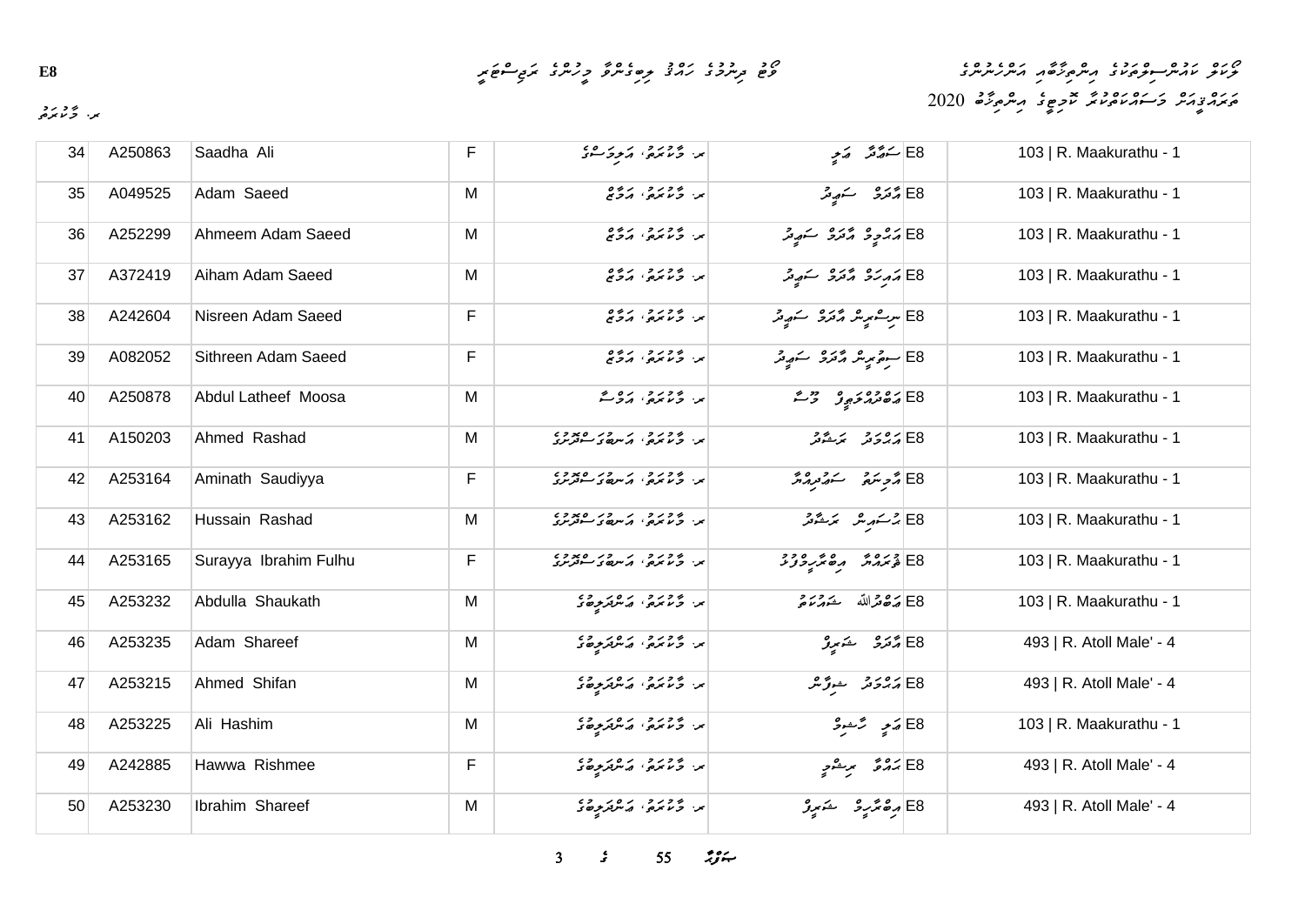| | | | | | | |
|---|---|---|---|---|---|---|
| 34 | A250863 | Saadha Ali | F | ރ. މާކުރަތު، އަލިވަށްގެ | ސައުދާ އަލި E8 | 103 \| R. Maakurathu - 1 |
| 35 | A049525 | Adam Saeed | M | ރ. މާކުރަތު، އަމާޒް | އާދަމް ސައީދު E8 | 103 \| R. Maakurathu - 1 |
| 36 | A252299 | Ahmeem Adam Saeed | M | ރ. މާކުރަތު، އަމާޒް | އަހްމީމް އާދަމް ސައީދު E8 | 103 \| R. Maakurathu - 1 |
| 37 | A372419 | Aiham Adam Saeed | M | ރ. މާކުރަތު، އަމާޒް | އައިހަމް އާދަމް ސައީދު E8 | 103 \| R. Maakurathu - 1 |
| 38 | A242604 | Nisreen Adam Saeed | F | ރ. މާކުރަތު، އަމާޒް | ނިސްރީން އާދަމް ސައީދު E8 | 103 \| R. Maakurathu - 1 |
| 39 | A082052 | Sithreen Adam Saeed | F | ރ. މާކުރަތު، އަމާޒް | ސިތްރީން އާދަމް ސައީދު E8 | 103 \| R. Maakurathu - 1 |
| 40 | A250878 | Abdul Latheef Moosa | M | ރ. މާކުރަތު، އަމުސާ | އަބްދުލްލަޠީފް މޫސާ E8 | 103 \| R. Maakurathu - 1 |
| 41 | A150203 | Ahmed Rashad | M | ރ. މާކުރަތު، އަސްރަފީސަމާރު | އަހްމަދު ރަޝާދު E8 | 103 \| R. Maakurathu - 1 |
| 42 | A253164 | Aminath Saudiyya | F | ރ. މާކުރަތު، އަސްރަފީސަމާރު | އާމިނަތު ސައުދިއްޔާ E8 | 103 \| R. Maakurathu - 1 |
| 43 | A253162 | Hussain Rashad | M | ރ. މާކުރަތު، އަސްރަފީސަމާރު | ހުސައިން ރަޝާދު E8 | 103 \| R. Maakurathu - 1 |
| 44 | A253165 | Surayya Ibrahim Fulhu | F | ރ. މާކުރަތު، އަސްރަފީސަމާރު | ޘުރައްޔާ އިބްރާހީމްފުޅު E8 | 103 \| R. Maakurathu - 1 |
| 45 | A253232 | Abdulla Shaukath | M | ރ. މާކުރަތު، އަންދަލީބުގެ | އަބްދުﷲ ޝައުކަތު E8 | 103 \| R. Maakurathu - 1 |
| 46 | A253235 | Adam Shareef | M | ރ. މާކުރަތު، އަންދަލީބުގެ | އާދަމް ޝަރީފު E8 | 493 \| R. Atoll Male' - 4 |
| 47 | A253215 | Ahmed Shifan | M | ރ. މާކުރަތު، އަންދަލީބުގެ | އަހްމަދު ޝިފާން E8 | 493 \| R. Atoll Male' - 4 |
| 48 | A253225 | Ali Hashim | M | ރ. މާކުރަތު، އަންދަލީބުގެ | އަލި ހާޝިމް E8 | 103 \| R. Maakurathu - 1 |
| 49 | A242885 | Hawwa Rishmee | F | ރ. މާކުރަތު، އަންދަލީބުގެ | ހައްވާ ރިޝްމީ E8 | 493 \| R. Atoll Male' - 4 |
| 50 | A253230 | Ibrahim Shareef | M | ރ. މާކުރަތު، އަންދަލީބުގެ | އިބްރާހީމް ޝަރީފު E8 | 493 \| R. Atoll Male' - 4 |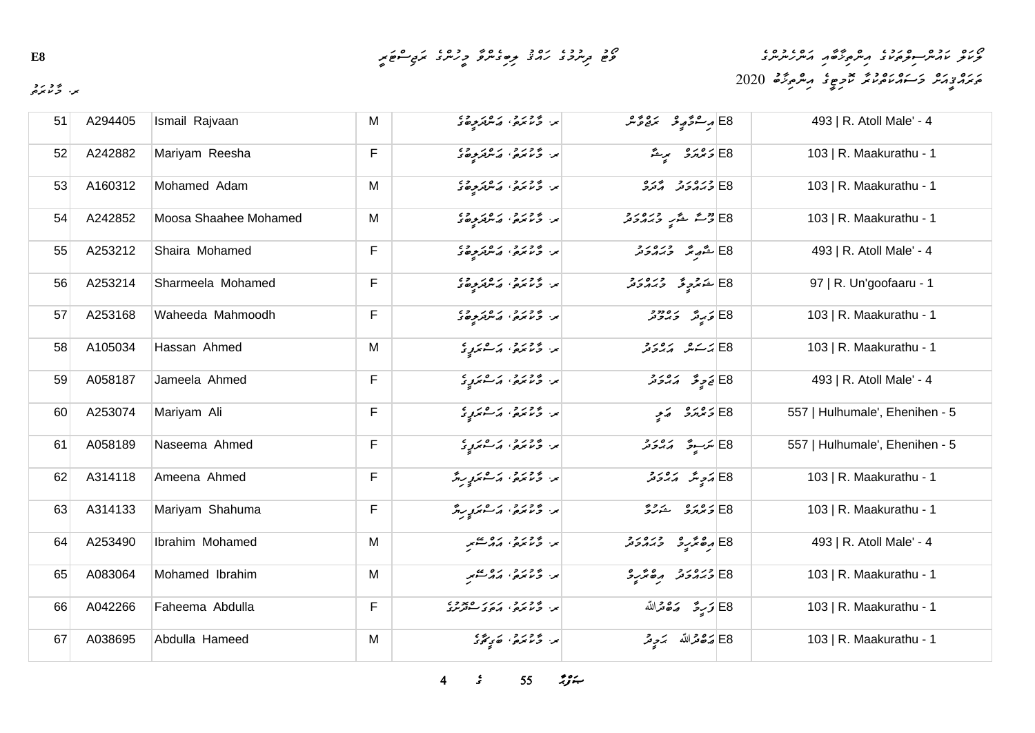| | | | | | | |
|---|---|---|---|---|---|---|
| 51 | A294405 | Ismail Rajvaan | M | ރ. މާކުރަތު، އަންދަލީބުގެ | E8 ިއސްމާއިލް ރަޖްވާން | 493 \| R. Atoll Male' - 4 |
| 52 | A242882 | Mariyam Reesha | F | ރ. މާކުރަތު، އަންދަލީބުގެ | E8 މަރިޔަމް ރީޝާ | 103 \| R. Maakurathu - 1 |
| 53 | A160312 | Mohamed Adam | M | ރ. މާކުރަތު، އަންދަލީބުގެ | E8 މުހައްމަދު އާދަމް | 103 \| R. Maakurathu - 1 |
| 54 | A242852 | Moosa Shaahee Mohamed | M | ރ. މާކުރަތު، އަންދަލީބުގެ | E8 މޫސާ ޝާހީ މުހައްމަދު | 103 \| R. Maakurathu - 1 |
| 55 | A253212 | Shaira Mohamed | F | ރ. މާކުރަތު، އަންދަލީބުގެ | E8 ޝާއިރާ މުހައްމަދު | 493 \| R. Atoll Male' - 4 |
| 56 | A253214 | Sharmeela Mohamed | F | ރ. މާކުރަތު، އަންދަލީބުގެ | E8 ޝަރްމީލާ މުހައްމަދު | 97 \| R. Un'goofaaru - 1 |
| 57 | A253168 | Waheeda Mahmoodh | F | ރ. މާކުރަތު، އަންދަލީބުގެ | E8 ވަހީދާ މަޙްމޫދު | 103 \| R. Maakurathu - 1 |
| 58 | A105034 | Hassan Ahmed | M | ރ. މާކުރަތު، އަސްތަރީގެ | E8 ހަސަން އަޙްމަދު | 103 \| R. Maakurathu - 1 |
| 59 | A058187 | Jameela Ahmed | F | ރ. މާކުރަތު، އަސްތަރީގެ | E8 ޖަމީލާ އަޙްމަދު | 493 \| R. Atoll Male' - 4 |
| 60 | A253074 | Mariyam Ali | F | ރ. މާކުރަތު، އަސްތަރީގެ | E8 މަރިޔަމް އަލީ | 557 \| Hulhumale', Ehenihen - 5 |
| 61 | A058189 | Naseema Ahmed | F | ރ. މާކުރަތު، އަސްތަރީގެ | E8 ނަސީމާ އަޙްމަދު | 557 \| Hulhumale', Ehenihen - 5 |
| 62 | A314118 | Ameena Ahmed | F | ރ. މާކުރަތު، އަސްތަރީހިޔާ | E8 އަމީނާ އަޙްމަދު | 103 \| R. Maakurathu - 1 |
| 63 | A314133 | Mariyam Shahuma | F | ރ. މާކުރަތު، އަސްތަރީހިޔާ | E8 މަރިޔަމް ޝަހުމާ | 103 \| R. Maakurathu - 1 |
| 64 | A253490 | Ibrahim Mohamed | M | ރ. މާކުރަތު، އައުސަނި | E8 އިބްރާހީމް މުހައްމަދު | 493 \| R. Atoll Male' - 4 |
| 65 | A083064 | Mohamed Ibrahim | M | ރ. މާކުރަތު، އައުސަނި | E8 މުހައްމަދު އިބްރާހީމް | 103 \| R. Maakurathu - 1 |
| 66 | A042266 | Faheema Abdulla | F | ރ. މާކުރަތު، އަބަރަސްޓޯރުގެ | E8 ފަހީމާ އަބްދުﷲ | 103 \| R. Maakurathu - 1 |
| 67 | A038695 | Abdulla Hameed | M | ރ. މާކުރަތު، ބަލީގާގެ | E8 އަބްދުﷲ ހަމީދު | 103 \| R. Maakurathu - 1 |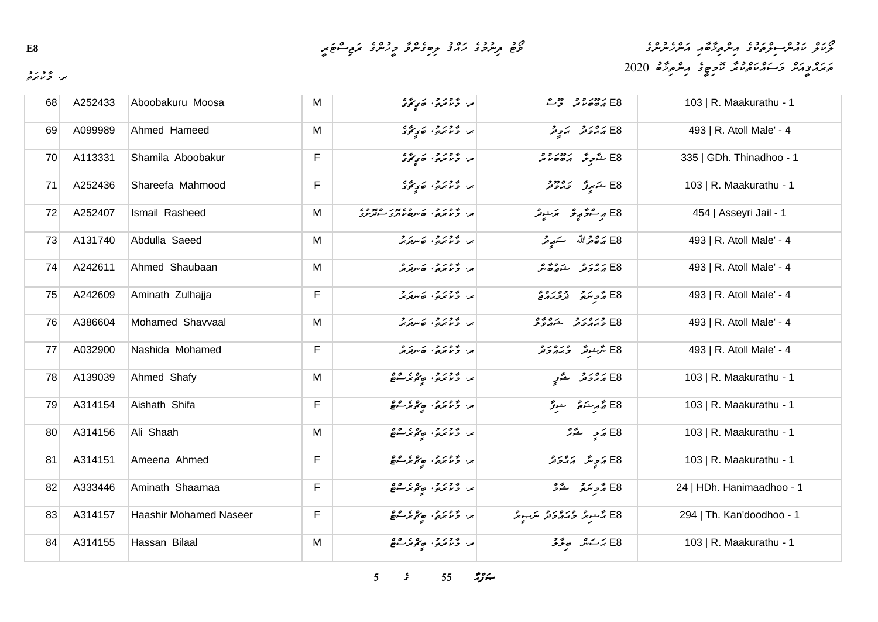| | | | | | | |
|---|---|---|---|---|---|---|
| 68 | A252433 | Aboobakuru Moosa | M | ރ. މާކުރަތު، ބަލިލާގެ | E8 އަބޫބަކުރު މޫސާ | 103 \| R. Maakurathu - 1 |
| 69 | A099989 | Ahmed Hameed | M | ރ. މާކުރަތު، ބަލިލާގެ | E8 އަޙްމަދު ހަމީދު | 493 \| R. Atoll Male' - 4 |
| 70 | A113331 | Shamila Aboobakur | F | ރ. މާކުރަތު، ބަލިލާގެ | E8 ޝާމިލާ އަބޫބަކުރު | 335 \| GDh. Thinadhoo - 1 |
| 71 | A252436 | Shareefa Mahmood | F | ރ. މާކުރަތު، ބަލިލާގެ | E8 ޝަރީފާ މަޙްމޫދު | 103 \| R. Maakurathu - 1 |
| 72 | A252407 | Ismail Rasheed | M | ރ. މާކުރަތު، ބަނޑުކުރީގެ ސްޓޯރގެ | E8 އިސްމާޢީލް ރަޝީދު | 454 \| Asseyri Jail - 1 |
| 73 | A131740 | Abdulla Saeed | M | ރ. މާކުރަތު، ބަނދަރު | E8 އަބްދުﷲ ސަޢީދު | 493 \| R. Atoll Male' - 4 |
| 74 | A242611 | Ahmed Shaubaan | M | ރ. މާކުރަތު، ބަނދަރު | E8 އަޙްމަދު ޝައުބާން | 493 \| R. Atoll Male' - 4 |
| 75 | A242609 | Aminath Zulhajja | F | ރ. މާކުރަތު، ބަނދަރު | E8 އާމިނަތު ޒުލްހައްޖާ | 493 \| R. Atoll Male' - 4 |
| 76 | A386604 | Mohamed Shavvaal | M | ރ. މާކުރަތު، ބަނދަރު | E8 މުޙައްމަދު ޝައްވާލް | 493 \| R. Atoll Male' - 4 |
| 77 | A032900 | Nashida Mohamed | F | ރ. މާކުރަތު، ބަނދަރު | E8 ނާޝިދާ މުޙައްމަދު | 493 \| R. Atoll Male' - 4 |
| 78 | A139039 | Ahmed Shafy | M | ރ. މާކުރަތު، ބިލެތްސޯޒް | E8 އަޙްމަދު ޝާފީ | 103 \| R. Maakurathu - 1 |
| 79 | A314154 | Aishath Shifa | F | ރ. މާކުރަތު، ބިލެތްސޯޒް | E8 އާއިޝަތު ޝިފާ | 103 \| R. Maakurathu - 1 |
| 80 | A314156 | Ali Shaah | M | ރ. މާކުރަތު، ބިލެތްސޯޒް | E8 އަލި ޝާހް | 103 \| R. Maakurathu - 1 |
| 81 | A314151 | Ameena Ahmed | F | ރ. މާކުރަތު، ބިލެތްސޯޒް | E8 އަމީނާ އަޙްމަދު | 103 \| R. Maakurathu - 1 |
| 82 | A333446 | Aminath Shaamaa | F | ރ. މާކުރަތު، ބިލެތްސޯޒް | E8 އާމިނަތު ޝާމާ | 24 \| HDh. Hanimaadhoo - 1 |
| 83 | A314157 | Haashir Mohamed Naseer | F | ރ. މާކުރަތު، ބިލެތްސޯޒް | E8 ހާޝިރު މުޙައްމަދު ނަސީރު | 294 \| Th. Kan'doodhoo - 1 |
| 84 | A314155 | Hassan Bilaal | M | ރ. މާކުރަތު، ބިލެތްސޯޒް | E8 ހަސަން ބިލާލް | 103 \| R. Maakurathu - 1 |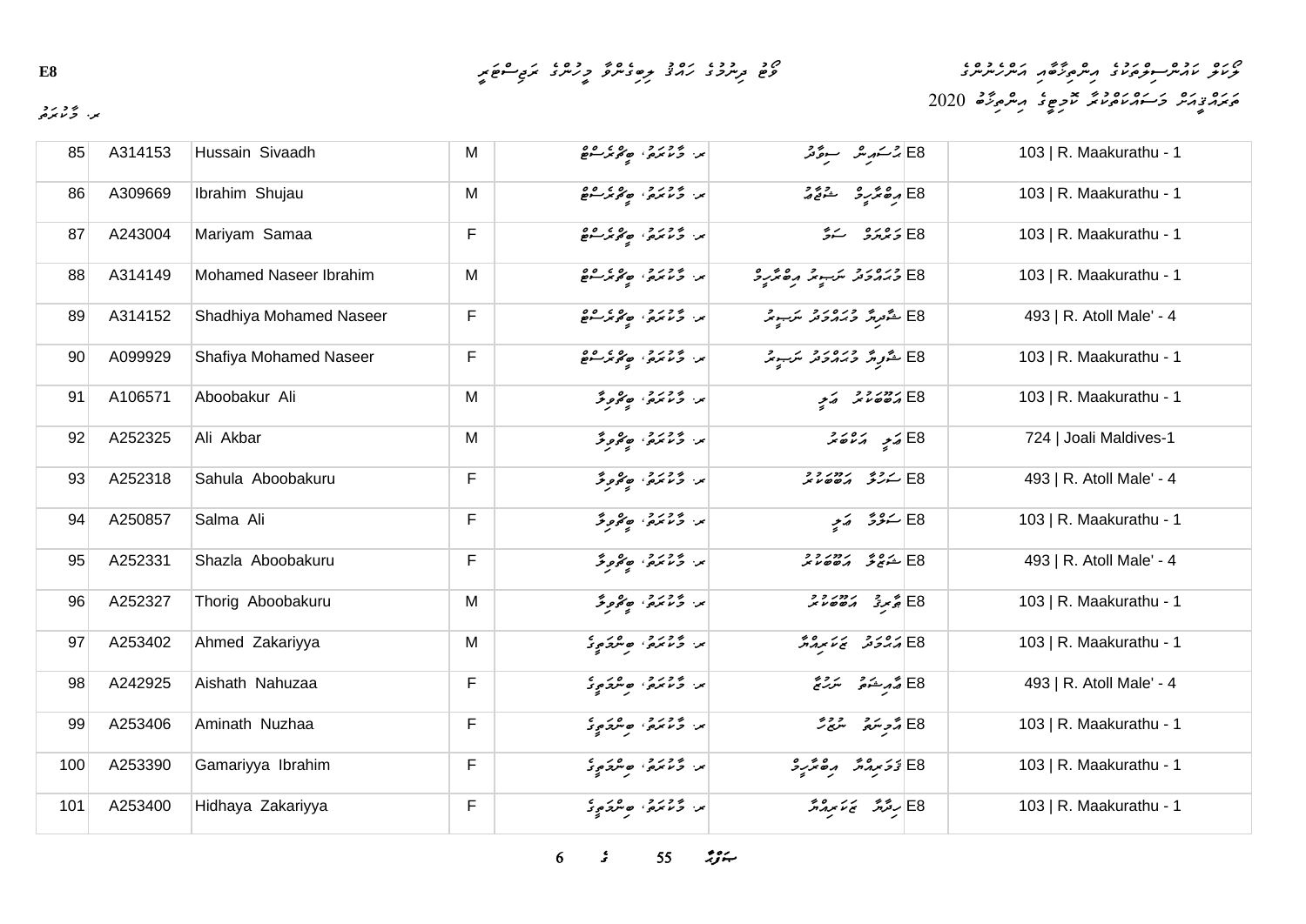| | | | | | | |
|---|---|---|---|---|---|---|
| 85 | A314153 | Hussain Sivaadh | M | ރ. މާކުރަތު، ބީޗްރޯޒް | E8 ހުސައިން ސިވާދު | 103 \| R. Maakurathu - 1 |
| 86 | A309669 | Ibrahim Shujau | M | ރ. މާކުރަތު، ބީޗްރޯޒް | E8 އިބްރާހީމް ޝުޖާއު | 103 \| R. Maakurathu - 1 |
| 87 | A243004 | Mariyam Samaa | F | ރ. މާކުރަތު، ބީޗްރޯޒް | E8 މަރިޔަމް ސަމާ | 103 \| R. Maakurathu - 1 |
| 88 | A314149 | Mohamed Naseer Ibrahim | M | ރ. މާކުރަތު، ބީޗްރޯޒް | E8 މުހައްމަދު ނަސީރު އިބްރާހީމް | 103 \| R. Maakurathu - 1 |
| 89 | A314152 | Shadhiya Mohamed Naseer | F | ރ. މާކުރަތު، ބީޗްރޯޒް | E8 ޝާދިޔާ މުހައްމަދު ނަސީރު | 493 \| R. Atoll Male' - 4 |
| 90 | A099929 | Shafiya Mohamed Naseer | F | ރ. މާކުރަތު، ބީޗްރޯޒް | E8 ޝާފިޔާ މުހައްމަދު ނަސީރު | 103 \| R. Maakurathu - 1 |
| 91 | A106571 | Aboobakur Ali | M | ރ. މާކުރަތު، ބީޗްވިލާ | E8 އަބޫބަކުރު އަލި | 103 \| R. Maakurathu - 1 |
| 92 | A252325 | Ali Akbar | M | ރ. މާކުރަތު، ބީޗްވިލާ | E8 އަލި އަކްބަރު | 724 \| Joali Maldives-1 |
| 93 | A252318 | Sahula Aboobakuru | F | ރ. މާކުރަތު، ބީޗްވިލާ | E8 ސަހުލާ އަބޫބަކުރު | 493 \| R. Atoll Male' - 4 |
| 94 | A250857 | Salma Ali | F | ރ. މާކުރަތު، ބީޗްވިލާ | E8 ސަލްމާ އަލި | 103 \| R. Maakurathu - 1 |
| 95 | A252331 | Shazla Aboobakuru | F | ރ. މާކުރަތު، ބީޗްވިލާ | E8 ޝަޒްލާ އަބޫބަކުރު | 493 \| R. Atoll Male' - 4 |
| 96 | A252327 | Thorig Aboobakuru | M | ރ. މާކުރަތު، ބީޗްވިލާ | E8 ތާރިޤު އަބޫބަކުރު | 103 \| R. Maakurathu - 1 |
| 97 | A253402 | Ahmed Zakariyya | M | ރ. މާކުރަތު، ބިންމަތީގެ | E8 އަހްމަދު ޒަކަރިއްޔާ | 103 \| R. Maakurathu - 1 |
| 98 | A242925 | Aishath Nahuzaa | F | ރ. މާކުރަތު، ބިންމަތީގެ | E8 އާއިޝަތު ނަހުޒާ | 493 \| R. Atoll Male' - 4 |
| 99 | A253406 | Aminath Nuzhaa | F | ރ. މާކުރަތު، ބިންމަތީގެ | E8 އާމިނަތު ނުޒްހާ | 103 \| R. Maakurathu - 1 |
| 100 | A253390 | Gamariyya Ibrahim | F | ރ. މާކުރަތު، ބިންމަތީގެ | E8 ގަމަރިއްޔާ އިބްރާހީމް | 103 \| R. Maakurathu - 1 |
| 101 | A253400 | Hidhaya Zakariyya | F | ރ. މާކުރަތު، ބިންމަތީގެ | E8 ހިދާޔާ ޒަކަރިއްޔާ | 103 \| R. Maakurathu - 1 |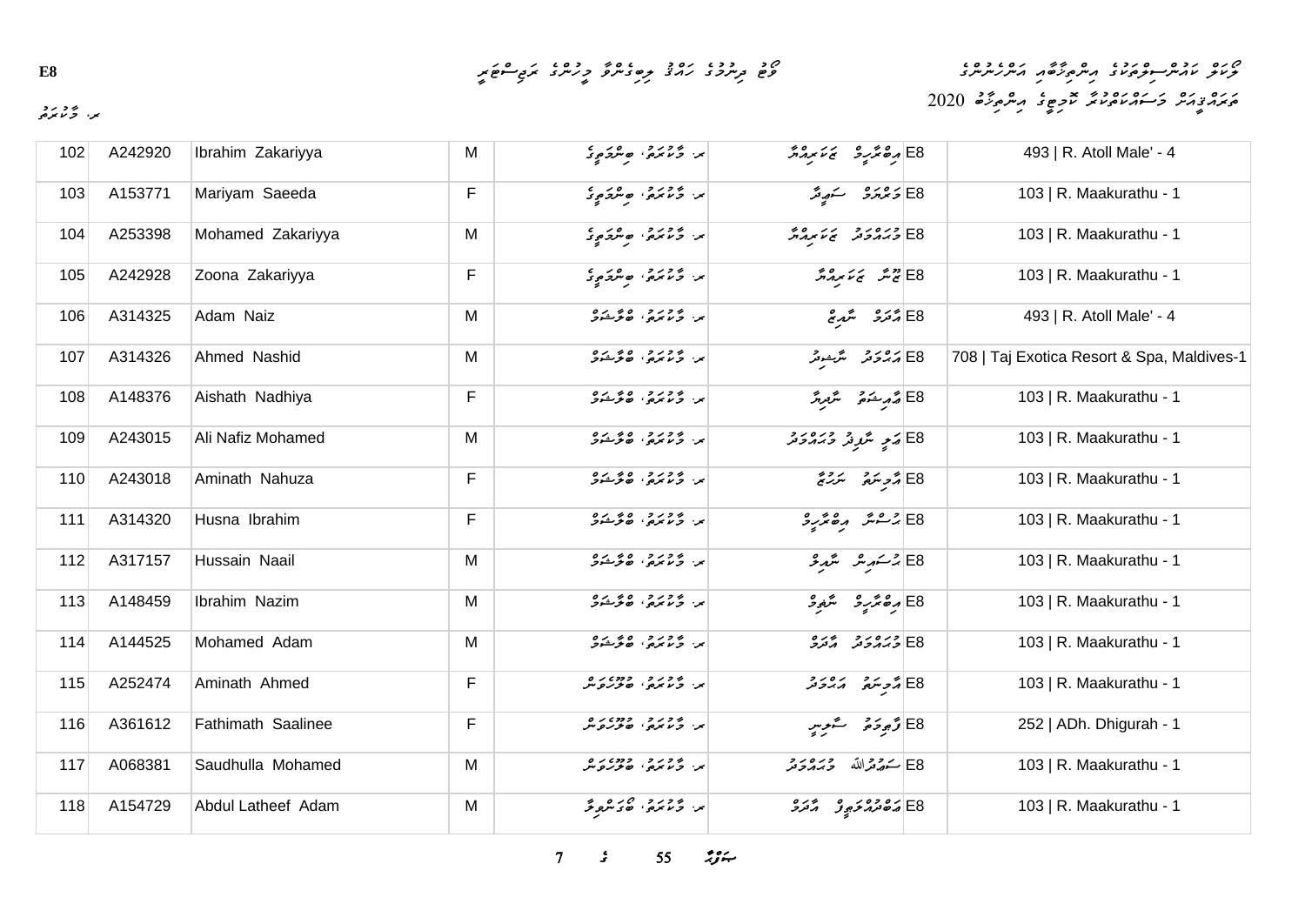| | | | | | | |
|---|---|---|---|---|---|---|
| 102 | A242920 | Ibrahim Zakariyya | M | ރ. މާކުރަތު، ބިންގަލޯގެ | E8  އިބްރާހީމް ޒަކަރިއްޔާ | 493 \| R. Atoll Male' - 4 |
| 103 | A153771 | Mariyam Saeeda | F | ރ. މާކުރަތު، ބިންގަލޯގެ | E8 މަރިޔަމް ސަޢީދާ | 103 \| R. Maakurathu - 1 |
| 104 | A253398 | Mohamed Zakariyya | M | ރ. މާކުރަތު، ބިންގަލޯގެ | E8 މުޙައްމަދު ޒަކަރިއްޔާ | 103 \| R. Maakurathu - 1 |
| 105 | A242928 | Zoona Zakariyya | F | ރ. މާކުރަތު، ބިންގަލޯގެ | E8 ޒޫނާ ޒަކަރިއްޔާ | 103 \| R. Maakurathu - 1 |
| 106 | A314325 | Adam Naiz | M | ރ. މާކުރަތު، ބޮޑުޝަޖަރު | E8 އާދަމް ނާއިޒް | 493 \| R. Atoll Male' - 4 |
| 107 | A314326 | Ahmed Nashid | M | ރ. މާކުރަތު، ބޮޑުޝަޖަރު | E8 އަޙްމަދު ނާޝިދު | 708 \| Taj Exotica Resort & Spa, Maldives-1 |
| 108 | A148376 | Aishath Nadhiya | F | ރ. މާކުރަތު، ބޮޑުޝަޖަރު | E8 އާއިޝަތު ނާދިޔާ | 103 \| R. Maakurathu - 1 |
| 109 | A243015 | Ali Nafiz Mohamed | M | ރ. މާކުރަތު، ބޮޑުޝަޖަރު | E8 އަލި ނާފިޒު މުޙައްމަދު | 103 \| R. Maakurathu - 1 |
| 110 | A243018 | Aminath Nahuza | F | ރ. މާކުރަތު، ބޮޑުޝަޖަރު | E8 އާމިނަތު ނަހުޒާ | 103 \| R. Maakurathu - 1 |
| 111 | A314320 | Husna Ibrahim | F | ރ. މާކުރަތު، ބޮޑުޝަޖަރު | E8 ހުސްނާ އިބްރާހީމް | 103 \| R. Maakurathu - 1 |
| 112 | A317157 | Hussain Naail | M | ރ. މާކުރަތު، ބޮޑުޝަޖަރު | E8 ހުސައިން ނާއިލް | 103 \| R. Maakurathu - 1 |
| 113 | A148459 | Ibrahim Nazim | M | ރ. މާކުރަތު، ބޮޑުޝަޖަރު | E8 އިބްރާހީމް ނާޒިމް | 103 \| R. Maakurathu - 1 |
| 114 | A144525 | Mohamed Adam | M | ރ. މާކުރަތު، ބޮޑުޝަޖަރު | E8 މުޙައްމަދު އާދަމް | 103 \| R. Maakurathu - 1 |
| 115 | A252474 | Aminath Ahmed | F | ރ. މާކުރަތު، ބޮޑުހުޅަނގު | E8 އާމިނަތު އަޙްމަދު | 103 \| R. Maakurathu - 1 |
| 116 | A361612 | Fathimath Saalinee | F | ރ. މާކުރަތު، ބޮޑުހުޅަނގު | E8 ފާތިމަތު ސާލިނީ | 252 \| ADh. Dhigurah - 1 |
| 117 | A068381 | Saudhulla Mohamed | M | ރ. މާކުރަތު، ބޮޑުހުޅަނގު | E8 ސަޢުދުﷲ މުޙައްމަދު | 103 \| R. Maakurathu - 1 |
| 118 | A154729 | Abdul Latheef Adam | M | ރ. މާކުރަތު، ބޯގަސްތާގެ | E8 އަބްދުއްލަޠީފް އާދަމް | 103 \| R. Maakurathu - 1 |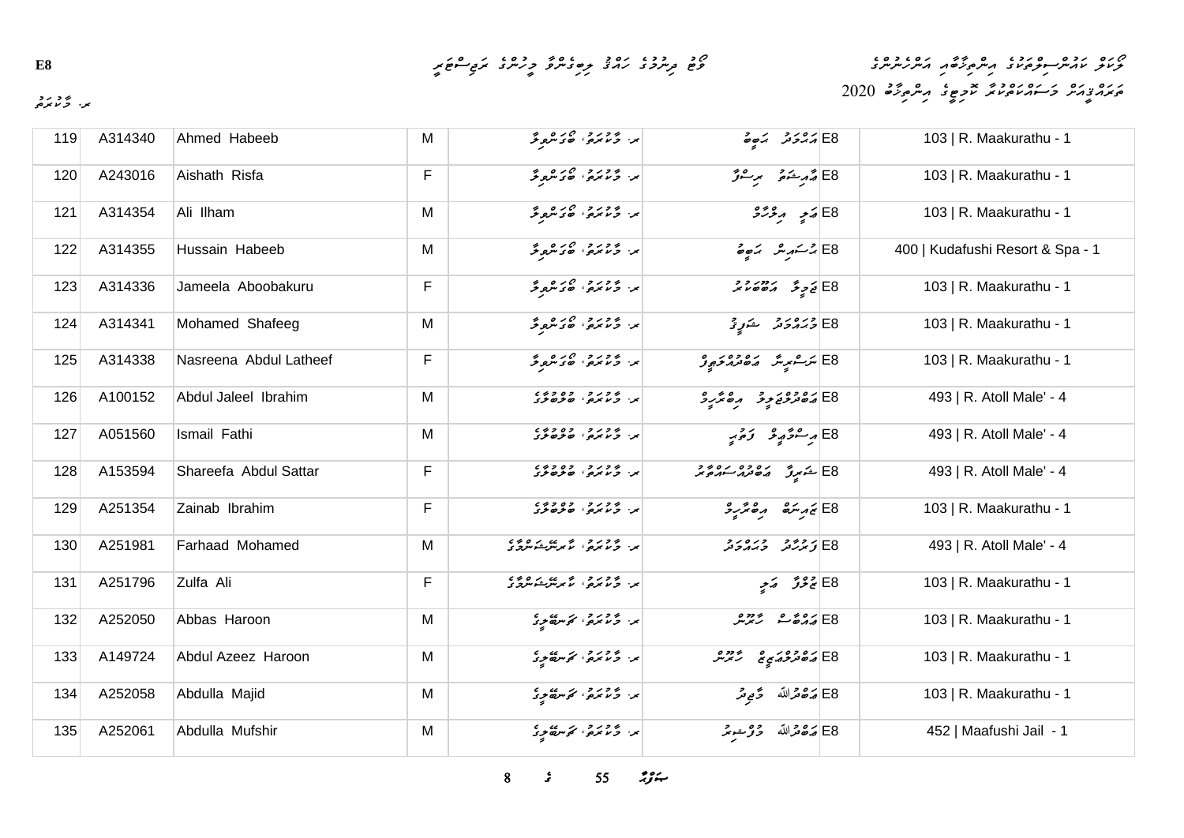| | | | | | | |
|---|---|---|---|---|---|---|
| 119 | A314340 | Ahmed Habeeb | M | ރ. މާކުރަތު، ބޯދަނބުވާ | E8 އަޙްމަދު ޙަބީބު | 103 \| R. Maakurathu - 1 |
| 120 | A243016 | Aishath Risfa | F | ރ. މާކުރަތު، ބޯދަނބުވާ | E8 އާއިޝަތު ރިސްފާ | 103 \| R. Maakurathu - 1 |
| 121 | A314354 | Ali Ilham | M | ރ. މާކުރަތު، ބޯދަނބުވާ | E8 އަލި އިލްހާމް | 103 \| R. Maakurathu - 1 |
| 122 | A314355 | Hussain Habeeb | M | ރ. މާކުރަތު، ބޯދަނބުވާ | E8 ހުސައިން ޙަބީބު | 400 \| Kudafushi Resort & Spa - 1 |
| 123 | A314336 | Jameela Aboobakuru | F | ރ. މާކުރަތު، ބޯދަނބުވާ | E8 ޖަމީލާ އަބޫބަކުރު | 103 \| R. Maakurathu - 1 |
| 124 | A314341 | Mohamed Shafeeg | M | ރ. މާކުރަތު، ބޯދަނބުވާ | E8 މުޙައްމަދު ޝަފީގު | 103 \| R. Maakurathu - 1 |
| 125 | A314338 | Nasreena Abdul Latheef | F | ރ. މާކުރަތު، ބޯދަނބުވާ | E8 ނަސްރީނާ އަބްދުއްލަޠީފު | 103 \| R. Maakurathu - 1 |
| 126 | A100152 | Abdul Jaleel Ibrahim | M | ރ. މާކުރަތު، ބުލްބުލާގެ | E8 އަބްދުލްޖަލީލް އިބްރާހިމް | 493 \| R. Atoll Male' - 4 |
| 127 | A051560 | Ismail Fathi | M | ރ. މާކުރަތު، ބުލްބުލާގެ | E8 އިސްމާޢިލް ފަތުޙީ | 493 \| R. Atoll Male' - 4 |
| 128 | A153594 | Shareefa Abdul Sattar | F | ރ. މާކުރަތު، ބުލްބުލާގެ | E8 ޝަރީފާ އަބްދުއްސައްތާރު | 493 \| R. Atoll Male' - 4 |
| 129 | A251354 | Zainab Ibrahim | F | ރ. މާކުރަތު، ބުލްބުލާގެ | E8 ޒައިނަބް އިބްރާހިމް | 103 \| R. Maakurathu - 1 |
| 130 | A251981 | Farhaad Mohamed | M | ރ. މާކުރަތު، ކެރީންސަންޑޭ | E8 ފަރުހާދު މުޙައްމަދު | 493 \| R. Atoll Male' - 4 |
| 131 | A251796 | Zulfa Ali | F | ރ. މާކުރަތު، ކެރީންސަންޑޭ | E8 ޒުލްފާ އަލި | 103 \| R. Maakurathu - 1 |
| 132 | A252050 | Abbas Haroon | M | ރ. މާކުރަތު، ކޮސްޓަލްގެ | E8 އައްބާސް ހާރޫނު | 103 \| R. Maakurathu - 1 |
| 133 | A149724 | Abdul Azeez Haroon | M | ރ. މާކުރަތު، ކޮސްޓަލްގެ | E8 އަބްދުލްޢަޒީޒު ހާރޫނު | 103 \| R. Maakurathu - 1 |
| 134 | A252058 | Abdulla Majid | M | ރ. މާކުރަތު، ކޮސްޓަލްގެ | E8 އަބްދުﷲ މާޖިދު | 103 \| R. Maakurathu - 1 |
| 135 | A252061 | Abdulla Mufshir | M | ރ. މާކުރަތު، ކޮސްޓަލްގެ | E8 އަބްދުﷲ މުފްޝިރު | 452 \| Maafushi Jail - 1 |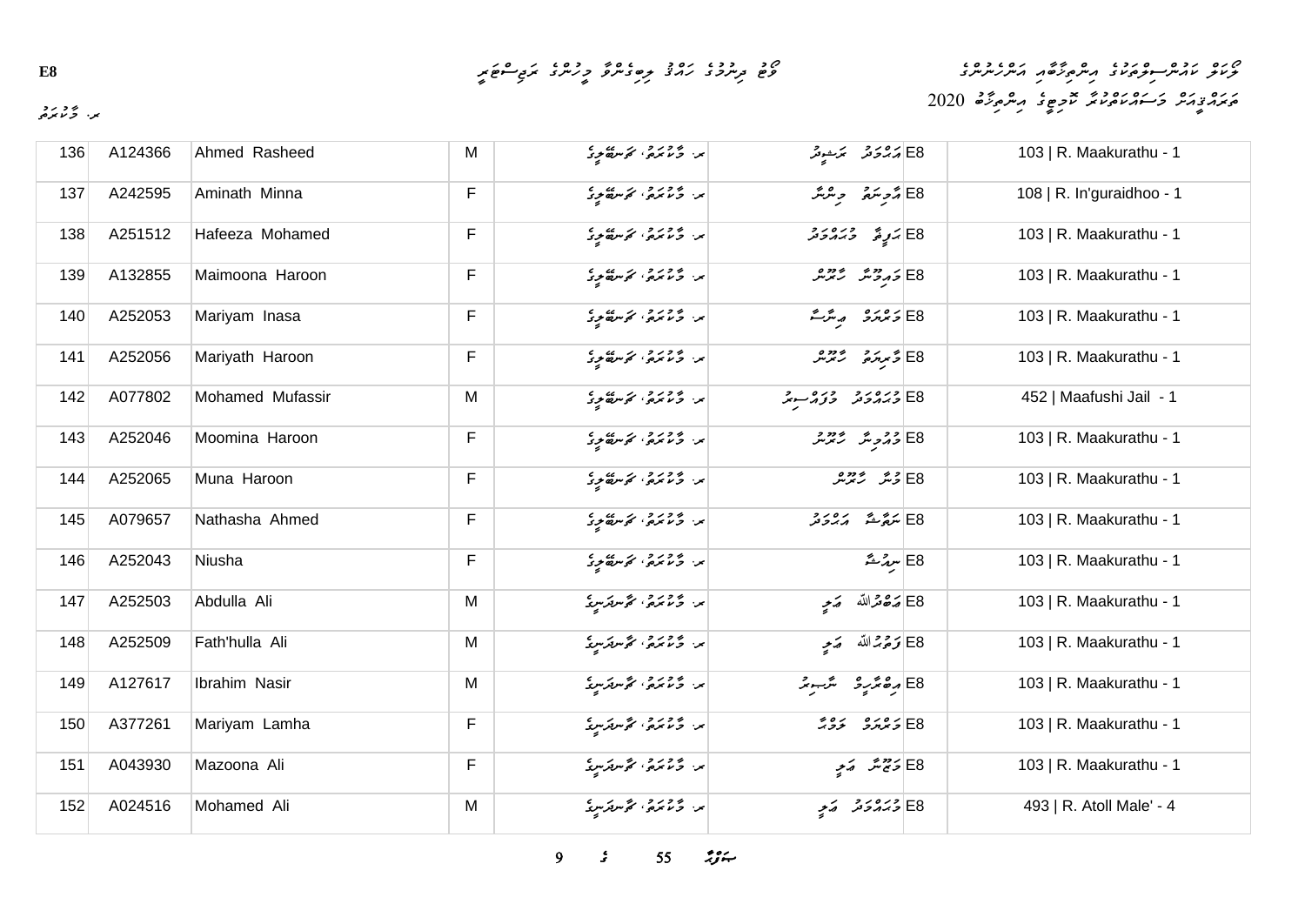| 136 | A124366 | Ahmed Rasheed | M | ىر. ۇنا ئىرقە، ئۇسىۋەمۇرى | E8 مەركەتر ئىرىشونر | 103 \| R. Maakurathu - 1 |
|---|---|---|---|---|---|---|
| 137 | A242595 | Aminath Minna | F | ىر. ۇنا ئىرقە، ئۇسىۋەمۇرى | E8 مۇجەسىرە جەمرىتر | 108 \| R. In'guraidhoo - 1 |
| 138 | A251512 | Hafeeza Mohamed | F | ىر. ۇنا ئىرقە، ئۇسىۋەمۇرى | E8 ئەرپۇ دېرەدىر | 103 \| R. Maakurathu - 1 |
| 139 | A132855 | Maimoona Haroon | F | ىر. ۇنا ئىرقە، ئۇسىۋەمۇرى | E8 ۇرۇش رىزىر | 103 \| R. Maakurathu - 1 |
| 140 | A252053 | Mariyam Inasa | F | ىر. ۇنا ئىرقە، ئۇسىۋەمۇرى | E8 ۇبۇرى مېشرىت | 103 \| R. Maakurathu - 1 |
| 141 | A252056 | Mariyath Haroon | F | ىر. ۇنا ئىرقە، ئۇسىۋەمۇرى | E8 ئەبرىرە رىزىر | 103 \| R. Maakurathu - 1 |
| 142 | A077802 | Mohamed Mufassir | M | ىر. ۇنا ئىرقە، ئۇسىۋەمۇرى | E8 دېرەدىر دۇرۇسىبر | 452 \| Maafushi Jail - 1 |
| 143 | A252046 | Moomina Haroon | F | ىر. ۇنا ئىرقە، ئۇسىۋەمۇرى | E8 دېرپىتر رىزىر | 103 \| R. Maakurathu - 1 |
| 144 | A252065 | Muna Haroon | F | ىر. ۇنا ئىرقە، ئۇسىۋەمۇرى | E8 ۇتر رىزىر | 103 \| R. Maakurathu - 1 |
| 145 | A079657 | Nathasha Ahmed | F | ىر. ۇنا ئىرقە، ئۇسىۋەمۇرى | E8 سۇرىشە مەركەتر | 103 \| R. Maakurathu - 1 |
| 146 | A252043 | Niusha | F | ىر. ۇنا ئىرقە، ئۇسىۋەمۇرى | E8 سرەرشە | 103 \| R. Maakurathu - 1 |
| 147 | A252503 | Abdulla Ali | M | ىر. ۇنا ئىرقە، ئۇسىرىسرى | E8 مەھىراللە مەبر | 103 \| R. Maakurathu - 1 |
| 148 | A252509 | Fath'hulla Ali | M | ىر. ۇنا ئىرقە، ئۇسىرىسرى | E8 ۇمۇراللە مەبر | 103 \| R. Maakurathu - 1 |
| 149 | A127617 | Ibrahim Nasir | M | ىر. ۇنا ئىرقە، ئۇسىرىسرى | E8 مەھىئەرە سىربوتر | 103 \| R. Maakurathu - 1 |
| 150 | A377261 | Mariyam Lamha | F | ىر. ۇنا ئىرقە، ئۇسىرىسرى | E8 ۇبۇرى ئۇۋر | 103 \| R. Maakurathu - 1 |
| 151 | A043930 | Mazoona Ali | F | ىر. ۇنا ئىرقە، ئۇسىرىسرى | E8 ۇيۇش مەبر | 103 \| R. Maakurathu - 1 |
| 152 | A024516 | Mohamed Ali | M | ىر. ۇنا ئىرقە، ئۇسىرىسرى | E8 دېرەدىر مەبر | 493 \| R. Atoll Male' - 4 |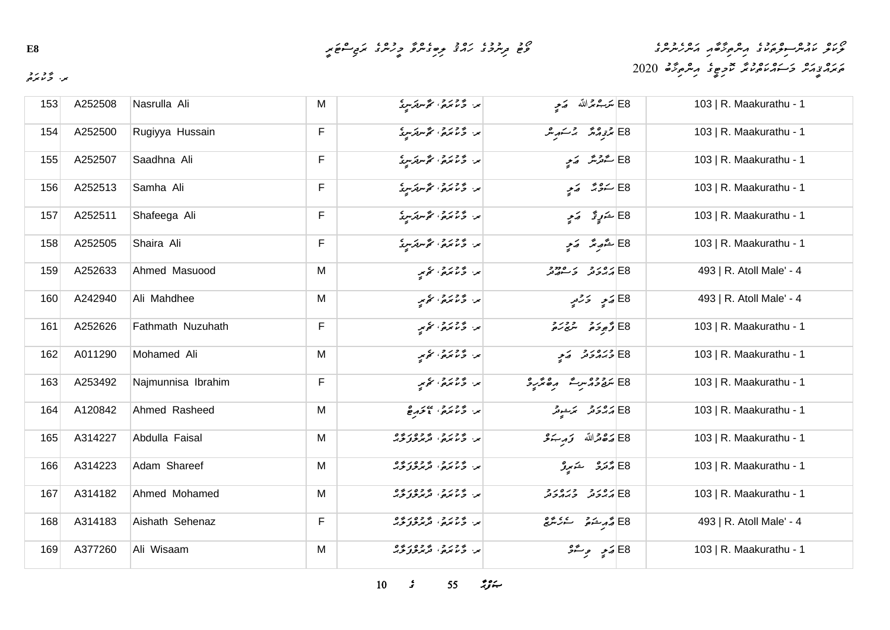| | | | | | | |
|---|---|---|---|---|---|---|
| 153 | A252508 | Nasrulla Ali | M | ރ. މާކުރަތު، ތޮސިދަރިގެ | E8 ނަޞްރުﷲ ޢަލީ | 103 \| R. Maakurathu - 1 |
| 154 | A252500 | Rugiyya Hussain | F | ރ. މާކުރަތު، ތޮސިދަރިގެ | E8 ރުގިއްޔާ ހުސައިން | 103 \| R. Maakurathu - 1 |
| 155 | A252507 | Saadhna Ali | F | ރ. މާކުރަތު، ތޮސިދަރިގެ | E8 ސާދްނާ ޢަލީ | 103 \| R. Maakurathu - 1 |
| 156 | A252513 | Samha Ali | F | ރ. މާކުރަތު، ތޮސިދަރިގެ | E8 ސަމްހާ ޢަލީ | 103 \| R. Maakurathu - 1 |
| 157 | A252511 | Shafeega Ali | F | ރ. މާކުރަތު، ތޮސިދަރިގެ | E8 ޝަފީގާ ޢަލީ | 103 \| R. Maakurathu - 1 |
| 158 | A252505 | Shaira Ali | F | ރ. މާކުރަތު، ތޮސިދަރިގެ | E8 ޝާއިރާ ޢަލީ | 103 \| R. Maakurathu - 1 |
| 159 | A252633 | Ahmed Masuood | M | ރ. މާކުރަތު، ތޮތި | E8 އަޙްމަދު މަސްޢޫދު | 493 \| R. Atoll Male' - 4 |
| 160 | A242940 | Ali Mahdhee | M | ރ. މާކުރަތު، ތޮތި | E8 ޢަލީ މަހްދީ | 493 \| R. Atoll Male' - 4 |
| 161 | A252626 | Fathmath Nuzuhath | F | ރ. މާކުރަތު، ތޮތި | E8 ފާތިމަތު ނުޒުހަތު | 103 \| R. Maakurathu - 1 |
| 162 | A011290 | Mohamed Ali | M | ރ. މާކުރަތު، ތޮތި | E8 މުޙައްމަދު ޢަލީ | 103 \| R. Maakurathu - 1 |
| 163 | A253492 | Najmunnisa Ibrahim | F | ރ. މާކުރަތު، ތޮތި | E8 ނަޖްމުންނިސާ އިބްރާހީމް | 103 \| R. Maakurathu - 1 |
| 164 | A120842 | Ahmed Rasheed | M | ރ. މާކުރަތު، ޑާލިޔާ | E8 އަޙްމަދު ރަޝީދު | 103 \| R. Maakurathu - 1 |
| 165 | A314227 | Abdulla Faisal | M | ރ. މާކުރަތު، ދޮރުވެލިވާދީ | E8 ޢަބްދުﷲ ފައިސަލް | 103 \| R. Maakurathu - 1 |
| 166 | A314223 | Adam Shareef | M | ރ. މާކުރަތު، ދޮރުވެލިވާދީ | E8 އާދަމް ޝަރީފް | 103 \| R. Maakurathu - 1 |
| 167 | A314182 | Ahmed Mohamed | M | ރ. މާކުރަތު، ދޮރުވެލިވާދީ | E8 އަޙްމަދު މުޙައްމަދު | 103 \| R. Maakurathu - 1 |
| 168 | A314183 | Aishath Sehenaz | F | ރ. މާކުރަތު، ދޮރުވެލިވާދީ | E8 އާއިޝަތު ސެހެނާޒް | 493 \| R. Atoll Male' - 4 |
| 169 | A377260 | Ali Wisaam | M | ރ. މާކުރަތު، ދޮރުވެލިވާދީ | E8 ޢަލީ ވިސާމް | 103 \| R. Maakurathu - 1 |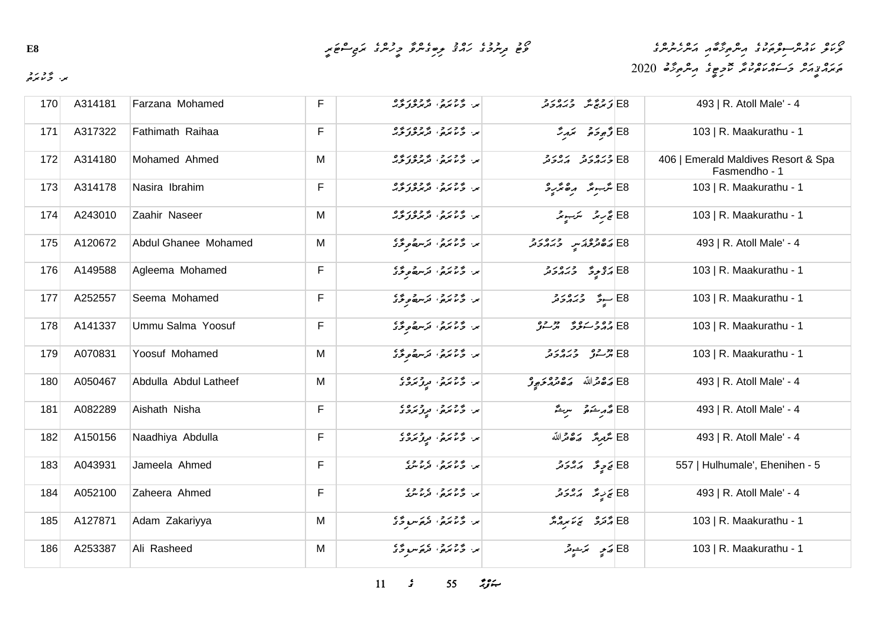| | | | | | | |
|---|---|---|---|---|---|---|
| 170 | A314181 | Farzana Mohamed | F | ރ. މާކުރަތު، ދޮންރުވާމާގެ | E8 ފަރުޒާނާ މުހައްމަދު | 493 \| R. Atoll Male' - 4 |
| 171 | A317322 | Fathimath Raihaa | F | ރ. މާކުރަތު، ދޮންރުވާމާގެ | E8 ފާތިމަތު ރައިހާ | 103 \| R. Maakurathu - 1 |
| 172 | A314180 | Mohamed Ahmed | M | ރ. މާކުރަތު، ދޮންރުވާމާގެ | E8 މުހައްމަދު އަހްމަދު | 406 \| Emerald Maldives Resort & Spa Fasmendho - 1 |
| 173 | A314178 | Nasira Ibrahim | F | ރ. މާކުރަތު، ދޮންރުވާމާގެ | E8 ނާސިރާ އިބްރާހީމް | 103 \| R. Maakurathu - 1 |
| 174 | A243010 | Zaahir Naseer | M | ރ. މާކުރަތު، ދޮންރުވާމާގެ | E8 ޒާހިރު ނަސީރު | 103 \| R. Maakurathu - 1 |
| 175 | A120672 | Abdul Ghanee Mohamed | M | ރ. މާކުރަތު، ދަނބުމަތިގެ | E8 އަބްދުލްޣަނީ މުހައްމަދު | 493 \| R. Atoll Male' - 4 |
| 176 | A149588 | Agleema Mohamed | F | ރ. މާކުރަތު، ދަނބުމަތިގެ | E8 އަގްލީމާ މުހައްމަދު | 103 \| R. Maakurathu - 1 |
| 177 | A252557 | Seema Mohamed | F | ރ. މާކުރަތު، ދަނބުމަތިގެ | E8 ސީމާ މުހައްމަދު | 103 \| R. Maakurathu - 1 |
| 178 | A141337 | Ummu Salma Yoosuf | F | ރ. މާކުރަތު، ދަނބުމަތިގެ | E8 އުންމުސަލްމާ ޔޫސުފް | 103 \| R. Maakurathu - 1 |
| 179 | A070831 | Yoosuf Mohamed | M | ރ. މާކުރަތު، ދަނބުމަތިގެ | E8 ޔޫސުފް މުހައްމަދު | 103 \| R. Maakurathu - 1 |
| 180 | A050467 | Abdulla Abdul Latheef | M | ރ. މާކުރަތު، ދިލާރަގެ | E8 އަބްދުﷲ އަބްދުއްލަޠީފު | 493 \| R. Atoll Male' - 4 |
| 181 | A082289 | Aishath Nisha | F | ރ. މާކުރަތު، ދިލާރަގެ | E8 އާއިޝަތު ނިޝާ | 493 \| R. Atoll Male' - 4 |
| 182 | A150156 | Naadhiya Abdulla | F | ރ. މާކުރަތު، ދިލާރަގެ | E8 ނާދިޔާ އަބްދުﷲ | 493 \| R. Atoll Male' - 4 |
| 183 | A043931 | Jameela Ahmed | F | ރ. މާކުރަތު، ދޮނަސް | E8 ޖަމީލާ އަހްމަދު | 557 \| Hulhumale', Ehenihen - 5 |
| 184 | A052100 | Zaheera Ahmed | F | ރ. މާކުރަތު، ދޮނަސް | E8 ޒަހީރާ އަހްމަދު | 493 \| R. Atoll Male' - 4 |
| 185 | A127871 | Adam Zakariyya | M | ރ. މާކުރަތު، ދެލަސްމާގެ | E8 އާދަމް ޒަކަރިއްޔާ | 103 \| R. Maakurathu - 1 |
| 186 | A253387 | Ali Rasheed | M | ރ. މާކުރަތު، ދެލަސްމާގެ | E8 އަލި ރަޝީދު | 103 \| R. Maakurathu - 1 |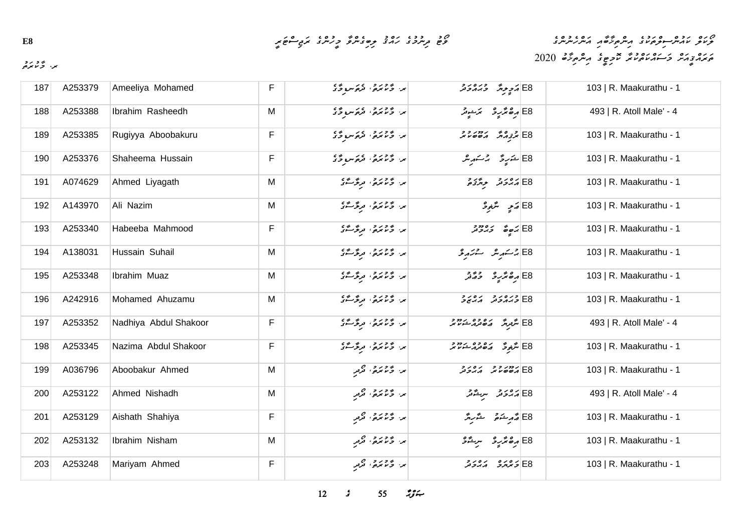| | | | | | | |
|---|---|---|---|---|---|---|
| 187 | A253379 | Ameeliya Mohamed | F | ރ. މާކުރަތު، ދެތަނބުމާގެ | E8 އަމީލިޔާ މުހައްމަދު | 103 \| R. Maakurathu - 1 |
| 188 | A253388 | Ibrahim Rasheedh | M | ރ. މާކުރަތު، ދެތަނބުމާގެ | E8 އިބްރާހީމް ރަޝީދު | 493 \| R. Atoll Male' - 4 |
| 189 | A253385 | Rugiyya Aboobakuru | F | ރ. މާކުރަތު، ދެތަނބުމާގެ | E8 ރުގިއްޔާ އަބޫބަކުރު | 103 \| R. Maakurathu - 1 |
| 190 | A253376 | Shaheema Hussain | F | ރ. މާކުރަތު، ދެތަނބުމާގެ | E8 ޝަހީމާ ހުސައިން | 103 \| R. Maakurathu - 1 |
| 191 | A074629 | Ahmed Liyagath | M | ރ. މާކުރަތު، ދިލާސާގެ | E8 އަހްމަދު ލިޔާގަތު | 103 \| R. Maakurathu - 1 |
| 192 | A143970 | Ali Nazim | M | ރ. މާކުރަތު، ދިލާސާގެ | E8 އަލީ ނާޒިމް | 103 \| R. Maakurathu - 1 |
| 193 | A253340 | Habeeba Mahmood | F | ރ. މާކުރަތު، ދިލާސާގެ | E8 ހަބީބާ މަޙްމޫދު | 103 \| R. Maakurathu - 1 |
| 194 | A138031 | Hussain Suhail | M | ރ. މާކުރަތު، ދިލާސާގެ | E8 ހުސައިން ސުހައިލް | 103 \| R. Maakurathu - 1 |
| 195 | A253348 | Ibrahim Muaz | M | ރ. މާކުރަތު، ދިލާސާގެ | E8 އިބްރާހީމް މުޢާޛު | 103 \| R. Maakurathu - 1 |
| 196 | A242916 | Mohamed Ahuzamu | M | ރ. މާކުރަތު، ދިލާސާގެ | E8 މުހައްމަދު އަހުޒަމު | 103 \| R. Maakurathu - 1 |
| 197 | A253352 | Nadhiya Abdul Shakoor | F | ރ. މާކުރަތު، ދިލާސާގެ | E8 ނާދިޔާ އަބްދުލްޝަކޫރު | 493 \| R. Atoll Male' - 4 |
| 198 | A253345 | Nazima Abdul Shakoor | F | ރ. މާކުރަތު، ދިލާސާގެ | E8 ނާޒިމާ އަބްދުލްޝަކޫރު | 103 \| R. Maakurathu - 1 |
| 199 | A036796 | Aboobakur Ahmed | M | ރ. މާކުރަތު، ރޯދި | E8 އަބޫބަކުރު އަހްމަދު | 103 \| R. Maakurathu - 1 |
| 200 | A253122 | Ahmed Nishadh | M | ރ. މާކުރަތު، ރޯދި | E8 އަހްމަދު ނިޝާދު | 493 \| R. Atoll Male' - 4 |
| 201 | A253129 | Aishath Shahiya | F | ރ. މާކުރަތު، ރޯދި | E8 އާއިޝަތު ޝާހިޔާ | 103 \| R. Maakurathu - 1 |
| 202 | A253132 | Ibrahim Nisham | M | ރ. މާކުރަތު، ރޯދި | E8 އިބްރާހީމް ނިޝާމް | 103 \| R. Maakurathu - 1 |
| 203 | A253248 | Mariyam Ahmed | F | ރ. މާކުރަތު، ރޯދި | E8 މަރިޔަމް އަހްމަދު | 103 \| R. Maakurathu - 1 |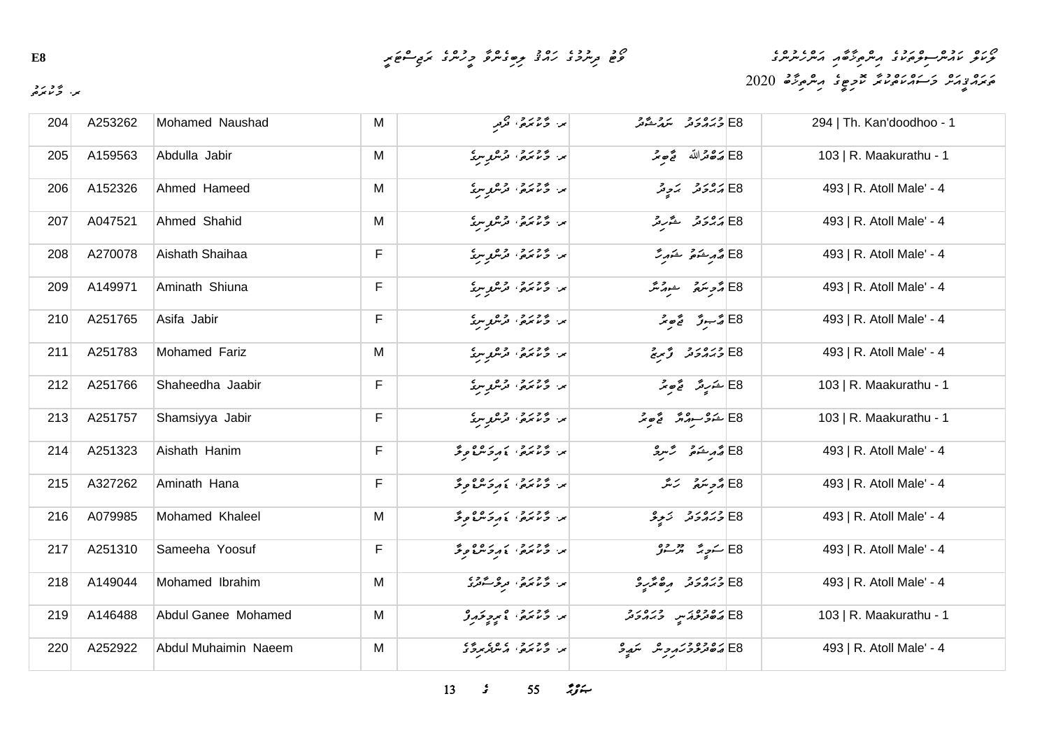| | | | | | | |
|---|---|---|---|---|---|---|
| 204 | A253262 | Mohamed Naushad | M | ރ. މާކުރަތު، ރޯދި | E8 މުހައްމަދު ނަޢުޝާދު | 294 \| Th. Kan'doodhoo - 1 |
| 205 | A159563 | Abdulla Jabir | M | ރ. މާކުރަތު، ދަންޑިނގެ | E8 ޢަބްދުﷲ ޖާބިރު | 103 \| R. Maakurathu - 1 |
| 206 | A152326 | Ahmed Hameed | M | ރ. މާކުރަތު، ދަންޑިނގެ | E8 އަޙްމަދު ޙަމީދު | 493 \| R. Atoll Male' - 4 |
| 207 | A047521 | Ahmed Shahid | M | ރ. މާކުރަތު، ދަންޑިނގެ | E8 އަޙްމަދު ޝާހިދު | 493 \| R. Atoll Male' - 4 |
| 208 | A270078 | Aishath Shaihaa | F | ރ. މާކުރަތު، ދަންޑިނގެ | E8 އާއިޝަތު ޝައިހާ | 493 \| R. Atoll Male' - 4 |
| 209 | A149971 | Aminath Shiuna | F | ރ. މާކުރަތު، ދަންޑިނގެ | E8 އާމިނަތު ޝިއުނާ | 493 \| R. Atoll Male' - 4 |
| 210 | A251765 | Asifa Jabir | F | ރ. މާކުރަތު، ދަންޑިނގެ | E8 އާސިފާ ޖާބިރު | 493 \| R. Atoll Male' - 4 |
| 211 | A251783 | Mohamed Fariz | M | ރ. މާކުރަތު، ދަންޑިނގެ | E8 މުހައްމަދު ފާރިޒު | 493 \| R. Atoll Male' - 4 |
| 212 | A251766 | Shaheedha Jaabir | F | ރ. މާކުރަތު، ދަންޑިނގެ | E8 ޝަހީދާ ޖާބިރު | 103 \| R. Maakurathu - 1 |
| 213 | A251757 | Shamsiyya Jabir | F | ރ. މާކުރަތު، ދަންޑިނގެ | E8 ޝަމްސިއްޔާ ޖާބިރު | 103 \| R. Maakurathu - 1 |
| 214 | A251323 | Aishath Hanim | F | ރ. މާކުރަތު، ގެއިލަންޑްވިލާ | E8 އާއިޝަތު ހާނިމް | 493 \| R. Atoll Male' - 4 |
| 215 | A327262 | Aminath Hana | F | ރ. މާކުރަތު، ގެއިލަންޑްވިލާ | E8 އާމިނަތު ހަނާ | 493 \| R. Atoll Male' - 4 |
| 216 | A079985 | Mohamed Khaleel | M | ރ. މާކުރަތު، ގެއިލަންޑްވިލާ | E8 މުހައްމަދު ޚަލީލް | 493 \| R. Atoll Male' - 4 |
| 217 | A251310 | Sameeha Yoosuf | F | ރ. މާކުރަތު، ގެއިލަންޑްވިލާ | E8 ސަމީހާ ޔޫސުފް | 493 \| R. Atoll Male' - 4 |
| 218 | A149044 | Mohamed Ibrahim | M | ރ. މާކުރަތު، ދިލްސާދުގެ | E8 މުހައްމަދު އިބްރާހީމް | 493 \| R. Atoll Male' - 4 |
| 219 | A146488 | Abdul Ganee Mohamed | M | ރ. މާކުރަތު، ގްރީންވިލް | E8 ޢަބްދުލްޣަނީ މުހައްމަދު | 103 \| R. Maakurathu - 1 |
| 220 | A252922 | Abdul Muhaimin Naeem | M | ރ. މާކުރަތު، އެންދެރިމާގެ | E8 ޢަބްދުލްމުހައިމިން ނަޢީމް | 493 \| R. Atoll Male' - 4 |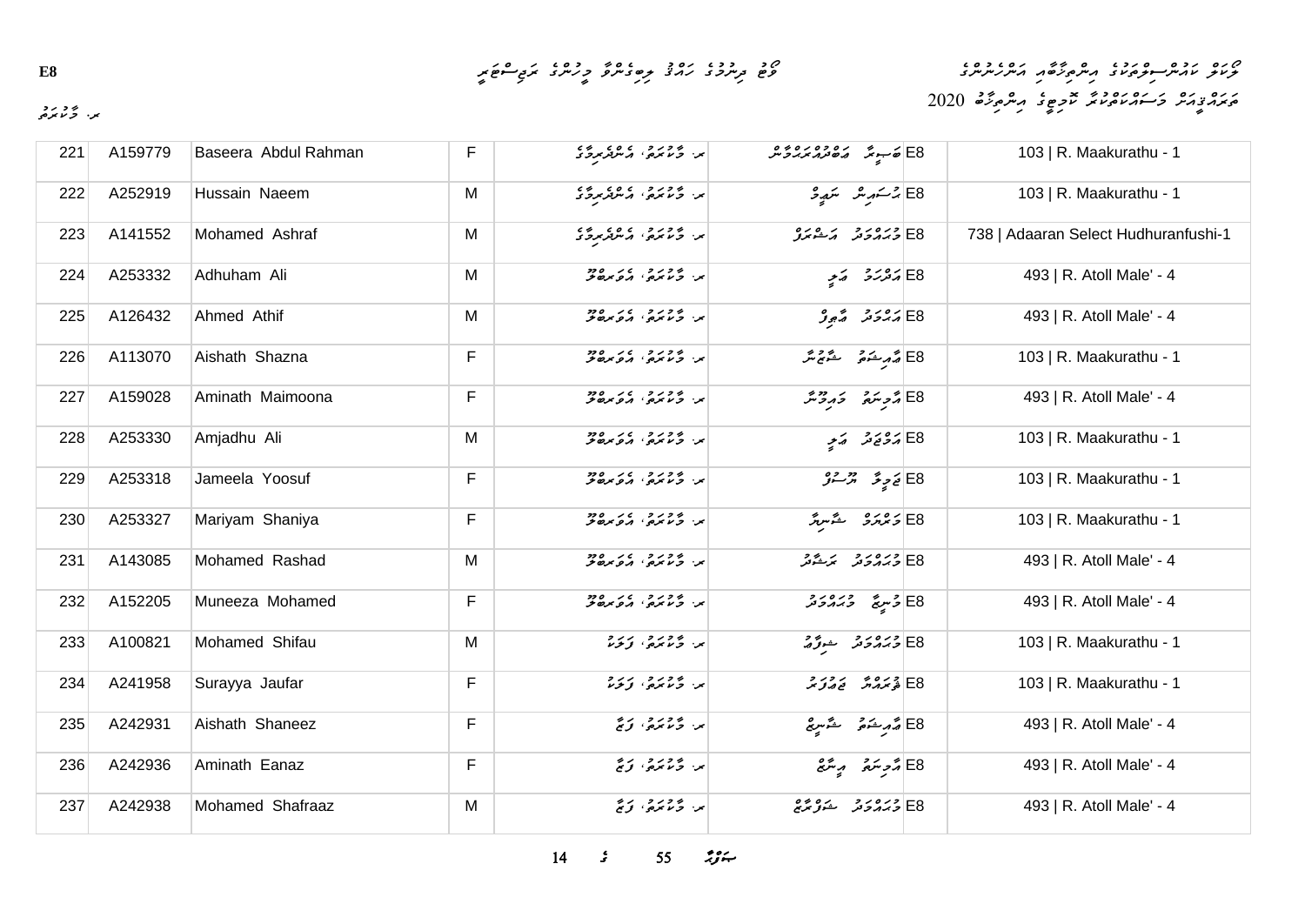| 221 | A159779 | Baseera Abdul Rahman | F | بر. وَّىٰ بَرَمُ، وَسُرَّدَبِرِدِّى | E8 صَبِيرٌ مَصْوَرْمَرْبُرَوُّسْ | 103 \| R. Maakurathu - 1 |
|---|---|---|---|---|---|---|
| 222 | A252919 | Hussain Naeem | M | بر. وَّىٰ بَرَمُ، وَسُرَّدَبِرِدِّى | E8 بُرْسَمْرِسْ سَمِرِوْ | 103 \| R. Maakurathu - 1 |
| 223 | A141552 | Mohamed Ashraf | M | بر. وَّىٰ بَرَمُ، وَسُرَّدَبِرِدِّى | E8 وِبَرَمْرَدَتْرْ مَرْشَمَرُوْ | 738 \| Adaaran Select Hudhuranfushi-1 |
| 224 | A253332 | Adhuham Ali | M | بر. وَّىٰ بَرَمُ، مَوَبِرِصَوْ | E8 مَدْرَدُ مَرِ | 493 \| R. Atoll Male' - 4 |
| 225 | A126432 | Ahmed Athif | M | بر. وَّىٰ بَرَمُ، مَوَبِرِصَوْ | E8 مَرْدَوَتْرْ مَّجِوْ | 493 \| R. Atoll Male' - 4 |
| 226 | A113070 | Aishath Shazna | F | بر. وَّىٰ بَرَمُ، مَوَبِرِصَوْ | E8 مَّرِسْكَمْ سَّمَّعْ سُرَّ | 103 \| R. Maakurathu - 1 |
| 227 | A159028 | Aminath Maimoona | F | بر. وَّىٰ بَرَمُ، مَوَبِرِصَوْ | E8 مَّرِسَعْ دَرِدُّسَّ | 493 \| R. Atoll Male' - 4 |
| 228 | A253330 | Amjadhu Ali | M | بر. وَّىٰ بَرَمُ، مَوَبِرِصَوْ | E8 مَرْقَتْر مَرِ | 103 \| R. Maakurathu - 1 |
| 229 | A253318 | Jameela Yoosuf | F | بر. وَّىٰ بَرَمُ، مَوَبِرِصَوْ | E8 مَحِوَّ بْرُسُوْ | 103 \| R. Maakurathu - 1 |
| 230 | A253327 | Mariyam Shaniya | F | بر. وَّىٰ بَرَمُ، مَوَبِرِصَوْ | E8 وَبْرَمَرْدْ سُّمَّسِرَّ | 103 \| R. Maakurathu - 1 |
| 231 | A143085 | Mohamed Rashad | M | بر. وَّىٰ بَرَمُ، مَوَبِرِصَوْ | E8 وِبَرَمْرَدَتْرْ بَرَسُّقَرْ | 493 \| R. Atoll Male' - 4 |
| 232 | A152205 | Muneeza Mohamed | F | بر. وَّىٰ بَرَمُ، مَوَبِرِصَوْ | E8 وَسِرَّ وِبَرَمْرَدَتْرْ | 493 \| R. Atoll Male' - 4 |
| 233 | A100821 | Mohamed Shifau | M | بر. وَّىٰ بَرَمُ، وَوَمُ | E8 وِبَرَمْرَدَتْرْ سُورَّمْ | 103 \| R. Maakurathu - 1 |
| 234 | A241958 | Surayya Jaufar | F | بر. وَّىٰ بَرَمُ، وَوَمُ | E8 قُبَرَمْرَّ نَحَمْرُوَبَرُ | 103 \| R. Maakurathu - 1 |
| 235 | A242931 | Aishath Shaneez | F | بر. وَّىٰ بَرَمُ، وَجَّ | E8 مَّرِسْكَمْ سَّمَّسِرِجْ | 493 \| R. Atoll Male' - 4 |
| 236 | A242936 | Aminath Eanaz | F | بر. وَّىٰ بَرَمُ، وَجَّ | E8 مَّرِسَعْ مِرِسَّعْ | 493 \| R. Atoll Male' - 4 |
| 237 | A242938 | Mohamed Shafraaz | M | بر. وَّىٰ بَرَمُ، وَجَّ | E8 وِبَرَمْرَدَتْرْ سُّوْبَرَّجْ | 493 \| R. Atoll Male' - 4 |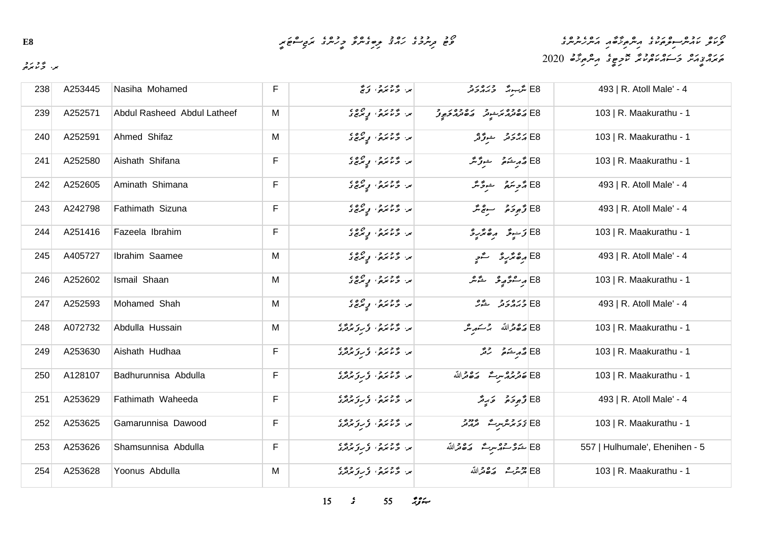| | | | | | | |
|---|---|---|---|---|---|---|
| 238 | A253445 | Nasiha Mohamed | F | ރ. މާކުރަތު، ފަޔާ | E8 ނާސިހާ މުހައްމަދު | 493 \| R. Atoll Male' - 4 |
| 239 | A252571 | Abdul Rasheed Abdul Latheef | M | ރ. މާކުރަތު، ޕިންކްގެ | E8 އަބްދުއްރަޝީދު އަބްދުއްލަޠީފު | 103 \| R. Maakurathu - 1 |
| 240 | A252591 | Ahmed Shifaz | M | ރ. މާކުރަތު، ޕިންކްގެ | E8 އަހުމަދު ޝިފާޒު | 103 \| R. Maakurathu - 1 |
| 241 | A252580 | Aishath Shifana | F | ރ. މާކުރަތު، ޕިންކްގެ | E8 އާއިޝަތު ޝިފާނާ | 103 \| R. Maakurathu - 1 |
| 242 | A252605 | Aminath Shimana | F | ރ. މާކުރަތު، ޕިންކްގެ | E8 އާމިނަތު ޝިމާނާ | 493 \| R. Atoll Male' - 4 |
| 243 | A242798 | Fathimath Sizuna | F | ރ. މާކުރަތު، ޕިންކްގެ | E8 ފާތިމަތު ސިޒުނާ | 493 \| R. Atoll Male' - 4 |
| 244 | A251416 | Fazeela Ibrahim | F | ރ. މާކުރަތު، ޕިންކްގެ | E8 ފަޒީލާ އިބްރާހީމް | 103 \| R. Maakurathu - 1 |
| 245 | A405727 | Ibrahim Saamee | M | ރ. މާކުރަތު، ޕިންކްގެ | E8 އިބްރާހީމް ސާމީ | 493 \| R. Atoll Male' - 4 |
| 246 | A252602 | Ismail Shaan | M | ރ. މާކުރަތު، ޕިންކްގެ | E8 އިސްމާޢީލް ޝާން | 103 \| R. Maakurathu - 1 |
| 247 | A252593 | Mohamed Shah | M | ރ. މާކުރަތު، ޕިންކްގެ | E8 މުހައްމަދު ޝާހް | 493 \| R. Atoll Male' - 4 |
| 248 | A072732 | Abdulla Hussain | M | ރ. މާކުރަތު، ފުރަފުރުދޮރު | E8 އަބްދުﷲ ހުސައިން | 103 \| R. Maakurathu - 1 |
| 249 | A253630 | Aishath Hudhaa | F | ރ. މާކުރަތު، ފުރަފުރުދޮރު | E8 އާއިޝަތު ހުދާ | 103 \| R. Maakurathu - 1 |
| 250 | A128107 | Badhurunnisa Abdulla | F | ރ. މާކުރަތު، ފުރަފުރުދޮރު | E8 ބަދުރުއްނިސާ އަބްދުﷲ | 103 \| R. Maakurathu - 1 |
| 251 | A253629 | Fathimath Waheeda | F | ރ. މާކުރަތު، ފުރަފުރުދޮރު | E8 ފާތިމަތު ވަހީދާ | 493 \| R. Atoll Male' - 4 |
| 252 | A253625 | Gamarunnisa Dawood | F | ރ. މާކުރަތު، ފުރަފުރުދޮރު | E8 ޤަމަރުންނިސާ ދާއޫދު | 103 \| R. Maakurathu - 1 |
| 253 | A253626 | Shamsunnisa Abdulla | F | ރ. މާކުރަތު، ފުރަފުރުދޮރު | E8 ޝަމްސުންނިސާ އަބްދުﷲ | 557 \| Hulhumale', Ehenihen - 5 |
| 254 | A253628 | Yoonus Abdulla | M | ރ. މާކުރަތު، ފުރަފުރުދޮރު | E8 ޔޫނުސް އަބްދުﷲ | 103 \| R. Maakurathu - 1 |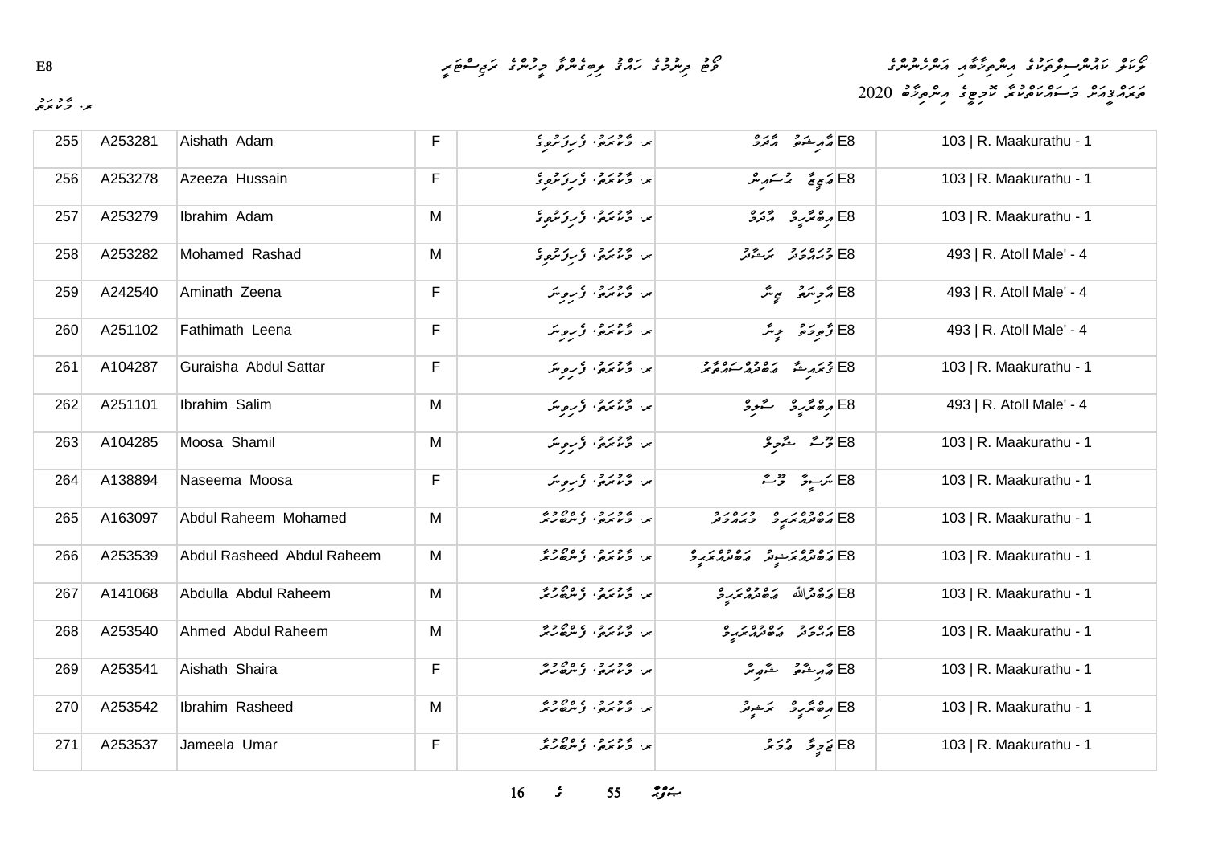| | | | | | | | |
|---|---|---|---|---|---|---|---|
| 255 | A253281 | Aishath Adam | F | ރ. މާކުރަތު، ފެހިފަތުރުގެ | އައިޝަތު އާދަމް | E8 | 103 \| R. Maakurathu - 1 |
| 256 | A253278 | Azeeza Hussain | F | ރ. މާކުރަތު، ފެހިފަތުރުގެ | އަޒީޒާ ހުސައިން | E8 | 103 \| R. Maakurathu - 1 |
| 257 | A253279 | Ibrahim Adam | M | ރ. މާކުރަތު، ފެހިފަތުރުގެ | އިބްރާހީމް އާދަމް | E8 | 103 \| R. Maakurathu - 1 |
| 258 | A253282 | Mohamed Rashad | M | ރ. މާކުރަތު، ފެހިފަތުރުގެ | މުހައްމަދު ރަޝާދު | E8 | 493 \| R. Atoll Male' - 4 |
| 259 | A242540 | Aminath Zeena | F | ރ. މާކުރަތު، ފެހިވިނަ | އާމިނަތު ޒީނާ | E8 | 493 \| R. Atoll Male' - 4 |
| 260 | A251102 | Fathimath Leena | F | ރ. މާކުރަތު، ފެހިވިނަ | ފާތިމަތު ލީނާ | E8 | 493 \| R. Atoll Male' - 4 |
| 261 | A104287 | Guraisha Abdul Sattar | F | ރ. މާކުރަތު، ފެހިވިނަ | ގުރައިޝާ އަބްދުއްސައްތާރު | E8 | 103 \| R. Maakurathu - 1 |
| 262 | A251101 | Ibrahim Salim | M | ރ. މާކުރަތު، ފެހިވިނަ | އިބްރާހީމް ސާލިމް | E8 | 493 \| R. Atoll Male' - 4 |
| 263 | A104285 | Moosa Shamil | M | ރ. މާކުރަތު، ފެހިވިނަ | މޫސާ ޝާމިލް | E8 | 103 \| R. Maakurathu - 1 |
| 264 | A138894 | Naseema Moosa | F | ރ. މާކުރަތު، ފެހިވިނަ | ނަސީމާ މޫސާ | E8 | 103 \| R. Maakurathu - 1 |
| 265 | A163097 | Abdul Raheem Mohamed | M | ރ. މާކުރަތު، ފެންބޮޑުގެ | އަބްދުއްރަޙީމް މުހައްމަދު | E8 | 103 \| R. Maakurathu - 1 |
| 266 | A253539 | Abdul Rasheed Abdul Raheem | M | ރ. މާކުރަތު، ފެންބޮޑުގެ | އަބްދުއްރަޝީދު އަބްދުއްރަޙީމް | E8 | 103 \| R. Maakurathu - 1 |
| 267 | A141068 | Abdulla Abdul Raheem | M | ރ. މާކުރަތު، ފެންބޮޑުގެ | އަބްދުﷲ އަބްދުއްރަޙީމް | E8 | 103 \| R. Maakurathu - 1 |
| 268 | A253540 | Ahmed Abdul Raheem | M | ރ. މާކުރަތު، ފެންބޮޑުގެ | އަޙްމަދު އަބްދުއްރަޙީމް | E8 | 103 \| R. Maakurathu - 1 |
| 269 | A253541 | Aishath Shaira | F | ރ. މާކުރަތު، ފެންބޮޑުގެ | އައިޝަތު ޝާއިރާ | E8 | 103 \| R. Maakurathu - 1 |
| 270 | A253542 | Ibrahim Rasheed | M | ރ. މާކުރަތު، ފެންބޮޑުގެ | އިބްރާހީމް ރަޝީދު | E8 | 103 \| R. Maakurathu - 1 |
| 271 | A253537 | Jameela Umar | F | ރ. މާކުރަތު، ފެންބޮޑުގެ | ޖަމީލާ އުމަރު | E8 | 103 \| R. Maakurathu - 1 |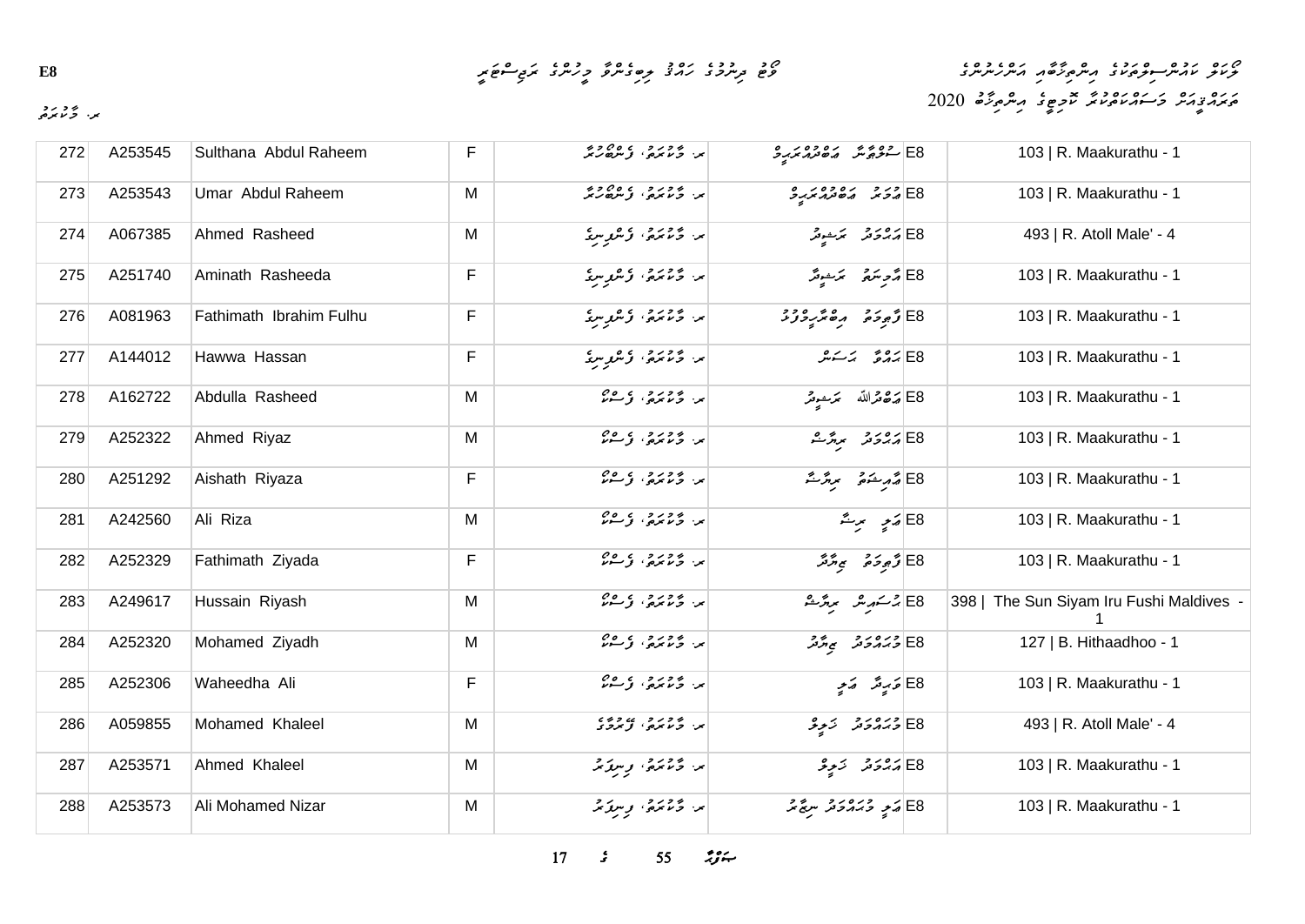| | | | | | | |
|---|---|---|---|---|---|---|
| 272 | A253545 | Sulthana Abdul Raheem | F | ރ. މާކުރަތު، ފެންޕުޅަށް | E8 ސުލްތާނާ އަބްދުލްރަހީމް | 103 \| R. Maakurathu - 1 |
| 273 | A253543 | Umar Abdul Raheem | M | ރ. މާކުރަތު، ފެންޕުޅަށް | E8 ޢުމަރު އަބްދުލްރަހީމް | 103 \| R. Maakurathu - 1 |
| 274 | A067385 | Ahmed Rasheed | M | ރ. މާކުރަތު، ފެންވިލާގެ | E8 އަހުމަދު ރަޝީދު | 493 \| R. Atoll Male' - 4 |
| 275 | A251740 | Aminath Rasheeda | F | ރ. މާކުރަތު، ފެންވިލާގެ | E8 އާމިނަތު ރަޝީދާ | 103 \| R. Maakurathu - 1 |
| 276 | A081963 | Fathimath Ibrahim Fulhu | F | ރ. މާކުރަތު، ފެންވިލާގެ | E8 ފާތިމަތު އިބްރާހީމްފުޅު | 103 \| R. Maakurathu - 1 |
| 277 | A144012 | Hawwa Hassan | F | ރ. މާކުރަތު، ފެންވިލާގެ | E8 ހައްވާ ހަސަން | 103 \| R. Maakurathu - 1 |
| 278 | A162722 | Abdulla Rasheed | M | ރ. މާކުރަތު، ފެސްޓް | E8 އަބްދުﷲ ރަޝީދު | 103 \| R. Maakurathu - 1 |
| 279 | A252322 | Ahmed Riyaz | M | ރ. މާކުރަތު، ފެސްޓް | E8 އަހުމަދު ރިޔާޒު | 103 \| R. Maakurathu - 1 |
| 280 | A251292 | Aishath Riyaza | F | ރ. މާކުރަތު، ފެސްޓް | E8 އާއިޝަތު ރިޔާޒާ | 103 \| R. Maakurathu - 1 |
| 281 | A242560 | Ali Riza | M | ރ. މާކުރަތު، ފެސްޓް | E8 އަލީ ރިޒާ | 103 \| R. Maakurathu - 1 |
| 282 | A252329 | Fathimath Ziyada | F | ރ. މާކުރަތު، ފެސްޓް | E8 ފާތިމަތު ޒިޔާދާ | 103 \| R. Maakurathu - 1 |
| 283 | A249617 | Hussain Riyash | M | ރ. މާކުރަތު، ފެސްޓް | E8 ހުސައިން ރިޔާޝް | 398 \| The Sun Siyam Iru Fushi Maldives - 1 |
| 284 | A252320 | Mohamed Ziyadh | M | ރ. މާކުރަތު، ފެސްޓް | E8 މުހައްމަދު ޒިޔާދު | 127 \| B. Hithaadhoo - 1 |
| 285 | A252306 | Waheedha Ali | F | ރ. މާކުރަތު، ފެސްޓް | E8 ވަހީދާ އަލީ | 103 \| R. Maakurathu - 1 |
| 286 | A059855 | Mohamed Khaleel | M | ރ. މާކުރަތު، ފޮރެގޮޑީ | E8 މުހައްމަދު ޚަލީލު | 493 \| R. Atoll Male' - 4 |
| 287 | A253571 | Ahmed Khaleel | M | ރ. މާކުރަތު، ވިނަރަށް | E8 އަހުމަދު ޚަލީލު | 103 \| R. Maakurathu - 1 |
| 288 | A253573 | Ali Mohamed Nizar | M | ރ. މާކުރަތު، ވިނަރަށް | E8 އަލީ މުހައްމަދު ނިޒާރު | 103 \| R. Maakurathu - 1 |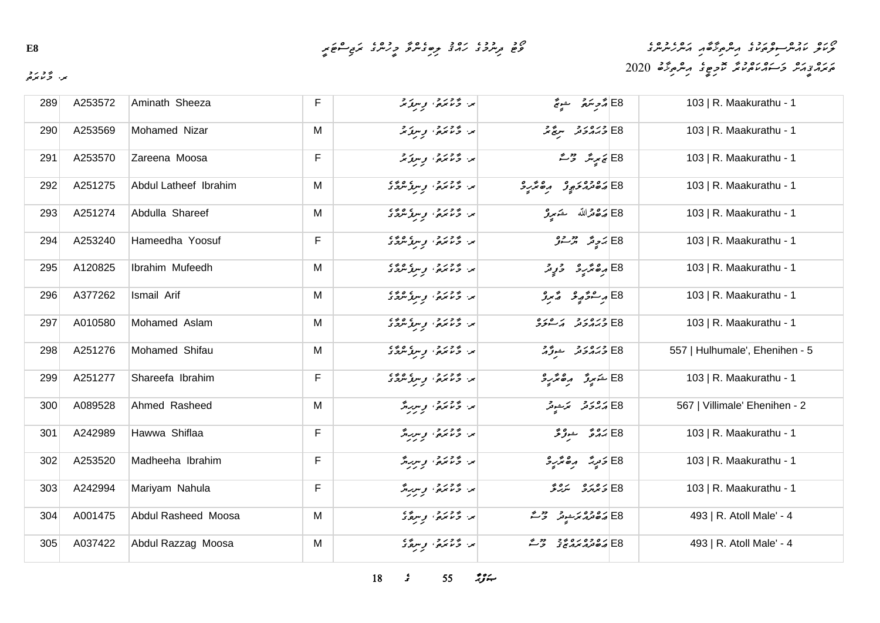| | | | | | | | |
|---|---|---|---|---|---|---|---|
| 289 | A253572 | Aminath Sheeza | F | ރ. މާކުރަތު، ވިނަފާރ | އާމިނަތު ޝީޒާ | E8 | 103 \| R. Maakurathu - 1 |
| 290 | A253569 | Mohamed Nizar | M | ރ. މާކުރަތު، ވިނަފާރ | މުހައްމަދު ނިޒާރު | E8 | 103 \| R. Maakurathu - 1 |
| 291 | A253570 | Zareena Moosa | F | ރ. މާކުރަތު، ވިނަފާރ | ޒަރީނާ މޫސާ | E8 | 103 \| R. Maakurathu - 1 |
| 292 | A251275 | Abdul Latheef Ibrahim | M | ރ. މާކުރަތު، ވިނަފްސްރާގެ | އަބްދުއްލަތީފު އިބްރާހީމް | E8 | 103 \| R. Maakurathu - 1 |
| 293 | A251274 | Abdulla Shareef | M | ރ. މާކުރަތު، ވިނަފްސްރާގެ | އަބްދުﷲ ޝަރީފް | E8 | 103 \| R. Maakurathu - 1 |
| 294 | A253240 | Hameedha Yoosuf | F | ރ. މާކުރަތު، ވިނަފްސްރާގެ | ހަމީދާ ޔޫސުފް | E8 | 103 \| R. Maakurathu - 1 |
| 295 | A120825 | Ibrahim Mufeedh | M | ރ. މާކުރަތު، ވިނަފްސްރާގެ | އިބްރާހީމް މުފީދު | E8 | 103 \| R. Maakurathu - 1 |
| 296 | A377262 | Ismail Arif | M | ރ. މާކުރަތު، ވިނަފްސްރާގެ | އިސްމާޢީލް އާރިފް | E8 | 103 \| R. Maakurathu - 1 |
| 297 | A010580 | Mohamed Aslam | M | ރ. މާކުރަތު، ވިނަފްސްރާގެ | މުހައްމަދު އަސްލަމް | E8 | 103 \| R. Maakurathu - 1 |
| 298 | A251276 | Mohamed Shifau | M | ރ. މާކުރަތު، ވިނަފްސްރާގެ | މުހައްމަދު ޝިފާއު | E8 | 557 \| Hulhumale', Ehenihen - 5 |
| 299 | A251277 | Shareefa Ibrahim | F | ރ. މާކުރަތު، ވިނަފްސްރާގެ | ޝަރީފާ އިބްރާހީމް | E8 | 103 \| R. Maakurathu - 1 |
| 300 | A089528 | Ahmed Rasheed | M | ރ. މާކުރަތު، ވިނިހިރާ | އަހްމަދު ރަޝީދު | E8 | 567 \| Villimale' Ehenihen - 2 |
| 301 | A242989 | Hawwa Shiflaa | F | ރ. މާކުރަތު، ވިނިހިރާ | ހައްވާ ޝިފްލާ | E8 | 103 \| R. Maakurathu - 1 |
| 302 | A253520 | Madheeha Ibrahim | F | ރ. މާކުރަތު، ވިނިހިރާ | މަދީހާ އިބްރާހީމް | E8 | 103 \| R. Maakurathu - 1 |
| 303 | A242994 | Mariyam Nahula | F | ރ. މާކުރަތު، ވިނިހިރާ | މަރިޔަމް ނަހުލާ | E8 | 103 \| R. Maakurathu - 1 |
| 304 | A001475 | Abdul Rasheed Moosa | M | ރ. މާކުރަތު، ވިނިވާގެ | އަބްދުއްރަޝީދު މޫސާ | E8 | 493 \| R. Atoll Male' - 4 |
| 305 | A037422 | Abdul Razzag Moosa | M | ރ. މާކުރަތު، ވިނިވާގެ | އަބްދުއްރައްޒާގު މޫސާ | E8 | 493 \| R. Atoll Male' - 4 |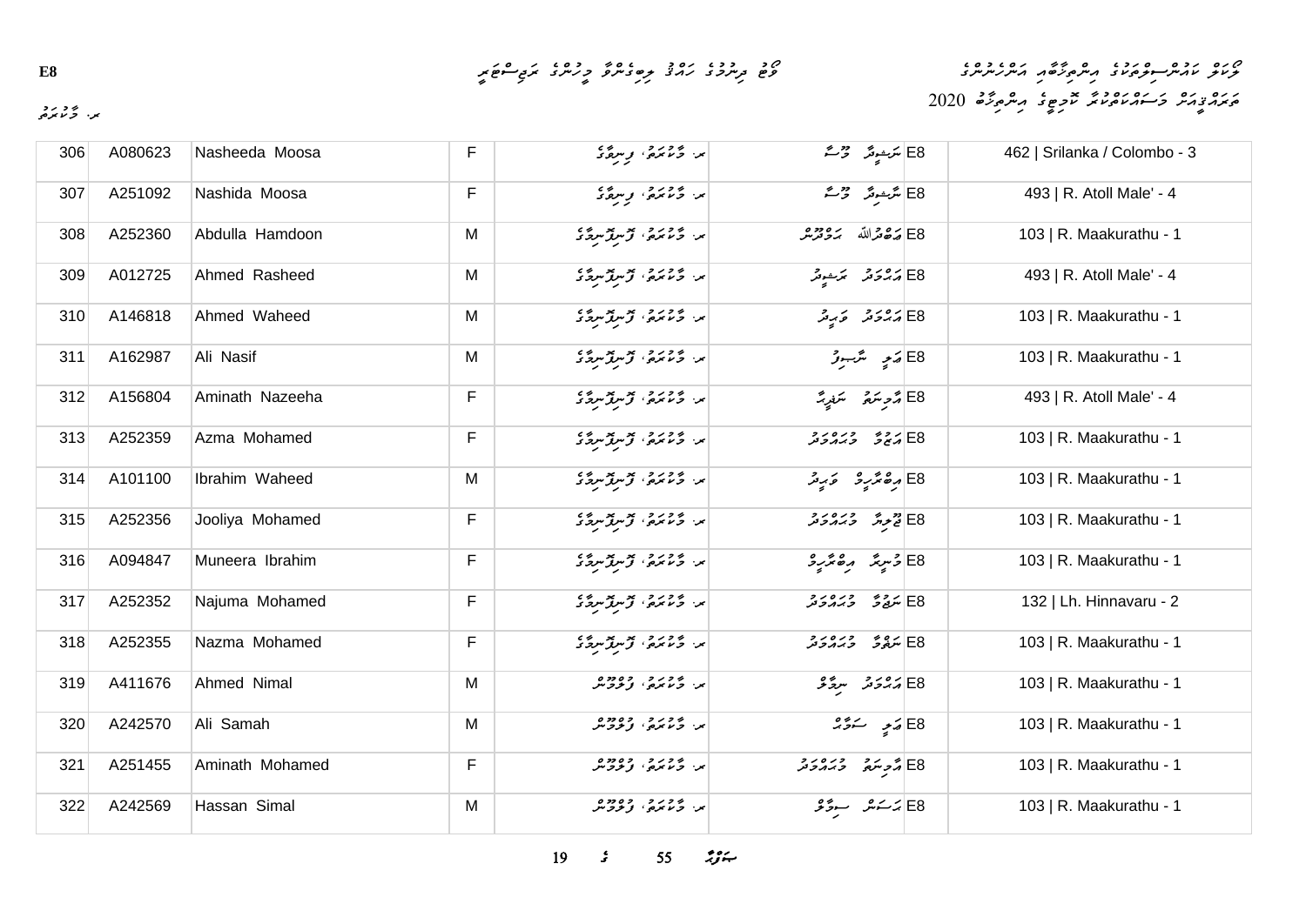| 306 | A080623 | Nasheeda Moosa | F | بر. ޖުކުރާ، ވިނަވާ | E8 ނަޝީދާ މޫސާ | 462 \| Srilanka / Colombo - 3 |
|---|---|---|---|---|---|---|
| 307 | A251092 | Nashida Moosa | F | بر. ޖުކުރާ، ވިނަވާ | E8 ނާޝިދާ މޫސާ | 493 \| R. Atoll Male' - 4 |
| 308 | A252360 | Abdulla Hamdoon | M | بر. ޖުކުރާ، ފޮނިފެނިވާ | E8 އަބްދުﷲ ހަމްދޫން | 103 \| R. Maakurathu - 1 |
| 309 | A012725 | Ahmed Rasheed | M | بر. ޖުކުރާ، ފޮނިފެނިވާ | E8 އަޙްމަދު ރަޝީދު | 493 \| R. Atoll Male' - 4 |
| 310 | A146818 | Ahmed Waheed | M | بر. ޖުކުރާ، ފޮނިފެނިވާ | E8 އަޙްމަދު ވަޙީދު | 103 \| R. Maakurathu - 1 |
| 311 | A162987 | Ali Nasif | M | بر. ޖުކުރާ، ފޮނިފެނިވާ | E8 އަލި ނާސިފު | 103 \| R. Maakurathu - 1 |
| 312 | A156804 | Aminath Nazeeha | F | بر. ޖުކުރާ، ފޮނިފެނިވާ | E8 އާމިނަތު ނަޒީހާ | 493 \| R. Atoll Male' - 4 |
| 313 | A252359 | Azma Mohamed | F | بر. ޖުކުރާ، ފޮނިފެނިވާ | E8 އަޒްމާ މުޙައްމަދު | 103 \| R. Maakurathu - 1 |
| 314 | A101100 | Ibrahim Waheed | M | بر. ޖުކުރާ، ފޮނިފެނިވާ | E8 އިބްރާހީމް ވަޙީދު | 103 \| R. Maakurathu - 1 |
| 315 | A252356 | Jooliya Mohamed | F | بر. ޖުކުރާ، ފޮނިފެނިވާ | E8 ޖޫލިޔާ މުޙައްމަދު | 103 \| R. Maakurathu - 1 |
| 316 | A094847 | Muneera Ibrahim | F | بر. ޖުކުރާ، ފޮނިފެނިވާ | E8 މުނީރާ އިބްރާހީމް | 103 \| R. Maakurathu - 1 |
| 317 | A252352 | Najuma Mohamed | F | بر. ޖުކުރާ، ފޮނިފެނިވާ | E8 ނަޖުމާ މުޙައްމަދު | 132 \| Lh. Hinnavaru - 2 |
| 318 | A252355 | Nazma Mohamed | F | بر. ޖުކުރާ، ފޮނިފެނިވާ | E8 ނަޒްމާ މުޙައްމަދު | 103 \| R. Maakurathu - 1 |
| 319 | A411676 | Ahmed Nimal | M | بر. ޖުކުރާ، ފުލުމޫން | E8 އަޙްމަދު ނިމާލް | 103 \| R. Maakurathu - 1 |
| 320 | A242570 | Ali Samah | M | بر. ޖުކުރާ، ފުލުމޫން | E8 އަލި ސަމާހު | 103 \| R. Maakurathu - 1 |
| 321 | A251455 | Aminath Mohamed | F | بر. ޖުކުރާ، ފުލުމޫން | E8 އާމިނަތު މުޙައްމަދު | 103 \| R. Maakurathu - 1 |
| 322 | A242569 | Hassan Simal | M | بر. ޖުކުރާ، ފުލުމޫން | E8 ހަސަން ސިމާލް | 103 \| R. Maakurathu - 1 |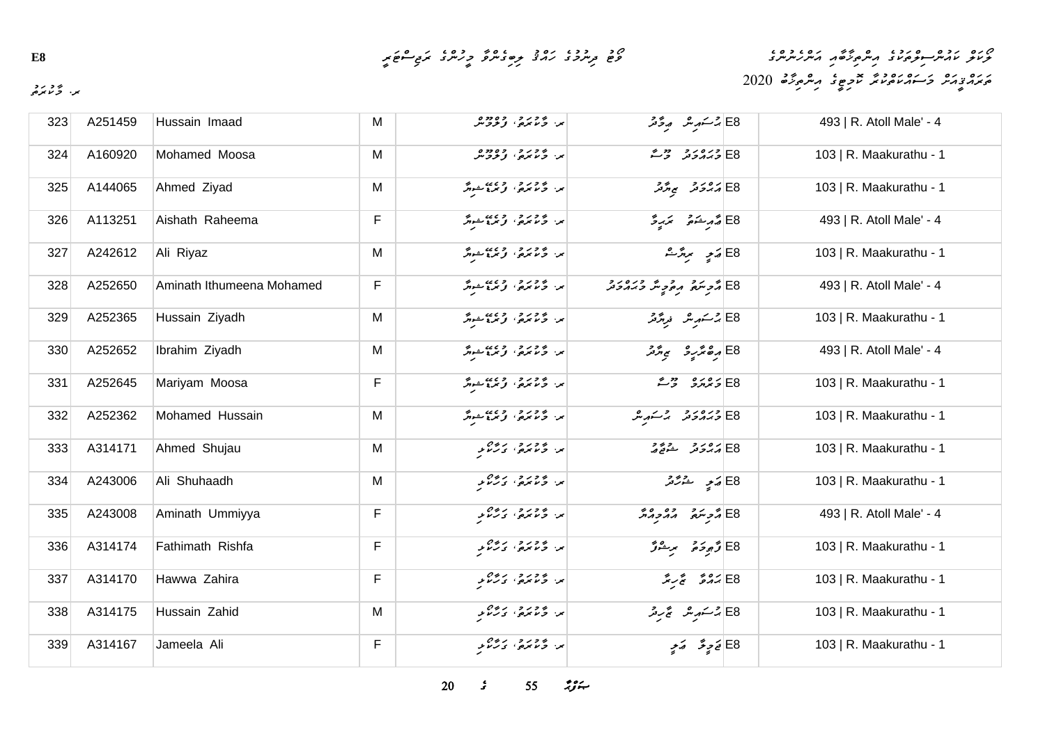| | | | | | | |
|---|---|---|---|---|---|---|
| 323 | A251459 | Hussain Imaad | M | بر. وَحامَرَه، وْوِوْدِسْ | E8 بُرْسَهرِسْ مِرْوَمْر | 493 \| R. Atoll Male' - 4 |
| 324 | A160920 | Mohamed Moosa | M | بر. وَحامَرَه، وْوِوْدِسْ | E8 وَبَرْمُ وَتَرْ وَّحْسَّه | 103 \| R. Maakurathu - 1 |
| 325 | A144065 | Ahmed Ziyad | M | بر. وَحامَرَه، وْتَرْمُ سْوِتَّ | E8 مَرْبُرْوَتَرْ بِحِرَّتَرْ | 103 \| R. Maakurathu - 1 |
| 326 | A113251 | Aishath Raheema | F | بر. وَحامَرَه، وْتَرْمُ سْوِتَّ | E8 مَّ مِرْشَمَّوْ بَرَبِرِوَّ | 493 \| R. Atoll Male' - 4 |
| 327 | A242612 | Ali Riyaz | M | بر. وَحامَرَه، وْتَرْمُ سْوِتَّ | E8 مَرِ بِرِتَرْسَّه | 103 \| R. Maakurathu - 1 |
| 328 | A252650 | Aminath Ithumeena Mohamed | F | بر. وَحامَرَه، وْتَرْمُ سْوِتَّ | E8 مَّ وِسَمَّوْ مِرْهُوِبِتَّ وَبَرْمُ وَتَرْ | 493 \| R. Atoll Male' - 4 |
| 329 | A252365 | Hussain Ziyadh | M | بر. وَحامَرَه، وْتَرْمُ سْوِتَّ | E8 بُرْسَهرِسْ فِرِتَّتَرْ | 103 \| R. Maakurathu - 1 |
| 330 | A252652 | Ibrahim Ziyadh | M | بر. وَحامَرَه، وْتَرْمُ سْوِتَّ | E8 مِرْهُ مَّرِ بِرْ بِحِرَّتَرْ | 493 \| R. Atoll Male' - 4 |
| 331 | A252645 | Mariyam Moosa | F | بر. وَحامَرَه، وْتَرْمُ سْوِتَّ | E8 وَتَرْبَرْوْ وَّحْسَّه | 103 \| R. Maakurathu - 1 |
| 332 | A252362 | Mohamed Hussain | M | بر. وَحامَرَه، وْتَرْمُ سْوِتَّ | E8 وَبَرْمُ وَتَرْ بُرْسَهرِسْ | 103 \| R. Maakurathu - 1 |
| 333 | A314171 | Ahmed Shujau | M | بر. وَحامَرَه، وَتَرْتَامِ | E8 مَرْبُرْوَتَرْ شَوْتَحَ مَّ | 103 \| R. Maakurathu - 1 |
| 334 | A243006 | Ali Shuhaadh | M | بر. وَحامَرَه، وَتَرْتَامِ | E8 مَرِ شَرْتَرْتَرْ | 103 \| R. Maakurathu - 1 |
| 335 | A243008 | Aminath Ummiyya | F | بر. وَحامَرَه، وَتَرْتَامِ | E8 مَّ وِسَمَّوْ مَرْمُ وِمُ مَّ | 493 \| R. Atoll Male' - 4 |
| 336 | A314174 | Fathimath Rishfa | F | بر. وَحامَرَه، وَتَرْتَامِ | E8 وَّهِ وَحَوْ بِرِشْوَّ | 103 \| R. Maakurathu - 1 |
| 337 | A314170 | Hawwa Zahira | F | بر. وَحامَرَه، وَتَرْتَامِ | E8 بَرْمُ وَّ تَجْ بِرِتَّ | 103 \| R. Maakurathu - 1 |
| 338 | A314175 | Hussain Zahid | M | بر. وَحامَرَه، وَتَرْتَامِ | E8 بُرْسَهرِسْ تَجْ بِرِتَرْ | 103 \| R. Maakurathu - 1 |
| 339 | A314167 | Jameela Ali | F | بر. وَحامَرَه، وَتَرْتَامِ | E8 قَ وِتَّ مَرِ | 103 \| R. Maakurathu - 1 |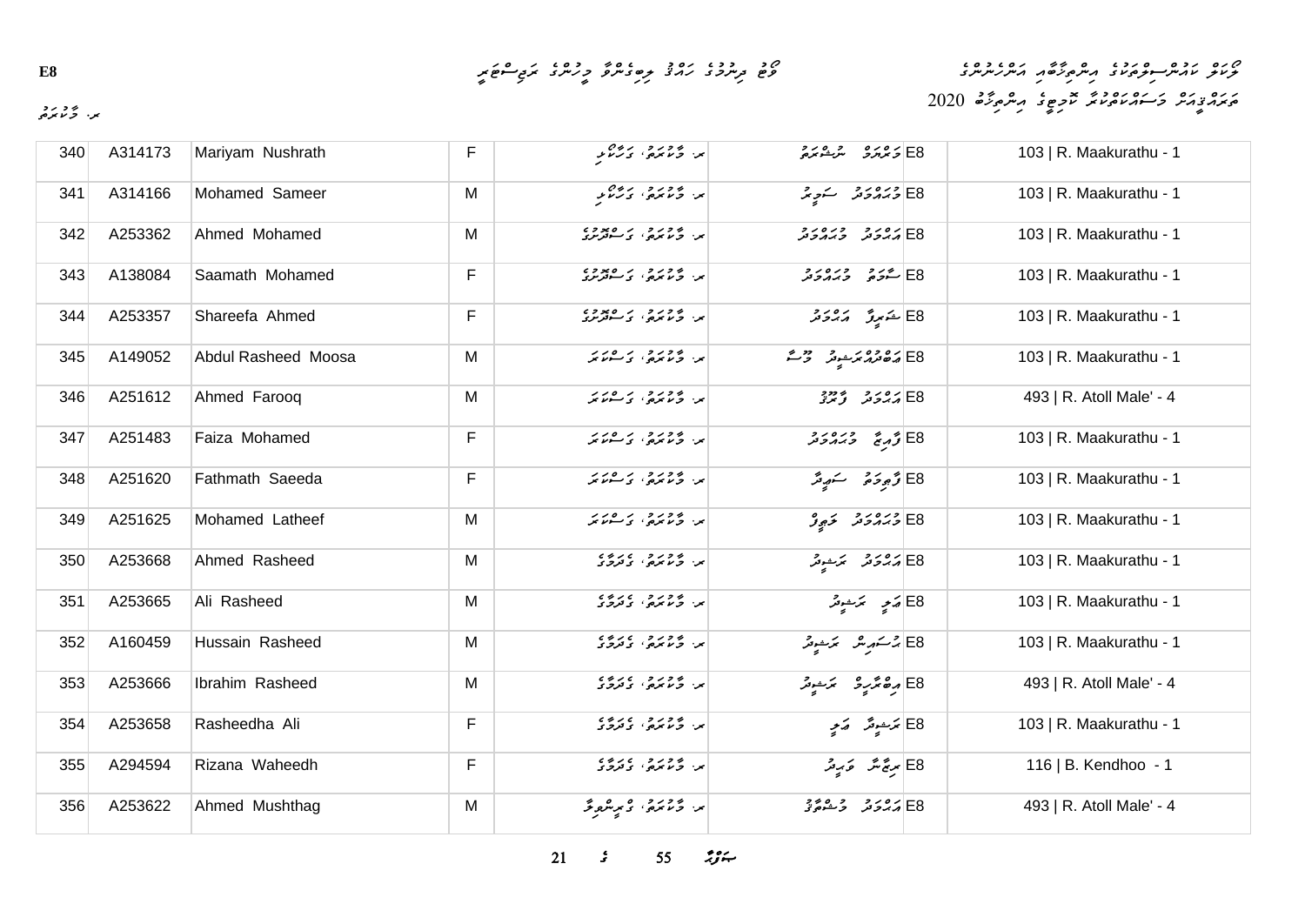| | | | | | | |
|---|---|---|---|---|---|---|
| 340 | A314173 | Mariyam Nushrath | F | ރ. މާކުރަތު، ގަހާގެ | E8 މަރިޔަމް ނުޝްރަތު | 103 \| R. Maakurathu - 1 |
| 341 | A314166 | Mohamed Sameer | M | ރ. މާކުރަތު، ގަހާގެ | E8 މުޙައްމަދު ސަމީރު | 103 \| R. Maakurathu - 1 |
| 342 | A253362 | Ahmed Mohamed | M | ރ. މާކުރަތު، ގުލްފާމުގެ | E8 އަޙްމަދު މުޙައްމަދު | 103 \| R. Maakurathu - 1 |
| 343 | A138084 | Saamath Mohamed | F | ރ. މާކުރަތު، ގުލްފާމުގެ | E8 ސާމަތު މުޙައްމަދު | 103 \| R. Maakurathu - 1 |
| 344 | A253357 | Shareefa Ahmed | F | ރ. މާކުރަތު، ގުލްފާމުގެ | E8 ޝަރީފާ އަޙްމަދު | 103 \| R. Maakurathu - 1 |
| 345 | A149052 | Abdul Rasheed Moosa | M | ރ. މާކުރަތު، ގުސްތާނަ | E8 އަބްދުއްރަޝީދު މޫސާ | 103 \| R. Maakurathu - 1 |
| 346 | A251612 | Ahmed Farooq | M | ރ. މާކުރަތު، ގުސްތާނަ | E8 އަޙްމަދު ފާރޫޤު | 493 \| R. Atoll Male' - 4 |
| 347 | A251483 | Faiza Mohamed | F | ރ. މާކުރަތު، ގުސްތާނަ | E8 ފާއިޒާ މުޙައްމަދު | 103 \| R. Maakurathu - 1 |
| 348 | A251620 | Fathmath Saeeda | F | ރ. މާކުރަތު، ގުސްތާނަ | E8 ފާތިމަތު ސައީދާ | 103 \| R. Maakurathu - 1 |
| 349 | A251625 | Mohamed Latheef | M | ރ. މާކުރަތު، ގުސްތާނަ | E8 މުޙައްމަދު ލަޠީފު | 103 \| R. Maakurathu - 1 |
| 350 | A253668 | Ahmed Rasheed | M | ރ. މާކުރަތު، ގުރަހާގެ | E8 އަޙްމަދު ރަޝީދު | 103 \| R. Maakurathu - 1 |
| 351 | A253665 | Ali Rasheed | M | ރ. މާކުރަތު، ގުރަހާގެ | E8 އަލީ ރަޝީދު | 103 \| R. Maakurathu - 1 |
| 352 | A160459 | Hussain Rasheed | M | ރ. މާކުރަތު، ގުރަހާގެ | E8 ހުސައިން ރަޝީދު | 103 \| R. Maakurathu - 1 |
| 353 | A253666 | Ibrahim Rasheed | M | ރ. މާކުރަތު، ގުރަހާގެ | E8 އިބްރާހީމް ރަޝީދު | 493 \| R. Atoll Male' - 4 |
| 354 | A253658 | Rasheedha Ali | F | ރ. މާކުރަތު، ގުރަހާގެ | E8 ރަޝީދާ އަލީ | 103 \| R. Maakurathu - 1 |
| 355 | A294594 | Rizana Waheedh | F | ރ. މާކުރަތު، ގުރަހާގެ | E8 ރިޒާނާ ވަޙީދު | 116 \| B. Kendhoo - 1 |
| 356 | A253622 | Ahmed Mushthag | M | ރ. މާކުރަތު، ގުރިސްވިލާ | E8 އަޙްމަދު މުޝްތާޤު | 493 \| R. Atoll Male' - 4 |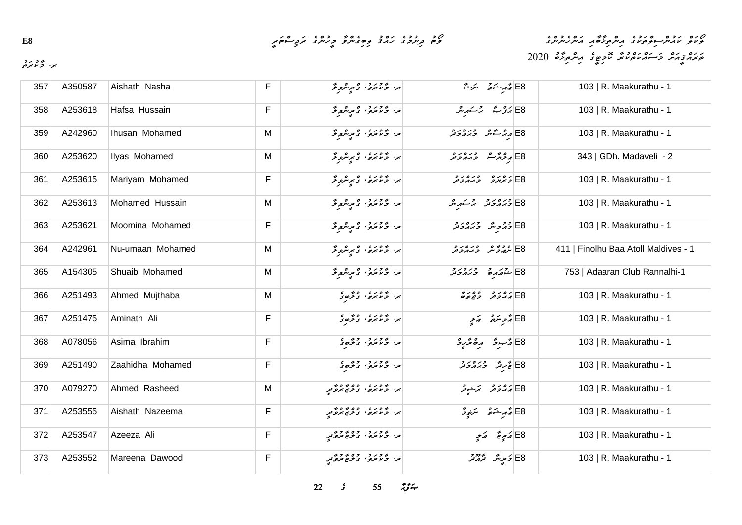| | | | | | | | |
|---|---|---|---|---|---|---|---|
| 357 | A350587 | Aishath Nasha | F | بر. ݞݧ | E8 | 103 \| R. Maakurathu - 1 |
| 358 | A253618 | Hafsa Hussain | F | | E8 | 103 \| R. Maakurathu - 1 |
| 359 | A242960 | Ihusan Mohamed | M | | E8 | 103 \| R. Maakurathu - 1 |
| 360 | A253620 | Ilyas Mohamed | M | | E8 | 343 \| GDh. Madaveli - 2 |
| 361 | A253615 | Mariyam Mohamed | F | | E8 | 103 \| R. Maakurathu - 1 |
| 362 | A253613 | Mohamed Hussain | M | | E8 | 103 \| R. Maakurathu - 1 |
| 363 | A253621 | Moomina Mohamed | F | | E8 | 103 \| R. Maakurathu - 1 |
| 364 | A242961 | Nu-umaan Mohamed | M | | E8 | 411 \| Finolhu Baa Atoll Maldives - 1 |
| 365 | A154305 | Shuaib Mohamed | M | | E8 | 753 \| Adaaran Club Rannalhi-1 |
| 366 | A251493 | Ahmed Mujthaba | M | | E8 | 103 \| R. Maakurathu - 1 |
| 367 | A251475 | Aminath Ali | F | | E8 | 103 \| R. Maakurathu - 1 |
| 368 | A078056 | Asima Ibrahim | F | | E8 | 103 \| R. Maakurathu - 1 |
| 369 | A251490 | Zaahidha Mohamed | F | | E8 | 103 \| R. Maakurathu - 1 |
| 370 | A079270 | Ahmed Rasheed | M | | E8 | 103 \| R. Maakurathu - 1 |
| 371 | A253555 | Aishath Nazeema | F | | E8 | 103 \| R. Maakurathu - 1 |
| 372 | A253547 | Azeeza Ali | F | | E8 | 103 \| R. Maakurathu - 1 |
| 373 | A253552 | Mareena Dawood | F | | E8 | 103 \| R. Maakurathu - 1 |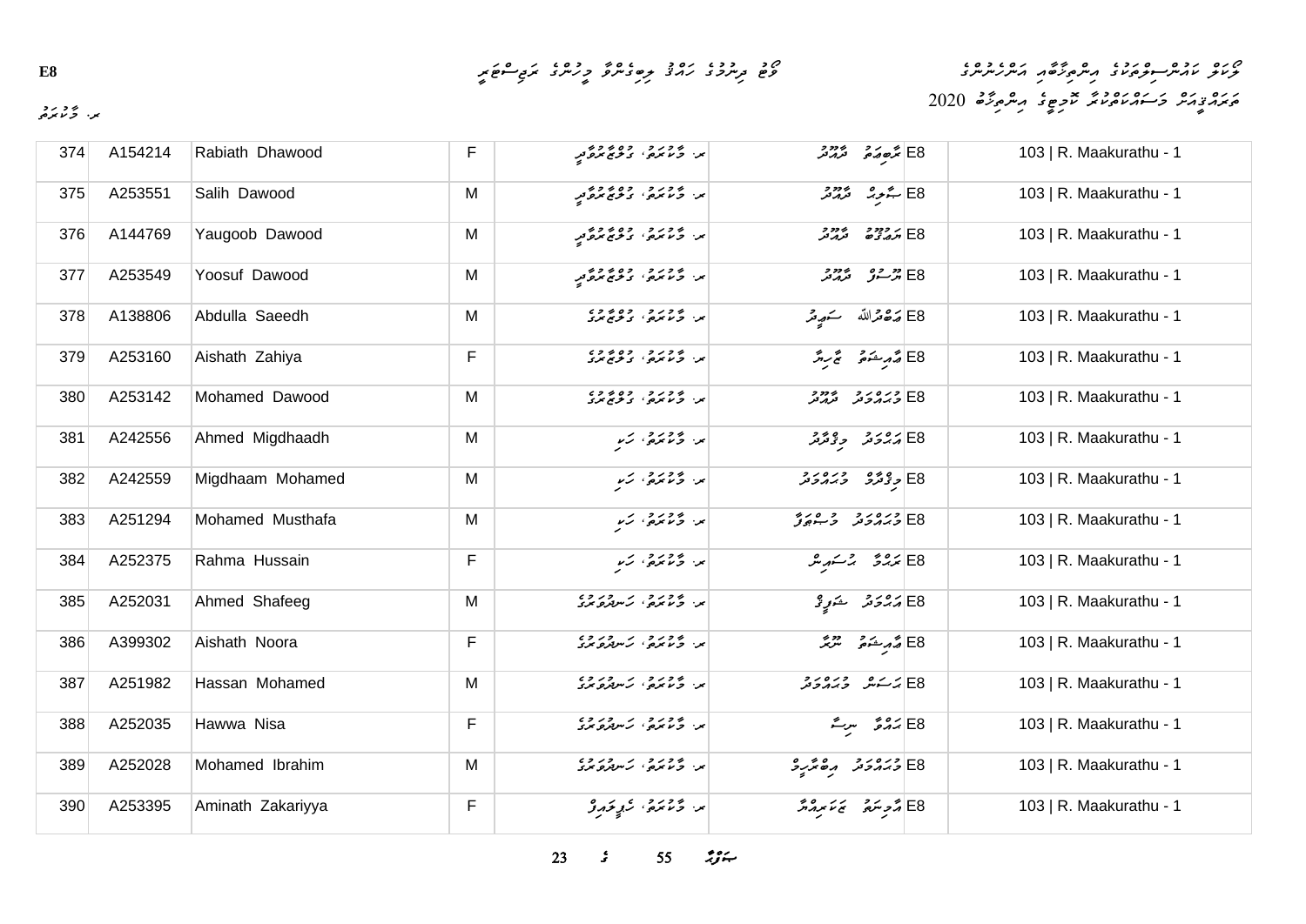| | | | | | | |
|---|---|---|---|---|---|---|
| 374 | A154214 | Rabiath Dhawood | F | ރ. މާކުރަތު، ގުލްޒާރުވާދީ | E8 ރާބިޔަތު ދާއޫދު | 103 \| R. Maakurathu - 1 |
| 375 | A253551 | Salih Dawood | M | ރ. މާކުރަތު، ގުލްޒާރުވާދީ | E8 ޞާލިހު ދާއޫދު | 103 \| R. Maakurathu - 1 |
| 376 | A144769 | Yaugoob Dawood | M | ރ. މާކުރަތު، ގުލްޒާރުވާދީ | E8 ޔަޢުޤޫބު ދާއޫދު | 103 \| R. Maakurathu - 1 |
| 377 | A253549 | Yoosuf Dawood | M | ރ. މާކުރަތު، ގުލްޒާރުވާދީ | E8 ޔޫސުފު ދާއޫދު | 103 \| R. Maakurathu - 1 |
| 378 | A138806 | Abdulla Saeedh | M | ރ. މާކުރަތު، ގުލްޒާރުގެ | E8 އަބްދުﷲ ސަޢީދު | 103 \| R. Maakurathu - 1 |
| 379 | A253160 | Aishath Zahiya | F | ރ. މާކުރަތު، ގުލްޒާރުގެ | E8 އާއިޝަތު ޒާހިޔާ | 103 \| R. Maakurathu - 1 |
| 380 | A253142 | Mohamed Dawood | M | ރ. މާކުރަތު، ގުލްޒާރުގެ | E8 މުޙައްމަދު ދާއޫދު | 103 \| R. Maakurathu - 1 |
| 381 | A242556 | Ahmed Migdhaadh | M | ރ. މާކުރަތު، ހަރި | E8 އަޙްމަދު މިގްދާދު | 103 \| R. Maakurathu - 1 |
| 382 | A242559 | Migdhaam Mohamed | M | ރ. މާކުރަތު، ހަރި | E8 މިގްދާމް މުޙައްމަދު | 103 \| R. Maakurathu - 1 |
| 383 | A251294 | Mohamed Musthafa | M | ރ. މާކުރަތު، ހަރި | E8 މުޙައްމަދު މުސްތަފާ | 103 \| R. Maakurathu - 1 |
| 384 | A252375 | Rahma Hussain | F | ރ. މާކުރަތު، ހަރި | E8 ރަޙްމާ ޙުސައިން | 103 \| R. Maakurathu - 1 |
| 385 | A252031 | Ahmed Shafeeg | M | ރ. މާކުރަތު، ހަސްތުވަރުގެ | E8 އަޙްމަދު ޝަފީޤު | 103 \| R. Maakurathu - 1 |
| 386 | A399302 | Aishath Noora | F | ރ. މާކުރަތު، ހަސްތުވަރުގެ | E8 އާއިޝަތު ނޫރާ | 103 \| R. Maakurathu - 1 |
| 387 | A251982 | Hassan Mohamed | M | ރ. މާކުރަތު، ހަސްތުވަރުގެ | E8 ޙަސަން މުޙައްމަދު | 103 \| R. Maakurathu - 1 |
| 388 | A252035 | Hawwa Nisa | F | ރ. މާކުރަތު، ހަސްތުވަރުގެ | E8 ޙައްވާ ނިސާ | 103 \| R. Maakurathu - 1 |
| 389 | A252028 | Mohamed Ibrahim | M | ރ. މާކުރަތު، ހަސްތުވަރުގެ | E8 މުޙައްމަދު އިބްރާހީމް | 103 \| R. Maakurathu - 1 |
| 390 | A253395 | Aminath Zakariyya | F | ރ. މާކުރަތު، ހުވަފެން | E8 އާމިނަތު ޒަކަރިއްޔާ | 103 \| R. Maakurathu - 1 |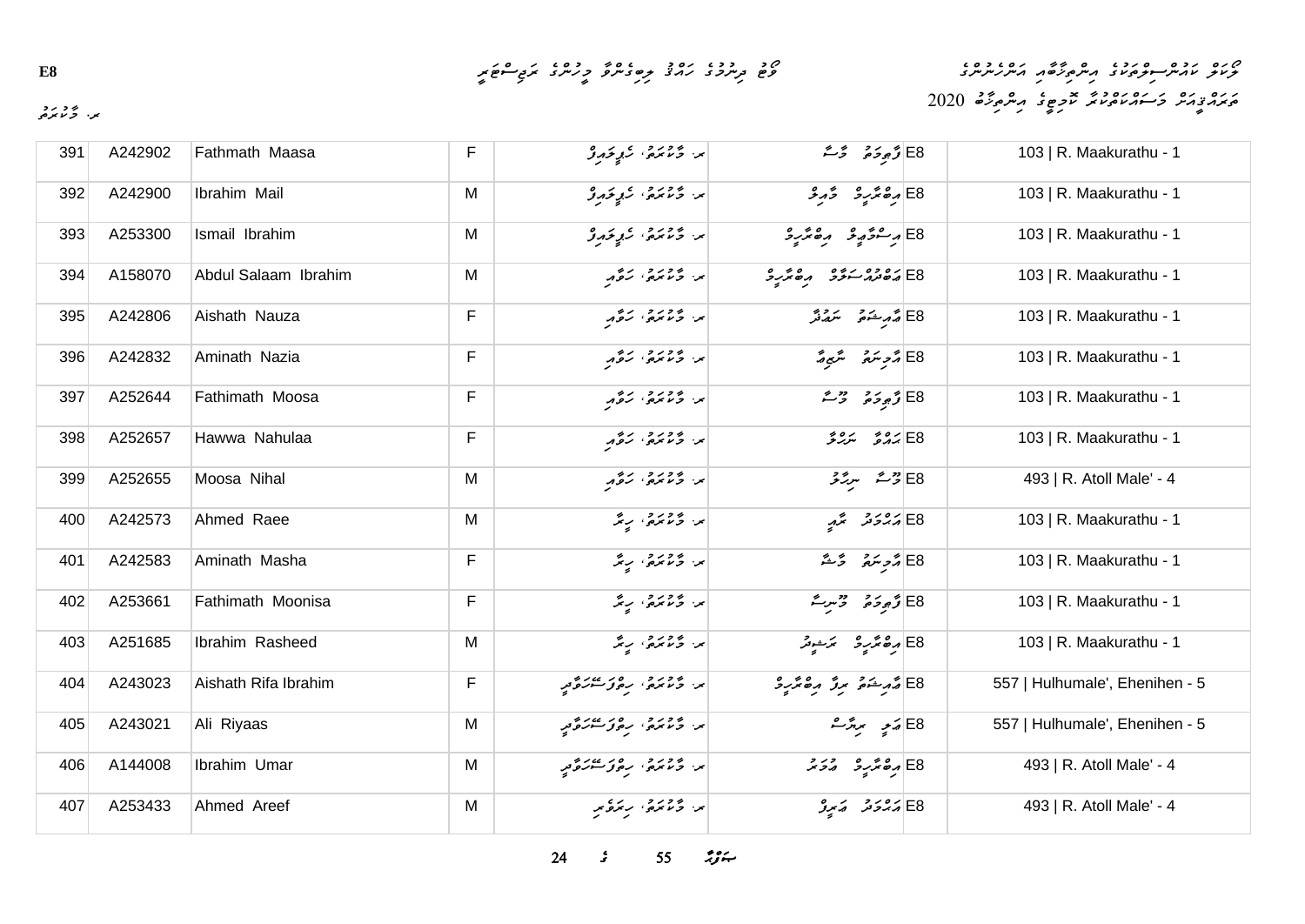| | | | | | | |
|---|---|---|---|---|---|---|
| 391 | A242902 | Fathmath Maasa | F | ر· وَّتْمَرَمْ، ءُوِرَمِرْ | E8 وَّجِرَةَ وَّتَّ | 103 \| R. Maakurathu - 1 |
| 392 | A242900 | Ibrahim Mail | M | ر· وَّتْمَرَمْ، ءُوِرَمِرْ | E8 مِرْصَمَّرِدْ وَّمِرْ | 103 \| R. Maakurathu - 1 |
| 393 | A253300 | Ismail Ibrahim | M | ر· وَّتْمَرَمْ، ءُوِرَمِرْ | E8 مِرْشَوَّمِرْ مِرْصَمَّرِدْ | 103 \| R. Maakurathu - 1 |
| 394 | A158070 | Abdul Salaam Ibrahim | M | ر· وَّتْمَرَمْ، رَوَّمِ | E8 مَصْعْرُهْ سَعَّرْ مِرْصَمَّرِدْ | 103 \| R. Maakurathu - 1 |
| 395 | A242806 | Aishath Nauza | F | ر· وَّتْمَرَمْ، رَوَّمِ | E8 مَّرِيشَمْ سَمَدَّرَ | 103 \| R. Maakurathu - 1 |
| 396 | A242832 | Aminath Nazia | F | ر· وَّتْمَرَمْ، رَوَّمِ | E8 مَّوِسَمْ سَّعِمَّ | 103 \| R. Maakurathu - 1 |
| 397 | A252644 | Fathimath Moosa | F | ر· وَّتْمَرَمْ، رَوَّمِ | E8 وَّجِرَةَ وَّتَّ | 103 \| R. Maakurathu - 1 |
| 398 | A252657 | Hawwa Nahulaa | F | ر· وَّتْمَرَمْ، رَوَّمِ | E8 بَرْمَرَّ سَرْرَّ | 103 \| R. Maakurathu - 1 |
| 399 | A252655 | Moosa Nihal | M | ر· وَّتْمَرَمْ، رَوَّمِ | E8 وَّتَّ سِرَّرْ | 493 \| R. Atoll Male' - 4 |
| 400 | A242573 | Ahmed Raee | M | ر· وَّتْمَرَمْ، رِيَّ | E8 مَرْدَتْرُ مَّرِ | 103 \| R. Maakurathu - 1 |
| 401 | A242583 | Aminath Masha | F | ر· وَّتْمَرَمْ، رِيَّ | E8 مَّوِسَمْ وَّشَّ | 103 \| R. Maakurathu - 1 |
| 402 | A253661 | Fathimath Moonisa | F | ر· وَّتْمَرَمْ، رِيَّ | E8 وَّجِرَةَ وَّسِرِتَّ | 103 \| R. Maakurathu - 1 |
| 403 | A251685 | Ibrahim Rasheed | M | ر· وَّتْمَرَمْ، رِيَّ | E8 مِرْصَمَّرِدْ مَرَشِيتْر | 103 \| R. Maakurathu - 1 |
| 404 | A243023 | Aishath Rifa Ibrahim | F | ر· وَّتْمَرَمْ، رِصْوَسْتَرَوَّمِ | E8 مَّرِيشَمْ مِرِوَّ مِرْصَمَّرِدْ | 557 \| Hulhumale', Ehenihen - 5 |
| 405 | A243021 | Ali Riyaas | M | ر· وَّتْمَرَمْ، رِصْوَسْتَرَوَّمِ | E8 مَعِ مِرِمَّرْتْ | 557 \| Hulhumale', Ehenihen - 5 |
| 406 | A144008 | Ibrahim Umar | M | ر· وَّتْمَرَمْ، رِصْوَسْتَرَوَّمِ | E8 مِرْصَمَّرِدْ مَرْوَمَرْ | 493 \| R. Atoll Male' - 4 |
| 407 | A253433 | Ahmed Areef | M | ر· وَّتْمَرَمْ، رِمَرْءُمَرِ | E8 مَرْدَتْرُ مَعِرُوْ | 493 \| R. Atoll Male' - 4 |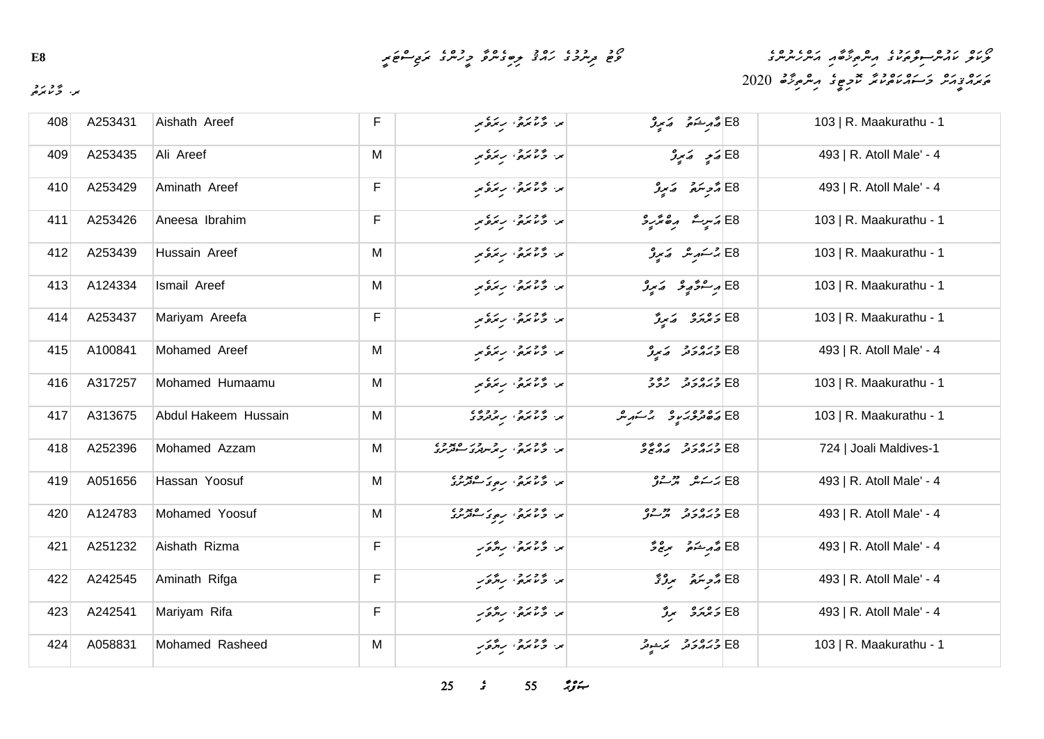| | | | | | | |
|---|---|---|---|---|---|---|
| 408 | A253431 | Aishath Areef | F | ރ. މާކުރަތު، ހިރަފުރ | E8 އާއިޝަތު އަރީފް | 103 \| R. Maakurathu - 1 |
| 409 | A253435 | Ali Areef | M | ރ. މާކުރަތު، ހިރަފުރ | E8 އަލީ އަރީފް | 493 \| R. Atoll Male' - 4 |
| 410 | A253429 | Aminath Areef | F | ރ. މާކުރަތު، ހިރަފުރ | E8 އާމިނަތު އަރީފް | 493 \| R. Atoll Male' - 4 |
| 411 | A253426 | Aneesa Ibrahim | F | ރ. މާކުރަތު، ހިރަފުރ | E8 އަނީސާ އިބްރާހީމް | 103 \| R. Maakurathu - 1 |
| 412 | A253439 | Hussain Areef | M | ރ. މާކުރަތު، ހިރަފުރ | E8 ހުސައިން އަރީފް | 103 \| R. Maakurathu - 1 |
| 413 | A124334 | Ismail Areef | M | ރ. މާކުރަތު، ހިރަފުރ | E8 އިސްމާއީލް އަރީފް | 103 \| R. Maakurathu - 1 |
| 414 | A253437 | Mariyam Areefa | F | ރ. މާކުރަތު، ހިރަފުރ | E8 މަރިޔަމް އަރީފާ | 103 \| R. Maakurathu - 1 |
| 415 | A100841 | Mohamed Areef | M | ރ. މާކުރަތު، ހިރަފުރ | E8 މުހައްމަދު އަރީފް | 493 \| R. Atoll Male' - 4 |
| 416 | A317257 | Mohamed Humaamu | M | ރ. މާކުރަތު، ހިރަފުރ | E8 މުހައްމަދު ހުމާމު | 103 \| R. Maakurathu - 1 |
| 417 | A313675 | Abdul Hakeem Hussain | M | ރ. މާކުރަތު، ހިރުދުވީގެ | E8 އަބްދުލްހަކީމް ހުސައިން | 103 \| R. Maakurathu - 1 |
| 418 | A252396 | Mohamed Azzam | M | ރ. މާކުރަތު، ހިރުނދުގެ ސްޓޯރގެ | E8 މުހައްމަދު އައްޒާމް | 724 \| Joali Maldives-1 |
| 419 | A051656 | Hassan Yoosuf | M | ރ. މާކުރަތު، ހިލިގަސްޓޯރގެ | E8 ހަސަން ޔޫސުފް | 493 \| R. Atoll Male' - 4 |
| 420 | A124783 | Mohamed Yoosuf | M | ރ. މާކުރަތު، ހިލިގަސްޓޯރގެ | E8 މުހައްމަދު ޔޫސުފް | 493 \| R. Atoll Male' - 4 |
| 421 | A251232 | Aishath Rizma | F | ރ. މާކުރަތު، ހިދާވަރ | E8 އާއިޝަތު ރިޒްމާ | 493 \| R. Atoll Male' - 4 |
| 422 | A242545 | Aminath Rifga | F | ރ. މާކުރަތު، ހިދާވަރ | E8 އާމިނަތު ރިފްގާ | 493 \| R. Atoll Male' - 4 |
| 423 | A242541 | Mariyam Rifa | F | ރ. މާކުރަތު، ހިދާވަރ | E8 މަރިޔަމް ރިފާ | 493 \| R. Atoll Male' - 4 |
| 424 | A058831 | Mohamed Rasheed | M | ރ. މާކުރަތު، ހިދާވަރ | E8 މުހައްމަދު ރަޝީދު | 103 \| R. Maakurathu - 1 |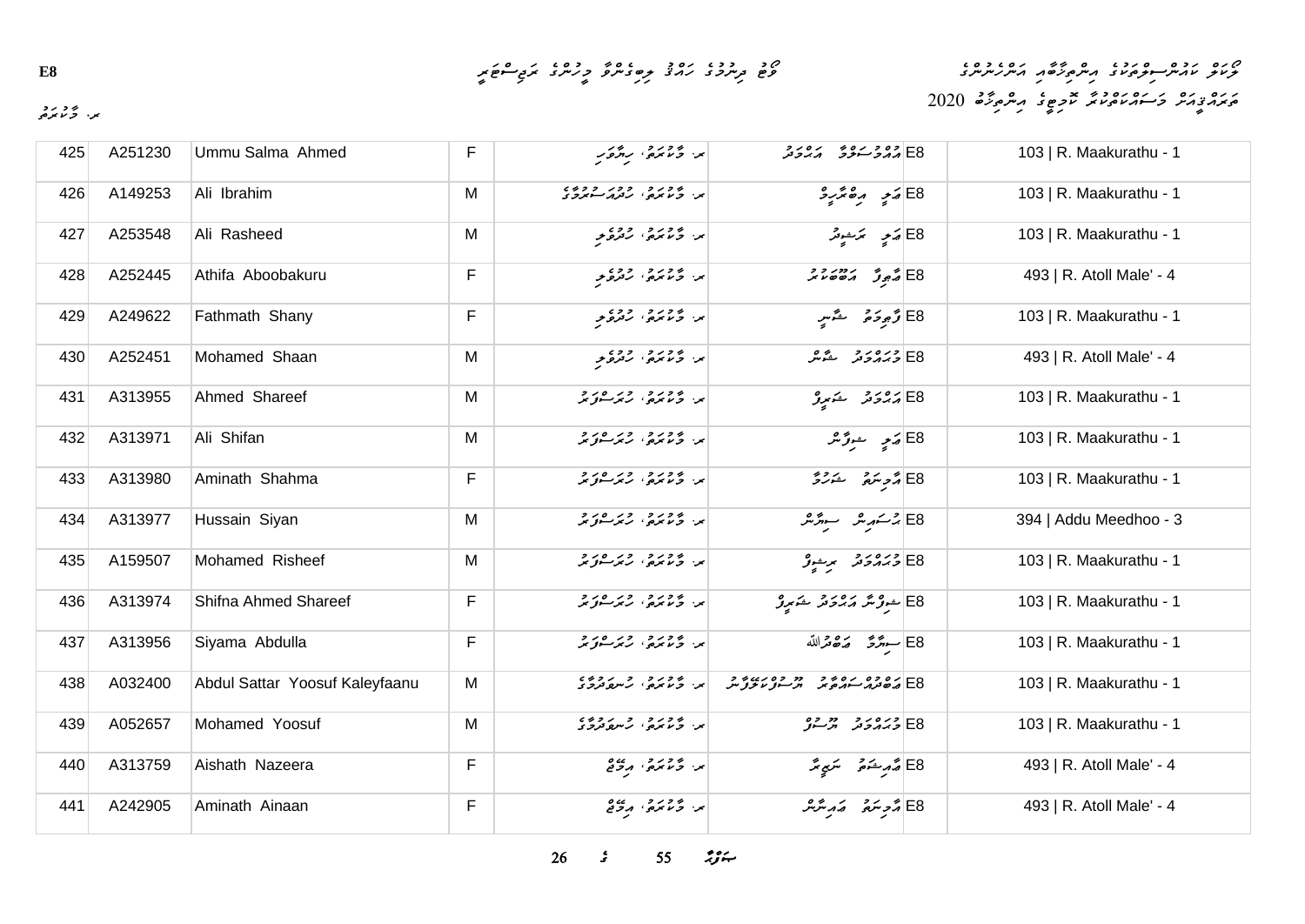| | | | | | | |
|---|---|---|---|---|---|---|
| 425 | A251230 | Ummu Salma Ahmed | F | بر. وګړنگې، رېړوَبَ | E8 ﻣﻪﻣﺮﻭ ﺳﻮﻭﻭ ﻣﻪﺑﻮﻭﺗﺮ | 103 \| R. Maakurathu - 1 |
| 426 | A149253 | Ali Ibrahim | M | بر. وګړنگې، رتيرسپروي | E8 ﻣﻪﻣﻮ ﻣﺮﻫﻤّﺮﻳﺮﻭ | 103 \| R. Maakurathu - 1 |
| 427 | A253548 | Ali Rasheed | M | بر. وګړنگې، رتيرومر | E8 ﻣﻪﻣﻮ ﻣﺮﺷﻮﻣﺮ | 103 \| R. Maakurathu - 1 |
| 428 | A252445 | Athifa Aboobakuru | F | بر. وګړنگې، رتيرومر | E8 ﻣﻪﻣﻮﻭ ﻣﺮﻫﻤّﺮﻧﺮﻣﺮ | 493 \| R. Atoll Male' - 4 |
| 429 | A249622 | Fathmath Shany | F | بر. وګړنگې، رتيرومر | E8 ﻭﻣﻮﻭﻣﻮ ﺷﺎﻣﺮ | 103 \| R. Maakurathu - 1 |
| 430 | A252451 | Mohamed Shaan | M | بر. وګړنگې، رتيرومر | E8 ﻭﻣﺮﻭﻭﻣﺮ ﺷﺎﻣﺮ | 493 \| R. Atoll Male' - 4 |
| 431 | A313955 | Ahmed Shareef | M | بر. وګړنگې، ربَرَسوَبَر | E8 ﻣﻪﺑﻮﻭﺗﺮ ﺷﻮﻣﺮﻭ | 103 \| R. Maakurathu - 1 |
| 432 | A313971 | Ali Shifan | M | بر. وګړنگې، ربَرَسوَبَر | E8 ﻣﻪﻣﻮ ﺷﻮﻭﺷﺮ | 103 \| R. Maakurathu - 1 |
| 433 | A313980 | Aminath Shahma | F | بر. وګړنگې، ربَرَسوَبَر | E8 ﻣﺎﻭﻣﺮﻭ ﺷﻮﻣﺮﻭ | 103 \| R. Maakurathu - 1 |
| 434 | A313977 | Hussain Siyan | M | بر. وګړنگې، ربَرَسوَبَر | E8 ﺑﺮﺳﻮﻣﺮﺷﺮ ﺳﻮﻣﺮﺷﺮ | 394 \| Addu Meedhoo - 3 |
| 435 | A159507 | Mohamed Risheef | M | بر. وګړنگې، ربَرَسوَبَر | E8 ﻭﻣﺮﻭﻭﻣﺮ ﻣﺮﺷﻮﻭ | 103 \| R. Maakurathu - 1 |
| 436 | A313974 | Shifna Ahmed Shareef | F | بر. وګړنگې، ربَرَسوَبَر | E8 ﺷﻮﻭﺷﺮ ﻣﻪﺑﻮﻭﺗﺮ ﺷﻮﻣﺮﻭ | 103 \| R. Maakurathu - 1 |
| 437 | A313956 | Siyama Abdulla | F | بر. وګړنگې، ربَرَسوَبَر | E8 ﺳﻮﻣﺮﻭ ﻣﻪﻫﻮﺗﺮاللّه | 103 \| R. Maakurathu - 1 |
| 438 | A032400 | Abdul Sattar Yoosuf Kaleyfaanu | M | بر. وګړنگې، رسيَروَمر | E8 ﻣﻪﻫﻮﻭﺗﺮ ﺳﻮﻣﺮﻭﺗﺮ ﻣﺮﺳﻮﻭ ﻣﻮﻭﺗﺮ | 103 \| R. Maakurathu - 1 |
| 439 | A052657 | Mohamed Yoosuf | M | بر. وګړنگې، رسيَروَمر | E8 ﻭﻣﺮﻭﻭﻣﺮ ﻣﺮﺳﻮﻭ | 103 \| R. Maakurathu - 1 |
| 440 | A313759 | Aishath Nazeera | F | بر. وګړنگې، مِرَج | E8 ﻣﺎﻣﺮﺷﻮﻭ ﺳﺮﻣﺮﻣﺮ | 493 \| R. Atoll Male' - 4 |
| 441 | A242905 | Aminath Ainaan | F | بر. وګړنگې، مِرَج | E8 ﻣﺎﻭﻣﺮﻭ ﻣﻪﻣﺮﺷﺮﺷﺮ | 493 \| R. Atoll Male' - 4 |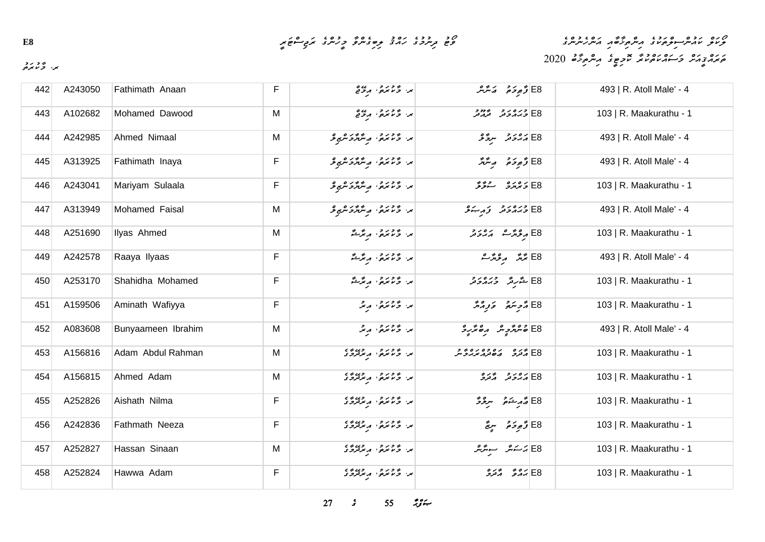ރ. މާކުރަތު

| | | | | | | |
|---|---|---|---|---|---|---|
| 442 | A243050 | Fathimath Anaan | F | ރ. މާކުރަތު، އިމާޖު | E8 ފާތިމަތު އަނާން | 493 \| R. Atoll Male' - 4 |
| 443 | A102682 | Mohamed Dawood | M | ރ. މާކުރަތު، އިމާޖު | E8 މުހައްމަދު ދާއޫދު | 103 \| R. Maakurathu - 1 |
| 444 | A242985 | Ahmed Nimaal | M | ރ. މާކުރަތު، އިންނާމަސްޖިދު | E8 އަހުމަދު ނިމާލް | 493 \| R. Atoll Male' - 4 |
| 445 | A313925 | Fathimath Inaya | F | ރ. މާކުރަތު، އިންނާމަސްޖިދު | E8 ފާތިމަތު އިނާޔާ | 493 \| R. Atoll Male' - 4 |
| 446 | A243041 | Mariyam Sulaala | F | ރ. މާކުރަތު، އިންނާމަސްޖިދު | E8 މަރިޔަމް ސުލާލާ | 103 \| R. Maakurathu - 1 |
| 447 | A313949 | Mohamed Faisal | M | ރ. މާކުރަތު، އިންނާމަސްޖިދު | E8 މުހައްމަދު ފައިސަލް | 493 \| R. Atoll Male' - 4 |
| 448 | A251690 | Ilyas Ahmed | M | ރ. މާކުރަތު، އިރާޝާ | E8 އިލްޔާސް އަހުމަދު | 103 \| R. Maakurathu - 1 |
| 449 | A242578 | Raaya Ilyaas | F | ރ. މާކުރަތު، އިރާޝާ | E8 ރާޔާ އިލްޔާސް | 493 \| R. Atoll Male' - 4 |
| 450 | A253170 | Shahidha Mohamed | F | ރ. މާކުރަތު، އިރާޝާ | E8 ޝާހިދާ މުހައްމަދު | 103 \| R. Maakurathu - 1 |
| 451 | A159506 | Aminath Wafiyya | F | ރ. މާކުރަތު، އިރު | E8 އާމިނަތު ވަފިއްޔާ | 103 \| R. Maakurathu - 1 |
| 452 | A083608 | Bunyaameen Ibrahim | M | ރ. މާކުރަތު، އިރު | E8 ބުންޔާމީން އިބްރާހީމް | 493 \| R. Atoll Male' - 4 |
| 453 | A156816 | Adam Abdul Rahman | M | ރ. މާކުރަތު، އިރުދޫގެ | E8 އާދަމް އަބްދުއްރަޙްމާން | 103 \| R. Maakurathu - 1 |
| 454 | A156815 | Ahmed Adam | M | ރ. މާކުރަތު، އިރުދޫގެ | E8 އަހުމަދު އާދަމް | 103 \| R. Maakurathu - 1 |
| 455 | A252826 | Aishath Nilma | F | ރ. މާކުރަތު، އިރުދޫގެ | E8 އާއިޝަތު ނިލްމާ | 103 \| R. Maakurathu - 1 |
| 456 | A242836 | Fathmath Neeza | F | ރ. މާކުރަތު، އިރުދޫގެ | E8 ފާތިމަތު ނީޒާ | 103 \| R. Maakurathu - 1 |
| 457 | A252827 | Hassan Sinaan | M | ރ. މާކުރަތު، އިރުދޫގެ | E8 ހަސަން ސިނާން | 103 \| R. Maakurathu - 1 |
| 458 | A252824 | Hawwa Adam | F | ރ. މާކުރަތު، އިރުދޫގެ | E8 ހައްވާ އާދަމް | 103 \| R. Maakurathu - 1 |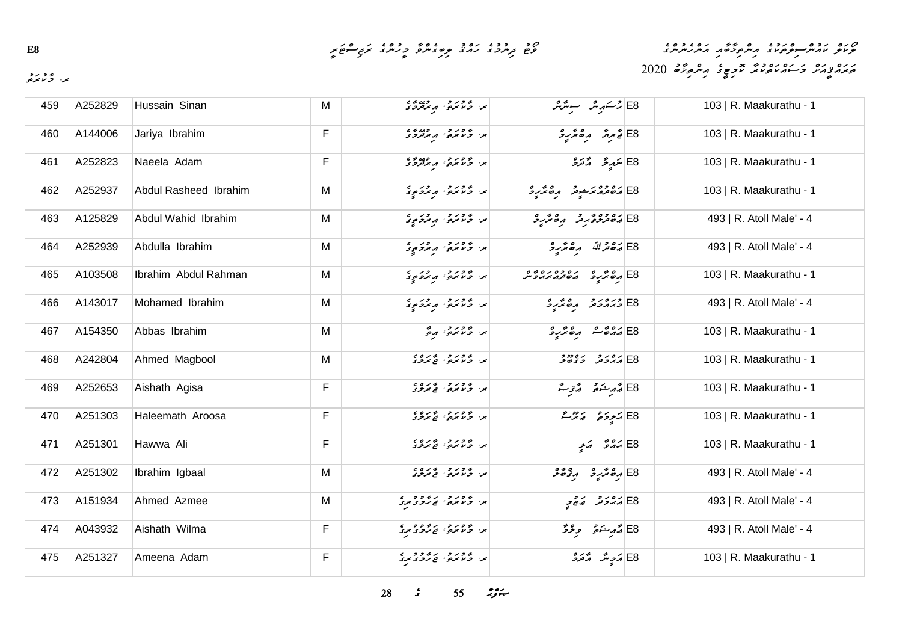| | | | | | | |
|---|---|---|---|---|---|---|
| 459 | A252829 | Hussain Sinan | M | بر· وَمُعَرَمُ، مِعْرَمِرْدُوَ | E8 بُرْسَمَرِیْرُ سِعْرَیْرُ | 103 \| R. Maakurathu - 1 |
| 460 | A144006 | Jariya Ibrahim | F | بر· وَمُعَرَمُ، مِعْرَمِرْدُوَ | E8 قَحْمِرِيْرَ مِرْهَمْرِيْرُ | 103 \| R. Maakurathu - 1 |
| 461 | A252823 | Naeela Adam | F | بر· وَمُعَرَمُ، مِعْرَمِرْدُوَ | E8 سَمِيِّرَ مُرْتَرَدُ | 103 \| R. Maakurathu - 1 |
| 462 | A252937 | Abdul Rasheed Ibrahim | M | بر· وَمُعَرَمُ، مِعْرَمِرْدُوَ | E8 مَرْهُ مَرْمُ مَرْشِيْرَ مِرْهَمْرِيْرُ | 103 \| R. Maakurathu - 1 |
| 463 | A125829 | Abdul Wahid Ibrahim | M | بر· وَمُعَرَمُ، مِعْرَمِرْدُوَ | E8 مَرْهُ مَرْمُرْوَّبِرْ مِرْهَمْرِيْرُ | 493 \| R. Atoll Male' - 4 |
| 464 | A252939 | Abdulla Ibrahim | M | بر· وَمُعَرَمُ، مِعْرَمِرْدُوَ | E8 مَرْهُ مَرْاللّه مِرْهَمْرِيْرُ | 493 \| R. Atoll Male' - 4 |
| 465 | A103508 | Ibrahim Abdul Rahman | M | بر· وَمُعَرَمُ، مِعْرَمِرْدُوَ | E8 مِرْهَمْرِيْرُ مَرْهُ مَرْمُ مَرْمُرْدُوَّسْ | 103 \| R. Maakurathu - 1 |
| 466 | A143017 | Mohamed Ibrahim | M | بر· وَمُعَرَمُ، مِعْرَمِرْدُوَ | E8 دُبَرْمَرْدَ مِرْهَمْرِيْرُ | 493 \| R. Atoll Male' - 4 |
| 467 | A154350 | Abbas Ibrahim | M | بر· وَمُعَرَمُ، مِرْمَّ | E8 مَرْمَّسْ مِرْهَمْرِيْرُ | 103 \| R. Maakurathu - 1 |
| 468 | A242804 | Ahmed Magbool | M | بر· وَمُعَرَمُ، قَمْرَوْ | E8 مَرْدَوَرْ دَوْهُوْ | 103 \| R. Maakurathu - 1 |
| 469 | A252653 | Aishath Agisa | F | بر· وَمُعَرَمُ، قَمْرَوْ | E8 مُرْشَمْ مُرْمِ سَّ | 103 \| R. Maakurathu - 1 |
| 470 | A251303 | Haleemath Aroosa | F | بر· وَمُعَرَمُ، قَمْرَوْ | E8 بَرِمِرْدَمْ مَرْمُرْسْ | 103 \| R. Maakurathu - 1 |
| 471 | A251301 | Hawwa Ali | F | بر· وَمُعَرَمُ، قَمْرَوْ | E8 بَرْدُ مَرِ | 103 \| R. Maakurathu - 1 |
| 472 | A251302 | Ibrahim Igbaal | M | بر· وَمُعَرَمُ، قَمْرَوْ | E8 مِرْهَمْرِيْرُ مِرْقُهُوْ | 493 \| R. Atoll Male' - 4 |
| 473 | A151934 | Ahmed Azmee | M | بر· وَمُعَرَمُ، قَمْرَدُوْمِرِ | E8 مَرْدَوَرْ مَرْبِرِ | 493 \| R. Atoll Male' - 4 |
| 474 | A043932 | Aishath Wilma | F | بر· وَمُعَرَمُ، قَمْرَدُوْمِرِ | E8 مُرْشَمْ وِوُّ | 493 \| R. Atoll Male' - 4 |
| 475 | A251327 | Ameena Adam | F | بر· وَمُعَرَمُ، قَمْرَدُوْمِرِ | E8 مَرِیْرَ مُرْتَرَدُ | 103 \| R. Maakurathu - 1 |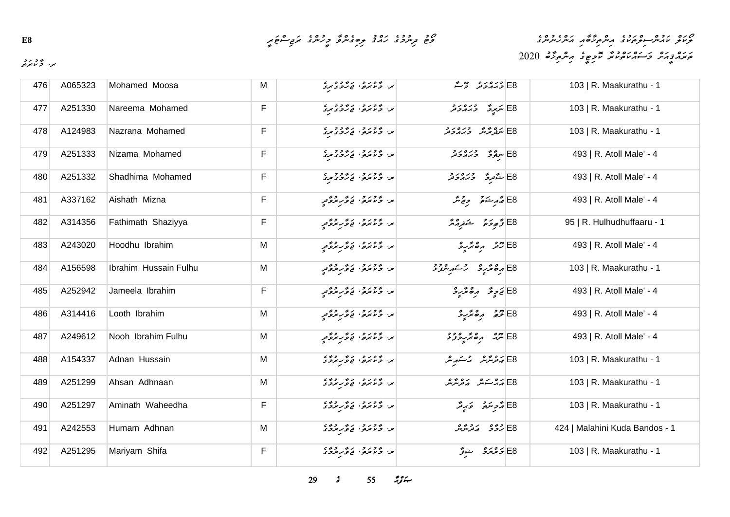| | | | | | | |
|---|---|---|---|---|---|---|
| 476 | A065323 | Mohamed Moosa | M | ރ. މާކުރަތު، ޖަހާމީގޭ | E8 މުހައްމަދު މޫސާ | 103 \| R. Maakurathu - 1 |
| 477 | A251330 | Nareema Mohamed | F | ރ. މާކުރަތު، ޖަހާމީގޭ | E8 ނަރީމާ މުހައްމަދު | 103 \| R. Maakurathu - 1 |
| 478 | A124983 | Nazrana Mohamed | F | ރ. މާކުރަތު، ޖަހާމީގޭ | E8 ނަޒްރާނާ މުހައްމަދު | 103 \| R. Maakurathu - 1 |
| 479 | A251333 | Nizama Mohamed | F | ރ. މާކުރަތު، ޖަހާމީގޭ | E8 ނިޒާމާ މުހައްމަދު | 493 \| R. Atoll Male' - 4 |
| 480 | A251332 | Shadhima Mohamed | F | ރ. މާކުރަތު، ޖަހާމީގޭ | E8 ޝާދިމާ މުހައްމަދު | 493 \| R. Atoll Male' - 4 |
| 481 | A337162 | Aishath Mizna | F | ރ. މާކުރަތު، ޖަވާހިރުވާދީ | E8 އާއިޝަތު މިޒްނާ | 493 \| R. Atoll Male' - 4 |
| 482 | A314356 | Fathimath Shaziyya | F | ރ. މާކުރަތު، ޖަވާހިރުވާދީ | E8 ފާތިމަތު ޝަޒިއްޔާ | 95 \| R. Hulhudhuffaaru - 1 |
| 483 | A243020 | Hoodhu Ibrahim | M | ރ. މާކުރަތު، ޖަވާހިރުވާދީ | E8 ހޫދު އިބްރާހީމް | 493 \| R. Atoll Male' - 4 |
| 484 | A156598 | Ibrahim Hussain Fulhu | M | ރ. މާކުރަތު، ޖަވާހިރުވާދީ | E8 އިބްރާހީމް ހުސައިންފުޅު | 103 \| R. Maakurathu - 1 |
| 485 | A252942 | Jameela Ibrahim | F | ރ. މާކުރަތު، ޖަވާހިރުވާދީ | E8 ޖަމީލާ އިބްރާހީމް | 493 \| R. Atoll Male' - 4 |
| 486 | A314416 | Looth Ibrahim | M | ރ. މާކުރަތު، ޖަވާހިރުވާދީ | E8 ލޫތު އިބްރާހީމް | 493 \| R. Atoll Male' - 4 |
| 487 | A249612 | Nooh Ibrahim Fulhu | M | ރ. މާކުރަތު، ޖަވާހިރުވާދީ | E8 ނޫހު އިބްރާހީމްފުޅު | 493 \| R. Atoll Male' - 4 |
| 488 | A154337 | Adnan Hussain | M | ރ. މާކުރަތު، ޖަވާހިރުގެ | E8 އަދުނާން ހުސައިން | 103 \| R. Maakurathu - 1 |
| 489 | A251299 | Ahsan Adhnaan | M | ރ. މާކުރަތު، ޖަވާހިރުގެ | E8 އަހްސަން އަދުނާން | 103 \| R. Maakurathu - 1 |
| 490 | A251297 | Aminath Waheedha | F | ރ. މާކުރަތު، ޖަވާހިރުގެ | E8 އާމިނަތު ވަހީދާ | 103 \| R. Maakurathu - 1 |
| 491 | A242553 | Humam Adhnan | M | ރ. މާކުރަތު، ޖަވާހިރުގެ | E8 ހުމާމް އަދުނާން | 424 \| Malahini Kuda Bandos - 1 |
| 492 | A251295 | Mariyam Shifa | F | ރ. މާކުރަތު، ޖަވާހިރުގެ | E8 މަރިޔަމް ޝިފާ | 103 \| R. Maakurathu - 1 |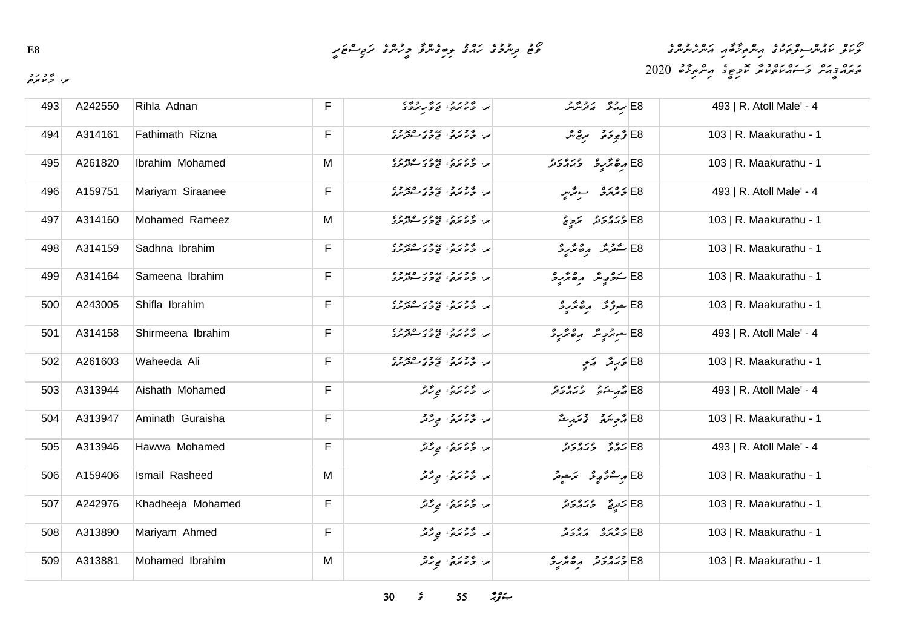| | | | | | | |
|---|---|---|---|---|---|---|
| 493 | A242550 | Rihla Adnan | F | ރ. މާކުރަތު، ޖަވާހިރުގޭ | E8 ރިހްލާ އަދުނާން | 493 \| R. Atoll Male' - 4 |
| 494 | A314161 | Fathimath Rizna | F | ރ. މާކުރަތު، ޖޫމާ ސްޓޯރސް | E8 ފާތިމަތު ރިޒްނާ | 103 \| R. Maakurathu - 1 |
| 495 | A261820 | Ibrahim Mohamed | M | ރ. މާކުރަތު، ޖޫމާ ސްޓޯރސް | E8 އިބްރާހިމް މުހައްމަދު | 103 \| R. Maakurathu - 1 |
| 496 | A159751 | Mariyam Siraanee | F | ރ. މާކުރަތު، ޖޫމާ ސްޓޯރސް | E8 މަރިޔަމް ސިރާނީ | 493 \| R. Atoll Male' - 4 |
| 497 | A314160 | Mohamed Rameez | M | ރ. މާކުރަތު، ޖޫމާ ސްޓޯރސް | E8 މުހައްމަދު ރަމީޒު | 103 \| R. Maakurathu - 1 |
| 498 | A314159 | Sadhna Ibrahim | F | ރ. މާކުރަތު، ޖޫމާ ސްޓޯރސް | E8 ސާދުނާ އިބްރާހިމް | 103 \| R. Maakurathu - 1 |
| 499 | A314164 | Sameena Ibrahim | F | ރ. މާކުރަތު، ޖޫމާ ސްޓޯރސް | E8 ސަމީނާ އިބްރާހިމް | 103 \| R. Maakurathu - 1 |
| 500 | A243005 | Shifla Ibrahim | F | ރ. މާކުރަތު، ޖޫމާ ސްޓޯރސް | E8 ޝިފްލާ އިބްރާހިމް | 103 \| R. Maakurathu - 1 |
| 501 | A314158 | Shirmeena Ibrahim | F | ރ. މާކުރަތު، ޖޫމާ ސްޓޯރސް | E8 ޝިރުމީނާ އިބްރާހިމް | 493 \| R. Atoll Male' - 4 |
| 502 | A261603 | Waheeda Ali | F | ރ. މާކުރަތު، ޖޫމާ ސްޓޯރސް | E8 ވަހީދާ އަލި | 103 \| R. Maakurathu - 1 |
| 503 | A313944 | Aishath Mohamed | F | ރ. މާކުރަތު، ޖިހާދު | E8 އާއިޝަތު މުހައްމަދު | 493 \| R. Atoll Male' - 4 |
| 504 | A313947 | Aminath Guraisha | F | ރ. މާކުރަތު، ޖިހާދު | E8 އާމިނަތު ގުރައިޝާ | 103 \| R. Maakurathu - 1 |
| 505 | A313946 | Hawwa Mohamed | F | ރ. މާކުރަތު، ޖިހާދު | E8 ހައްވާ މުހައްމަދު | 493 \| R. Atoll Male' - 4 |
| 506 | A159406 | Ismail Rasheed | M | ރ. މާކުރަތު، ޖިހާދު | E8 އިސްމާއީލް ރަޝީދު | 103 \| R. Maakurathu - 1 |
| 507 | A242976 | Khadheeja Mohamed | F | ރ. މާކުރަތު، ޖިހާދު | E8 ޚަދީޖާ މުހައްމަދު | 103 \| R. Maakurathu - 1 |
| 508 | A313890 | Mariyam Ahmed | F | ރ. މާކުރަތު، ޖިހާދު | E8 މަރިޔަމް އަހުމަދު | 103 \| R. Maakurathu - 1 |
| 509 | A313881 | Mohamed Ibrahim | M | ރ. މާކުރަތު، ޖިހާދު | E8 މުހައްމަދު އިބްރާހިމް | 103 \| R. Maakurathu - 1 |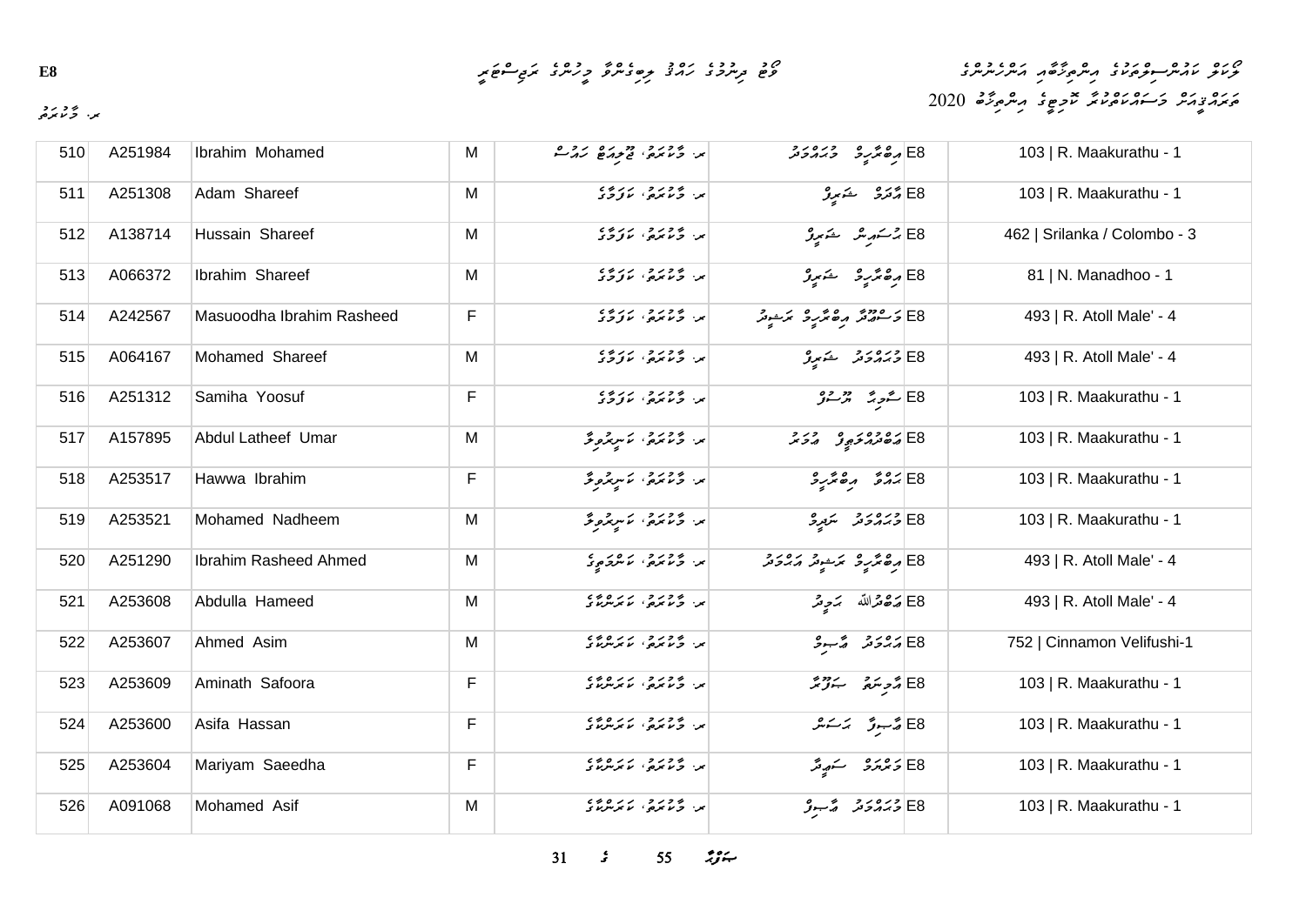| | | | | | | |
|---|---|---|---|---|---|---|
| 510 | A251984 | Ibrahim Mohamed | M | ރ. މާކުރަތު، ޤުރުމަތީ ހަޅުވަ | E8 އިބްރާހީމް މުޙައްމަދު | 103 \| R. Maakurathu - 1 |
| 511 | A251308 | Adam Shareef | M | ރ. މާކުރަތު، ކަވަމާގެ | E8 އާދަމް ޝަރީފް | 103 \| R. Maakurathu - 1 |
| 512 | A138714 | Hussain Shareef | M | ރ. މާކުރަތު، ކަވަމާގެ | E8 ހުސައިން ޝަރީފް | 462 \| Srilanka / Colombo - 3 |
| 513 | A066372 | Ibrahim Shareef | M | ރ. މާކުރަތު، ކަވަމާގެ | E8 އިބްރާހީމް ޝަރީފް | 81 \| N. Manadhoo - 1 |
| 514 | A242567 | Masuoodha Ibrahim Rasheed | F | ރ. މާކުރަތު، ކަވަމާގެ | E8 މަސްޢޫދާ އިބްރާހީމް ރަޝީދު | 493 \| R. Atoll Male' - 4 |
| 515 | A064167 | Mohamed Shareef | M | ރ. މާކުރަތު، ކަވަމާގެ | E8 މުޙައްމަދު ޝަރީފް | 493 \| R. Atoll Male' - 4 |
| 516 | A251312 | Samiha Yoosuf | F | ރ. މާކުރަތު، ކަވަމާގެ | E8 ސާމިހާ ޔޫސުފް | 103 \| R. Maakurathu - 1 |
| 517 | A157895 | Abdul Latheef Umar | M | ރ. މާކުރަތު، ކަނިރުވިލާ | E8 އަބްދުއްލަޠީފް އުމަރު | 103 \| R. Maakurathu - 1 |
| 518 | A253517 | Hawwa Ibrahim | F | ރ. މާކުރަތު، ކަނިރުވިލާ | E8 ހައްވާ އިބްރާހީމް | 103 \| R. Maakurathu - 1 |
| 519 | A253521 | Mohamed Nadheem | M | ރ. މާކުރަތު، ކަނިރުވިލާ | E8 މުޙައްމަދު ނަދީމް | 103 \| R. Maakurathu - 1 |
| 520 | A251290 | Ibrahim Rasheed Ahmed | M | ރ. މާކުރަތު، ކަންދުރުގެ | E8 އިބްރާހީމް ރަޝީދު އަޙްމަދު | 493 \| R. Atoll Male' - 4 |
| 521 | A253608 | Abdulla Hameed | M | ރ. މާކުރަތު، ކަރަންކާގެ | E8 އަބްދުﷲ ހަމީދު | 493 \| R. Atoll Male' - 4 |
| 522 | A253607 | Ahmed Asim | M | ރ. މާކުރަތު، ކަރަންކާގެ | E8 އަޙްމަދު އާސިމް | 752 \| Cinnamon Velifushi-1 |
| 523 | A253609 | Aminath Safoora | F | ރ. މާކުރަތު، ކަރަންކާގެ | E8 އާމިނަތު ސަފޫރާ | 103 \| R. Maakurathu - 1 |
| 524 | A253600 | Asifa Hassan | F | ރ. މާކުރަތު، ކަރަންކާގެ | E8 އާސިފާ ހަސަން | 103 \| R. Maakurathu - 1 |
| 525 | A253604 | Mariyam Saeedha | F | ރ. މާކުރަތު، ކަރަންކާގެ | E8 މަރިޔަމް ސަޢީދާ | 103 \| R. Maakurathu - 1 |
| 526 | A091068 | Mohamed Asif | M | ރ. މާކުރަތު، ކަރަންކާގެ | E8 މުޙައްމަދު އާސިފް | 103 \| R. Maakurathu - 1 |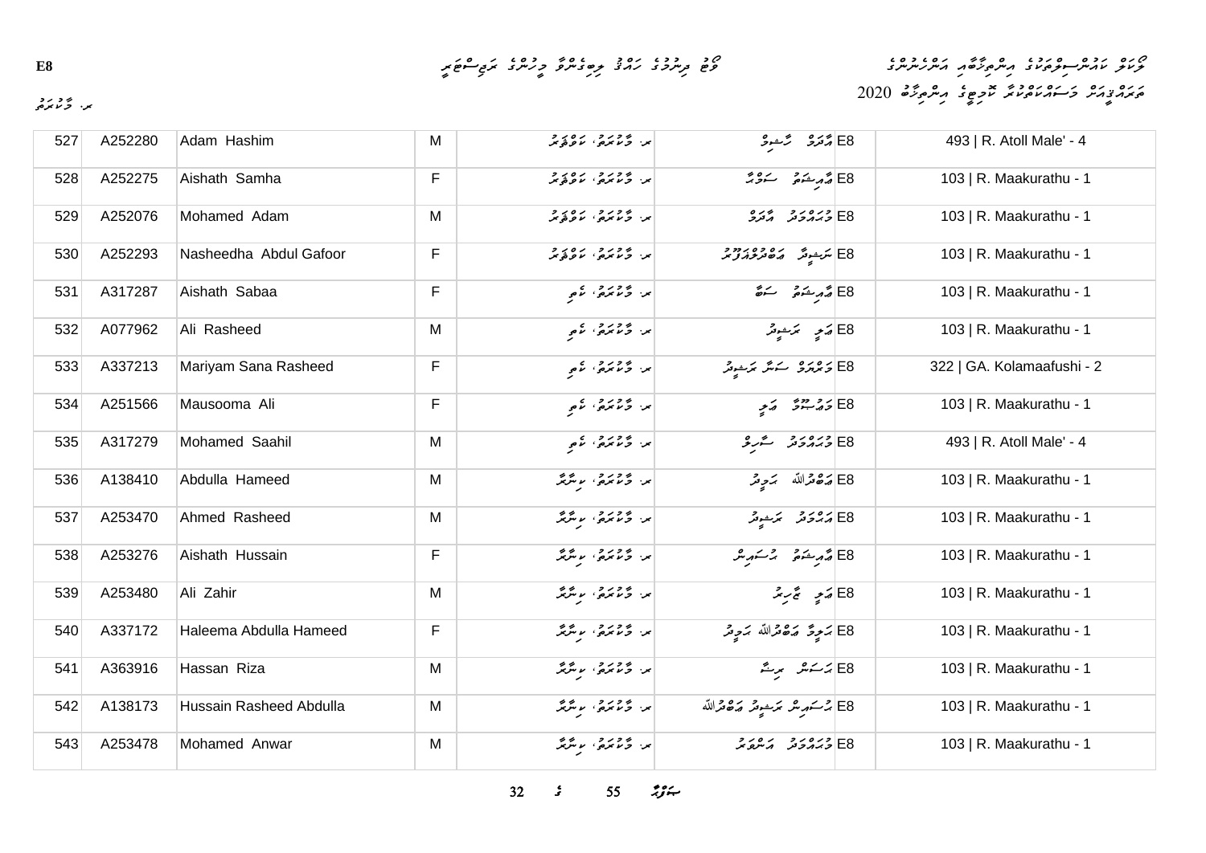| | | | | | | |
|---|---|---|---|---|---|---|
| 527 | A252280 | Adam Hashim | M | ރ. މާކުރަތު، ކަމަޔާރު | E8 އާދަމް ހާޝިމް | 493 \| R. Atoll Male' - 4 |
| 528 | A252275 | Aishath Samha | F | ރ. މާކުރަތު، ކަމަޔާރު | E8 އާއިޝަތު ސަމްހާ | 103 \| R. Maakurathu - 1 |
| 529 | A252076 | Mohamed Adam | M | ރ. މާކުރަތު، ކަމަޔާރު | E8 މުހައްމަދު އާދަމް | 103 \| R. Maakurathu - 1 |
| 530 | A252293 | Nasheedha Abdul Gafoor | F | ރ. މާކުރަތު، ކަމަޔާރު | E8 ނަޝީދާ އަބްދުލްޣަފޫރު | 103 \| R. Maakurathu - 1 |
| 531 | A317287 | Aishath Sabaa | F | ރ. މާކުރަތު، ޝާދި | E8 އާއިޝަތު ސަބާ | 103 \| R. Maakurathu - 1 |
| 532 | A077962 | Ali Rasheed | M | ރ. މާކުރަތު، ޝާދި | E8 އަލީ ރަޝީދު | 103 \| R. Maakurathu - 1 |
| 533 | A337213 | Mariyam Sana Rasheed | F | ރ. މާކުރަތު، ޝާދި | E8 މަރިޔަމް ސަނާ ރަޝީދު | 322 \| GA. Kolamaafushi - 2 |
| 534 | A251566 | Mausooma Ali | F | ރ. މާކުރަތު، ޝާދި | E8 މައުސޫމާ އަލީ | 103 \| R. Maakurathu - 1 |
| 535 | A317279 | Mohamed Saahil | M | ރ. މާކުރަތު، ޝާދި | E8 މުހައްމަދު ސާހިލް | 493 \| R. Atoll Male' - 4 |
| 536 | A138410 | Abdulla Hameed | M | ރ. މާކުރަތު، ރިނާދާ | E8 އަބްދުﷲ ހަމީދު | 103 \| R. Maakurathu - 1 |
| 537 | A253470 | Ahmed Rasheed | M | ރ. މާކުރަތު، ރިނާދާ | E8 އަހްމަދު ރަޝީދު | 103 \| R. Maakurathu - 1 |
| 538 | A253276 | Aishath Hussain | F | ރ. މާކުރަތު، ރިނާދާ | E8 އާއިޝަތު ހުސައިން | 103 \| R. Maakurathu - 1 |
| 539 | A253480 | Ali Zahir | M | ރ. މާކުރަތު، ރިނާދާ | E8 އަލީ ޒާހިރު | 103 \| R. Maakurathu - 1 |
| 540 | A337172 | Haleema Abdulla Hameed | F | ރ. މާކުރަތު، ރިނާދާ | E8 ހަލީމާ އަބްދުﷲ ހަމީދު | 103 \| R. Maakurathu - 1 |
| 541 | A363916 | Hassan Riza | M | ރ. މާކުރަތު، ރިނާދާ | E8 ހަސަން ރިޟާ | 103 \| R. Maakurathu - 1 |
| 542 | A138173 | Hussain Rasheed Abdulla | M | ރ. މާކުރަތު، ރިނާދާ | E8 ހުސައިން ރަޝީދު އަބްދުﷲ | 103 \| R. Maakurathu - 1 |
| 543 | A253478 | Mohamed Anwar | M | ރ. މާކުރަތު، ރިނާދާ | E8 މުހައްމަދު އަންވަރު | 103 \| R. Maakurathu - 1 |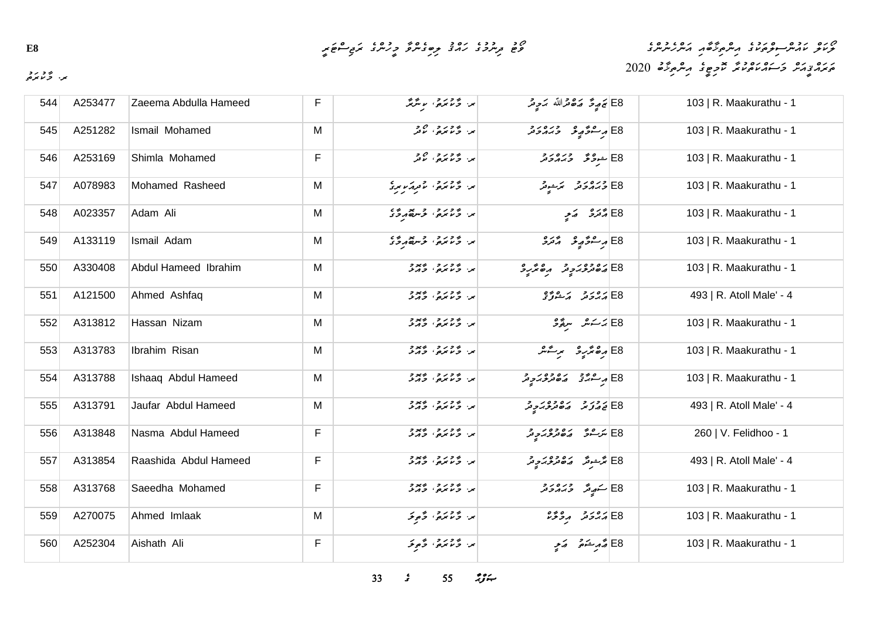| | | | | | | |
|---|---|---|---|---|---|---|
| 544 | A253477 | Zaeema Abdulla Hameed | F | ރ. މާކުރަތު، ރިހާނާ | E8 ޒައީމާ އަބްދުﷲ ހަމީދު | 103 \| R. Maakurathu - 1 |
| 545 | A251282 | Ismail Mohamed | M | ރ. މާކުރަތު، ކުރި | E8 އިސްމާއީލް މުހައްމަދު | 103 \| R. Maakurathu - 1 |
| 546 | A253169 | Shimla Mohamed | F | ރ. މާކުރަތު، ކުރި | E8 ޝިމްލާ މުހައްމަދު | 103 \| R. Maakurathu - 1 |
| 547 | A078983 | Mohamed Rasheed | M | ރ. މާކުރަތު، ކުރިމަގުމާގެ | E8 މުހައްމަދު ރަޝީދު | 103 \| R. Maakurathu - 1 |
| 548 | A023357 | Adam Ali | M | ރ. މާކުރަތު، ގުލްބަހާރުގެ | E8 އާދަމް ޢަލީ | 103 \| R. Maakurathu - 1 |
| 549 | A133119 | Ismail Adam | M | ރ. މާކުރަތު، ގުލްބަހާރުގެ | E8 އިސްމާއީލް އާދަމް | 103 \| R. Maakurathu - 1 |
| 550 | A330408 | Abdul Hameed Ibrahim | M | ރ. މާކުރަތު، ގުލްޝަން | E8 އަބްދުލްހަމީދު އިބްރާހީމް | 103 \| R. Maakurathu - 1 |
| 551 | A121500 | Ahmed Ashfaq | M | ރ. މާކުރަތު، ގުލްޝަން | E8 އަހްމަދު އަޝްފާގު | 493 \| R. Atoll Male' - 4 |
| 552 | A313812 | Hassan Nizam | M | ރ. މާކުރަތު، ގުލްޝަން | E8 ހަސަން ނިޒާމް | 103 \| R. Maakurathu - 1 |
| 553 | A313783 | Ibrahim Risan | M | ރ. މާކުރަތު، ގުލްޝަން | E8 އިބްރާހީމް ރިސާން | 103 \| R. Maakurathu - 1 |
| 554 | A313788 | Ishaaq Abdul Hameed | M | ރ. މާކުރަތު، ގުލްޝަން | E8 އިސްޙާޤު އަބްދުލްހަމީދު | 103 \| R. Maakurathu - 1 |
| 555 | A313791 | Jaufar Abdul Hameed | M | ރ. މާކުރަތު، ގުލްޝަން | E8 ޖައުފަރު އަބްދުލްހަމީދު | 493 \| R. Atoll Male' - 4 |
| 556 | A313848 | Nasma Abdul Hameed | F | ރ. މާކުރަތު، ގުލްޝަން | E8 ނަސްމާ އަބްދުލްހަމީދު | 260 \| V. Felidhoo - 1 |
| 557 | A313854 | Raashida Abdul Hameed | F | ރ. މާކުރަތު، ގުލްޝަން | E8 ރާޝިދާ އަބްދުލްހަމީދު | 493 \| R. Atoll Male' - 4 |
| 558 | A313768 | Saeedha Mohamed | F | ރ. މާކުރަތު، ގުލްޝަން | E8 ސައީދާ މުހައްމަދު | 103 \| R. Maakurathu - 1 |
| 559 | A270075 | Ahmed Imlaak | M | ރ. މާކުރަތު، ގުލިސް | E8 އަހްމަދު އިމްލާކް | 103 \| R. Maakurathu - 1 |
| 560 | A252304 | Aishath Ali | F | ރ. މާކުރަތު، ގުލިސް | E8 އާއިޝަތު ޢަލީ | 103 \| R. Maakurathu - 1 |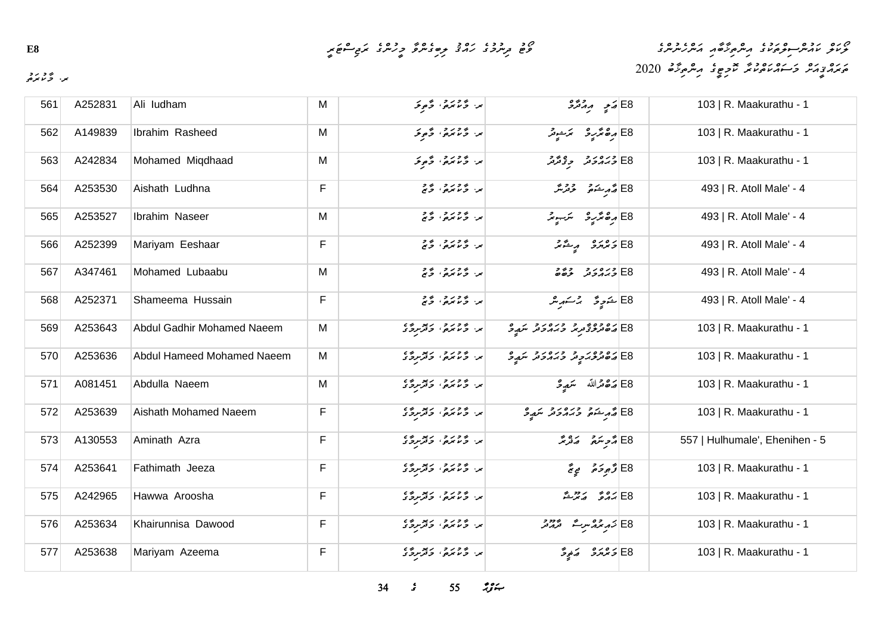| | | | | | | |
|---|---|---|---|---|---|---|
| 561 | A252831 | Ali Iudham | M | ރ. މާކުރަތު، މާއިވަ | E8 އަލީ އިއުދަމް | 103 \| R. Maakurathu - 1 |
| 562 | A149839 | Ibrahim Rasheed | M | ރ. މާކުރަތު، މާއިވަ | E8 އިބްރާހީމް ރަޝީދު | 103 \| R. Maakurathu - 1 |
| 563 | A242834 | Mohamed Miqdhaad | M | ރ. މާކުރަތު، މާއިވަ | E8 މުހައްމަދު މިޤްދާދު | 103 \| R. Maakurathu - 1 |
| 564 | A253530 | Aishath Ludhna | F | ރ. މާކުރަތު، މާޖ | E8 އާއިޝަތު ލުދުނާ | 493 \| R. Atoll Male' - 4 |
| 565 | A253527 | Ibrahim Naseer | M | ރ. މާކުރަތު، މާޖ | E8 އިބްރާހީމް ނަސީރު | 493 \| R. Atoll Male' - 4 |
| 566 | A252399 | Mariyam Eeshaar | F | ރ. މާކުރަތު، މާޖ | E8 މަރިޔަމް އީޝާރު | 493 \| R. Atoll Male' - 4 |
| 567 | A347461 | Mohamed Lubaabu | M | ރ. މާކުރަތު، މާޖ | E8 މުހައްމަދު ލުބާބު | 493 \| R. Atoll Male' - 4 |
| 568 | A252371 | Shameema Hussain | F | ރ. މާކުރަތު، މާޖ | E8 ޝަމީމާ ހުސައިން | 493 \| R. Atoll Male' - 4 |
| 569 | A253643 | Abdul Gadhir Mohamed Naeem | M | ރ. މާކުރަތު، މަދުރިމާގެ | E8 އަބްދުލްޤާދިރު މުހައްމަދު ނައީމް | 103 \| R. Maakurathu - 1 |
| 570 | A253636 | Abdul Hameed Mohamed Naeem | M | ރ. މާކުރަތު، މަދުރިމާގެ | E8 އަބްދުލްހަމީދު މުހައްމަދު ނައީމް | 103 \| R. Maakurathu - 1 |
| 571 | A081451 | Abdulla Naeem | M | ރ. މާކުރަތު، މަދުރިމާގެ | E8 އަބްދުﷲ ނައީމް | 103 \| R. Maakurathu - 1 |
| 572 | A253639 | Aishath Mohamed Naeem | F | ރ. މާކުރަތު، މަދުރިމާގެ | E8 އާއިޝަތު މުހައްމަދު ނައީމް | 103 \| R. Maakurathu - 1 |
| 573 | A130553 | Aminath Azra | F | ރ. މާކުރަތު، މަދުރިމާގެ | E8 އާމިނަތު އަޒްރާ | 557 \| Hulhumale', Ehenihen - 5 |
| 574 | A253641 | Fathimath Jeeza | F | ރ. މާކުރަތު، މަދުރިމާގެ | E8 ފާތިމަތު ޖީޒާ | 103 \| R. Maakurathu - 1 |
| 575 | A242965 | Hawwa Aroosha | F | ރ. މާކުރަތު، މަދުރިމާގެ | E8 ހައްވާ އަރޫޝާ | 103 \| R. Maakurathu - 1 |
| 576 | A253634 | Khairunnisa Dawood | F | ރ. މާކުރަތު، މަދުރިމާގެ | E8 ޚައިރުއްނިސާ ދާވޫދު | 103 \| R. Maakurathu - 1 |
| 577 | A253638 | Mariyam Azeema | F | ރ. މާކުރަތު، މަދުރިމާގެ | E8 މަރިޔަމް އަޒީމާ | 103 \| R. Maakurathu - 1 |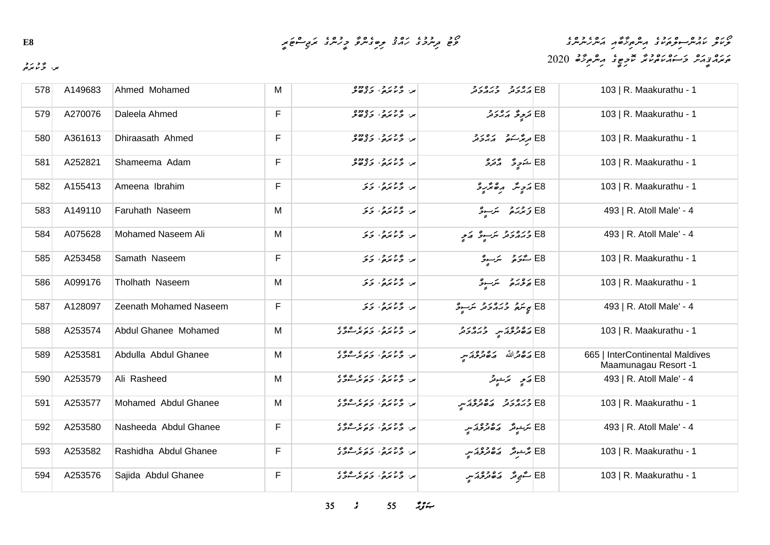| | | | | | | |
|---|---|---|---|---|---|---|
| 578 | A149683 | Ahmed Mohamed | M | ރ. މާކުރަތު، ހަވީރީގެ | E8 އަހުމަދު މުހައްމަދު | 103 \| R. Maakurathu - 1 |
| 579 | A270076 | Daleela Ahmed | F | ރ. މާކުރަތު، ހަވީރީގެ | E8 ދަލީލާ އަހުމަދު | 103 \| R. Maakurathu - 1 |
| 580 | A361613 | Dhiraasath Ahmed | F | ރ. މާކުރަތު، ހަވީރީގެ | E8 ދިރާސަތު އަހުމަދު | 103 \| R. Maakurathu - 1 |
| 581 | A252821 | Shameema Adam | F | ރ. މާކުރަތު، ހަވީރީގެ | E8 ޝަމީމާ އާދަމް | 103 \| R. Maakurathu - 1 |
| 582 | A155413 | Ameena Ibrahim | F | ރ. މާކުރަތު، ގުލް | E8 އަމީނާ އިބްރާހީމް | 103 \| R. Maakurathu - 1 |
| 583 | A149110 | Faruhath Naseem | M | ރ. މާކުރަތު، ގުލް | E8 ފަރުހަތު ނަސީމް | 493 \| R. Atoll Male' - 4 |
| 584 | A075628 | Mohamed Naseem Ali | M | ރ. މާކުރަތު، ގުލް | E8 މުހައްމަދު ނަސީމް އަލި | 493 \| R. Atoll Male' - 4 |
| 585 | A253458 | Samath Naseem | F | ރ. މާކުރަތު، ގުލް | E8 ސަމަތު ނަސީމް | 103 \| R. Maakurathu - 1 |
| 586 | A099176 | Tholhath Naseem | M | ރ. މާކުރަތު، ގުލް | E8 ތޮޅަތު ނަސީމް | 103 \| R. Maakurathu - 1 |
| 587 | A128097 | Zeenath Mohamed Naseem | F | ރ. މާކުރަތު، ގުލް | E8 ޒީނަތު މުހައްމަދު ނަސީމް | 493 \| R. Atoll Male' - 4 |
| 588 | A253574 | Abdul Ghanee Mohamed | M | ރ. މާކުރަތު، ގުލްޝަނުވާދީ | E8 އަބްދުލްޣަނީ މުހައްމަދު | 103 \| R. Maakurathu - 1 |
| 589 | A253581 | Abdulla Abdul Ghanee | M | ރ. މާކުރަތު، ގުލްޝަނުވާދީ | E8 އަބްދުﷲ އަބްދުލްޣަނީ | 665 \| InterContinental Maldives Maamunagau Resort -1 |
| 590 | A253579 | Ali Rasheed | M | ރ. މާކުރަތު، ގުލްޝަނުވާދީ | E8 އަލި ރަޝީދު | 493 \| R. Atoll Male' - 4 |
| 591 | A253577 | Mohamed Abdul Ghanee | M | ރ. މާކުރަތު، ގުލްޝަނުވާދީ | E8 މުހައްމަދު އަބްދުލްޣަނީ | 103 \| R. Maakurathu - 1 |
| 592 | A253580 | Nasheeda Abdul Ghanee | F | ރ. މާކުރަތު، ގުލްޝަނުވާދީ | E8 ނަޝީދާ އަބްދުލްޣަނީ | 493 \| R. Atoll Male' - 4 |
| 593 | A253582 | Rashidha Abdul Ghanee | F | ރ. މާކުރަތު، ގުލްޝަނުވާދީ | E8 ރާޝިދާ އަބްދުލްޣަނީ | 103 \| R. Maakurathu - 1 |
| 594 | A253576 | Sajida Abdul Ghanee | F | ރ. މާކުރަތު، ގުލްޝަނުވާދީ | E8 ސާޖިދާ އަބްދުލްޣަނީ | 103 \| R. Maakurathu - 1 |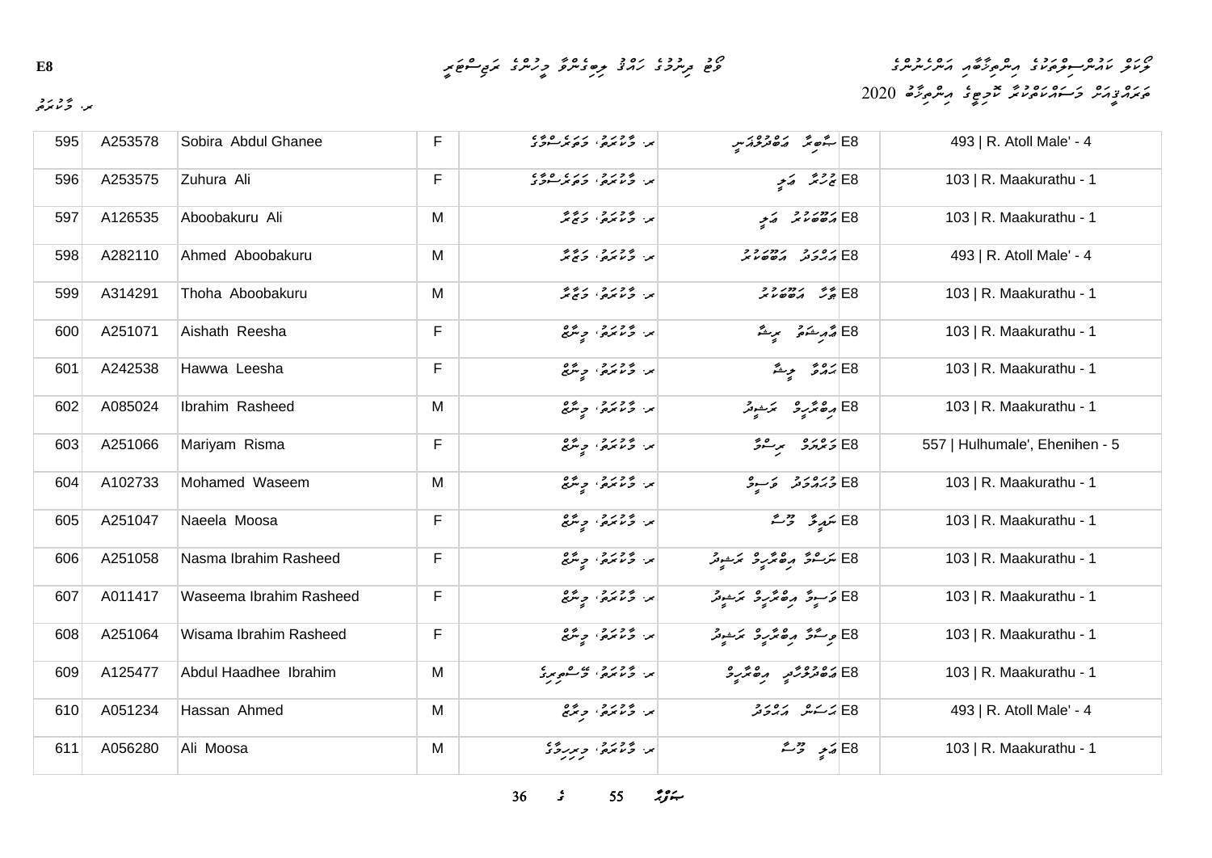| 595 | A253578 | Sobira Abdul Ghanee | F | ރ. މާކުރަތު، މަތީރަސްވާގެ | ސާބިރާ އަބްދުލްޣަނީ E8 | 493 \| R. Atoll Male' - 4 |
|---|---|---|---|---|---|---|
| 596 | A253575 | Zuhura Ali | F | ރ. މާކުރަތު، މަތީރަސްވާގެ | ޒުހުރާ ޢަލީ E8 | 103 \| R. Maakurathu - 1 |
| 597 | A126535 | Aboobakuru Ali | M | ރ. މާކުރަތު، މަޖާރާ | އަބޫބަކުރު ޢަލީ E8 | 103 \| R. Maakurathu - 1 |
| 598 | A282110 | Ahmed Aboobakuru | M | ރ. މާކުރަތު، މަޖާރާ | އަޙްމަދު އަބޫބަކުރު E8 | 493 \| R. Atoll Male' - 4 |
| 599 | A314291 | Thoha Aboobakuru | M | ރ. މާކުރަތު، މަޖާރާ | ޠާހާ އަބޫބަކުރު E8 | 103 \| R. Maakurathu - 1 |
| 600 | A251071 | Aishath Reesha | F | ރ. މާކުރަތު، މީނާޒް | އައިޝަތު ރީޝާ E8 | 103 \| R. Maakurathu - 1 |
| 601 | A242538 | Hawwa Leesha | F | ރ. މާކުރަތު، މީނާޒް | ހައްވާ ލީޝާ E8 | 103 \| R. Maakurathu - 1 |
| 602 | A085024 | Ibrahim Rasheed | M | ރ. މާކުރަތު، މީނާޒް | އިބްރާހީމް ރަޝީދު E8 | 103 \| R. Maakurathu - 1 |
| 603 | A251066 | Mariyam Risma | F | ރ. މާކުރަތު، މީނާޒް | މަރިޔަމް ރިސްމާ E8 | 557 \| Hulhumale', Ehenihen - 5 |
| 604 | A102733 | Mohamed Waseem | M | ރ. މާކުރަތު، މީނާޒް | މުޙައްމަދު ވަސީމް E8 | 103 \| R. Maakurathu - 1 |
| 605 | A251047 | Naeela Moosa | F | ރ. މާކުރަތު، މީނާޒް | ނައީލާ މޫސާ E8 | 103 \| R. Maakurathu - 1 |
| 606 | A251058 | Nasma Ibrahim Rasheed | F | ރ. މާކުރަތު، މީނާޒް | ނަސްމާ އިބްރާހީމް ރަޝީދު E8 | 103 \| R. Maakurathu - 1 |
| 607 | A011417 | Waseema Ibrahim Rasheed | F | ރ. މާކުރަތު، މީނާޒް | ވަސީމާ އިބްރާހީމް ރަޝީދު E8 | 103 \| R. Maakurathu - 1 |
| 608 | A251064 | Wisama Ibrahim Rasheed | F | ރ. މާކުރަތު، މީނާޒް | ވިސާމާ އިބްރާހީމް ރަޝީދު E8 | 103 \| R. Maakurathu - 1 |
| 609 | A125477 | Abdul Haadhee Ibrahim | M | ރ. މާކުރަތު، ގުލްޝަނީގެ | އަބްދުލްހާދީ އިބްރާހީމް E8 | 103 \| R. Maakurathu - 1 |
| 610 | A051234 | Hassan Ahmed | M | ރ. މާކުރަތު، މިރާޖް | ހަސަން އަޙްމަދު E8 | 493 \| R. Atoll Male' - 4 |
| 611 | A056280 | Ali Moosa | M | ރ. މާކުރަތު، މިނިވަގާގެ | ޢަލީ މޫސާ E8 | 103 \| R. Maakurathu - 1 |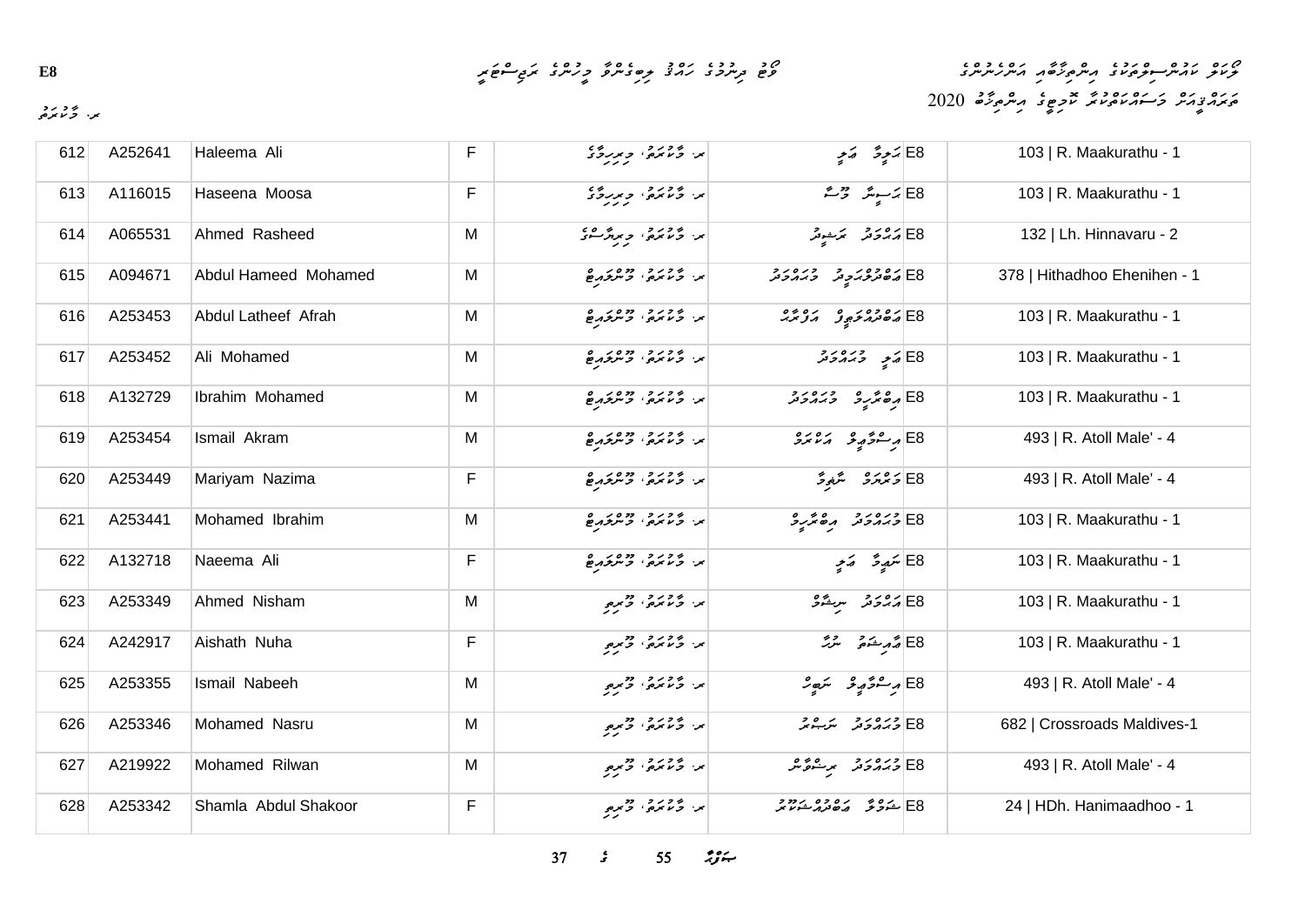| | | | | | | |
|---|---|---|---|---|---|---|
| 612 | A252641 | Haleema Ali | F | ބ. މާކުރަތު، ވިނިހިމާގެ | E8 ހަލީމާ ޢަލީ | 103 \| R. Maakurathu - 1 |
| 613 | A116015 | Haseena Moosa | F | ބ. މާކުރަތު، ވިނިހިމާގެ | E8 ހަސީނާ މޫސާ | 103 \| R. Maakurathu - 1 |
| 614 | A065531 | Ahmed Rasheed | M | ބ. މާކުރަތު، ވިނިމާސްގެ | E8 އަޙްމަދު ރަޝީދު | 132 \| Lh. Hinnavaru - 2 |
| 615 | A094671 | Abdul Hameed Mohamed | M | ބ. މާކުރަތު، މޫންލައިޓް | E8 އަބްދުލްޙަމީދު މުޙައްމަދު | 378 \| Hithadhoo Ehenihen - 1 |
| 616 | A253453 | Abdul Latheef Afrah | M | ބ. މާކުރަތު، މޫންލައިޓް | E8 އަބްދުއްލަޠީފު އަފްރާހް | 103 \| R. Maakurathu - 1 |
| 617 | A253452 | Ali Mohamed | M | ބ. މާކުރަތު، މޫންލައިޓް | E8 ޢަލީ މުޙައްމަދު | 103 \| R. Maakurathu - 1 |
| 618 | A132729 | Ibrahim Mohamed | M | ބ. މާކުރަތު، މޫންލައިޓް | E8 އިބްރާހީމް މުޙައްމަދު | 103 \| R. Maakurathu - 1 |
| 619 | A253454 | Ismail Akram | M | ބ. މާކުރަތު، މޫންލައިޓް | E8 އިސްމާޢީލް އަކްރަމް | 493 \| R. Atoll Male' - 4 |
| 620 | A253449 | Mariyam Nazima | F | ބ. މާކުރަތު، މޫންލައިޓް | E8 މަރިޔަމް ނާޒިމާ | 493 \| R. Atoll Male' - 4 |
| 621 | A253441 | Mohamed Ibrahim | M | ބ. މާކުރަތު، މޫންލައިޓް | E8 މުޙައްމަދު އިބްރާހީމް | 103 \| R. Maakurathu - 1 |
| 622 | A132718 | Naeema Ali | F | ބ. މާކުރަތު، މޫންލައިޓް | E8 ނަޢީމާ ޢަލީ | 103 \| R. Maakurathu - 1 |
| 623 | A253349 | Ahmed Nisham | M | ބ. މާކުރަތު، މޫނިމ | E8 އަޙްމަދު ނިޝާމް | 103 \| R. Maakurathu - 1 |
| 624 | A242917 | Aishath Nuha | F | ބ. މާކުރަތު، މޫނިމ | E8 އާއިޝަތު ނުހާ | 103 \| R. Maakurathu - 1 |
| 625 | A253355 | Ismail Nabeeh | M | ބ. މާކުރަތު، މޫނިމ | E8 އިސްމާޢީލް ނަބީހު | 493 \| R. Atoll Male' - 4 |
| 626 | A253346 | Mohamed Nasru | M | ބ. މާކުރަތު، މޫނިމ | E8 މުޙައްމަދު ނަސްރު | 682 \| Crossroads Maldives-1 |
| 627 | A219922 | Mohamed Rilwan | M | ބ. މާކުރަތު، މޫނިމ | E8 މުޙައްމަދު ރިލްވާން | 493 \| R. Atoll Male' - 4 |
| 628 | A253342 | Shamla Abdul Shakoor | F | ބ. މާކުރަތު، މޫނިމ | E8 ޝަމްލާ އަބްދުއްޝަކޫރު | 24 \| HDh. Hanimaadhoo - 1 |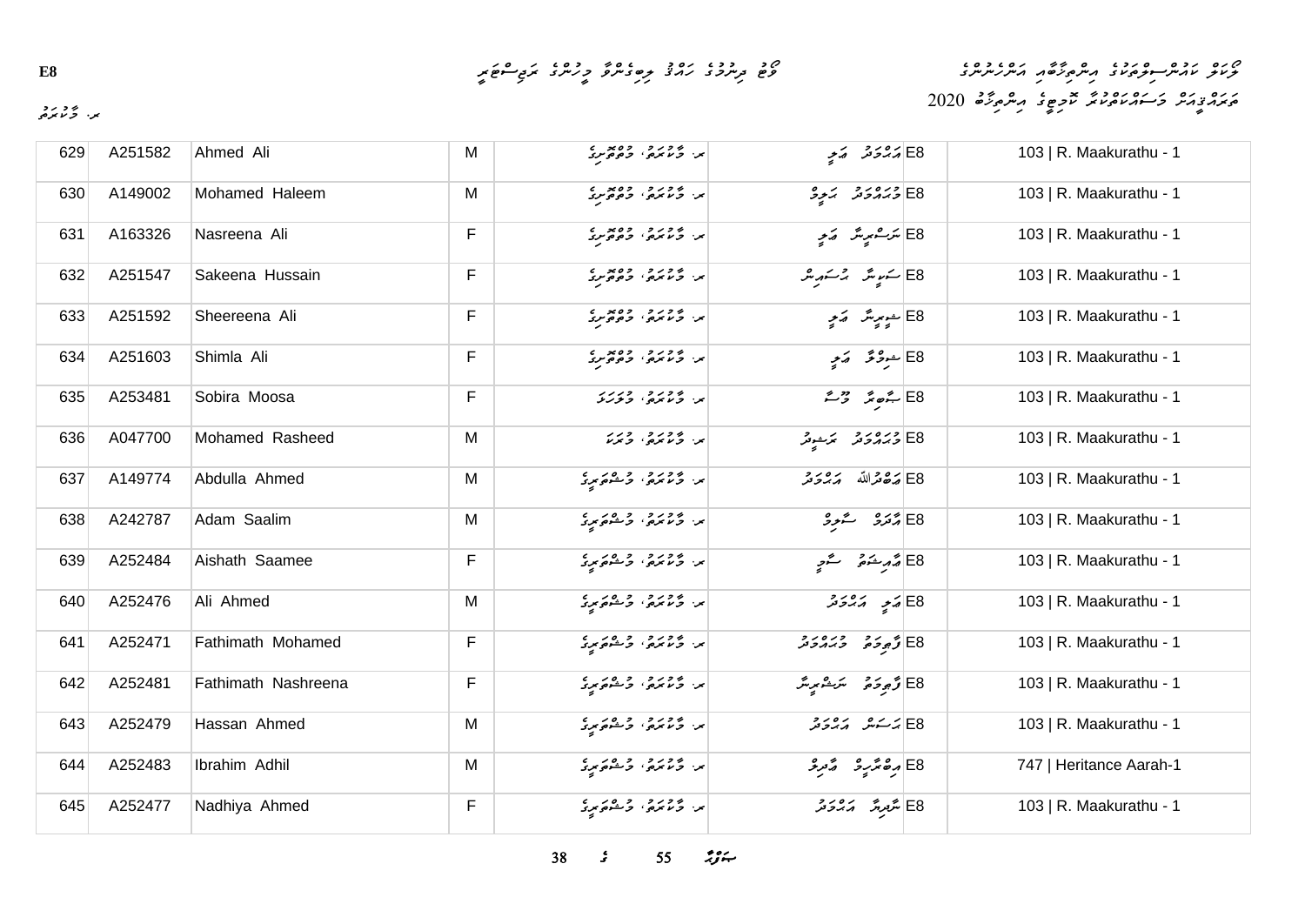| 629 | A251582 | Ahmed Ali | M | ރ. މާކުރަތު، މުތާލިބުގެ | E8 އަޙްމަދު ޢަލީ | 103 \| R. Maakurathu - 1 |
|---|---|---|---|---|---|---|
| 630 | A149002 | Mohamed Haleem | M | ރ. މާކުރަތު، މުތާލިބުގެ | E8 މުޙައްމަދު ޙަލީމް | 103 \| R. Maakurathu - 1 |
| 631 | A163326 | Nasreena Ali | F | ރ. މާކުރަތު، މުތާލިބުގެ | E8 ނަސްރީނާ ޢަލީ | 103 \| R. Maakurathu - 1 |
| 632 | A251547 | Sakeena Hussain | F | ރ. މާކުރަތު، މުތާލިބުގެ | E8 ސަކީނާ ހުސައިން | 103 \| R. Maakurathu - 1 |
| 633 | A251592 | Sheereena Ali | F | ރ. މާކުރަތު، މުތާލިބުގެ | E8 ޝީރީނާ ޢަލީ | 103 \| R. Maakurathu - 1 |
| 634 | A251603 | Shimla Ali | F | ރ. މާކުރަތު، މުތާލިބުގެ | E8 ޝިމްލާ ޢަލީ | 103 \| R. Maakurathu - 1 |
| 635 | A253481 | Sobira Moosa | F | ރ. މާކުރަތު، މުރަކަ | E8 ޞާބިރާ މޫސާ | 103 \| R. Maakurathu - 1 |
| 636 | A047700 | Mohamed Rasheed | M | ރ. މާކުރަތު، މަރަކަ | E8 މުޙައްމަދު ރަޝީދު | 103 \| R. Maakurathu - 1 |
| 637 | A149774 | Abdulla Ahmed | M | ރ. މާކުރަތު، މުސްތަޤީމްގެ | E8 އަބްދުﷲ އަޙްމަދު | 103 \| R. Maakurathu - 1 |
| 638 | A242787 | Adam Saalim | M | ރ. މާކުރަތު، މުސްތަޤީމްގެ | E8 އާދަމް ސާލިމް | 103 \| R. Maakurathu - 1 |
| 639 | A252484 | Aishath Saamee | F | ރ. މާކުރަތު، މުސްތަޤީމްގެ | E8 އާއިޝަތު ސާމީ | 103 \| R. Maakurathu - 1 |
| 640 | A252476 | Ali Ahmed | M | ރ. މާކުރަތު، މުސްތަޤީމްގެ | E8 ޢަލީ އަޙްމަދު | 103 \| R. Maakurathu - 1 |
| 641 | A252471 | Fathimath Mohamed | F | ރ. މާކުރަތު، މުސްތަޤީމްގެ | E8 ފާތިމަތު މުޙައްމަދު | 103 \| R. Maakurathu - 1 |
| 642 | A252481 | Fathimath Nashreena | F | ރ. މާކުރަތު، މުސްތަޤީމްގެ | E8 ފާތިމަތު ނަޝްރީނާ | 103 \| R. Maakurathu - 1 |
| 643 | A252479 | Hassan Ahmed | M | ރ. މާކުރަތު، މުސްތަޤީމްގެ | E8 ޙަސަން އަޙްމަދު | 103 \| R. Maakurathu - 1 |
| 644 | A252483 | Ibrahim Adhil | M | ރ. މާކުރަތު، މުސްތަޤީމްގެ | E8 އިބްރާހީމް އާދިލް | 747 \| Heritance Aarah-1 |
| 645 | A252477 | Nadhiya Ahmed | F | ރ. މާކުރަތު، މުސްތަޤީމްގެ | E8 ނާދިޔާ އަޙްމަދު | 103 \| R. Maakurathu - 1 |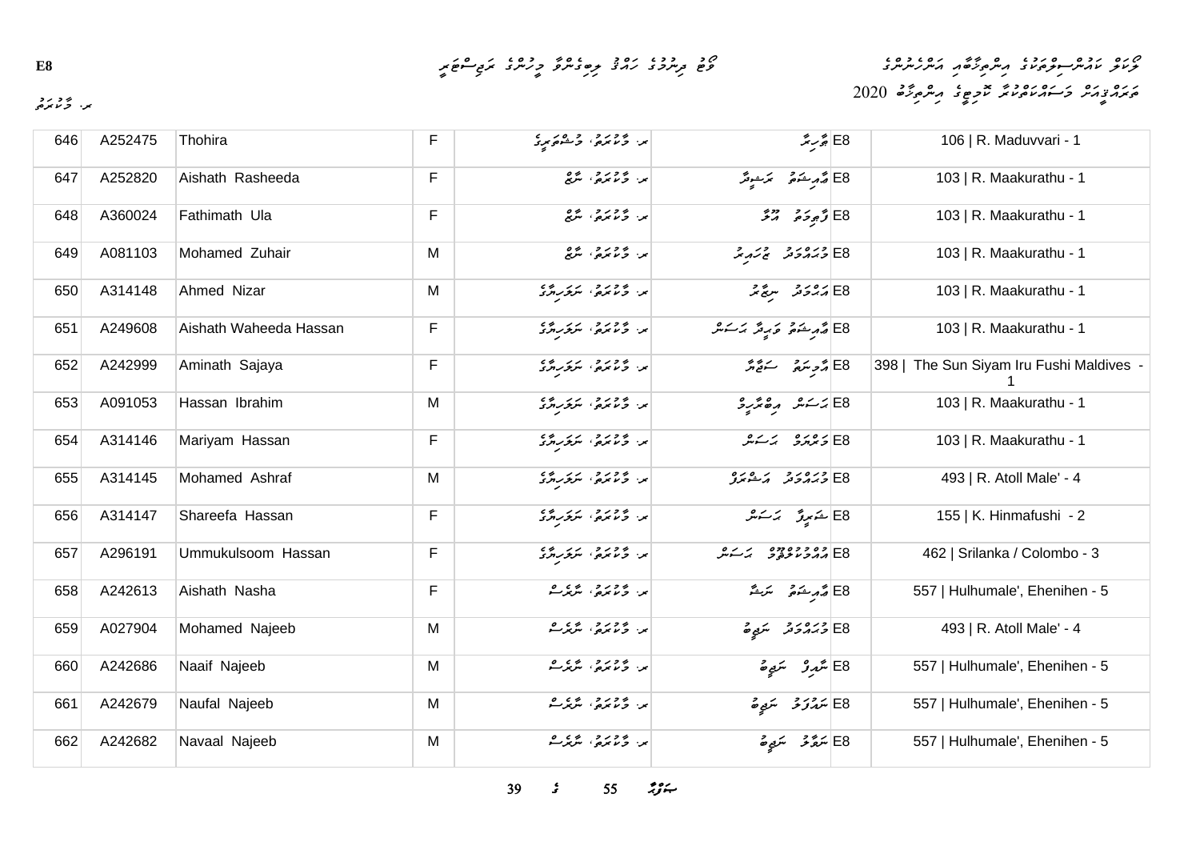| | | | | | | | |
|---|---|---|---|---|---|---|---|
| 646 | A252475 | Thohira | F | ރ. މާކުރަތު، ފުލްތޮރިގޭ | ޠާހިރާ | E8 | 106 \| R. Maduvvari - 1 |
| 647 | A252820 | Aishath Rasheeda | F | ރ. މާކުރަތު، ނޫރު | އާއިޝަތު ރަޝީދާ | E8 | 103 \| R. Maakurathu - 1 |
| 648 | A360024 | Fathimath Ula | F | ރ. މާކުރަތު، ނޫރު | ފާތިމަތު އޫލާ | E8 | 103 \| R. Maakurathu - 1 |
| 649 | A081103 | Mohamed Zuhair | M | ރ. މާކުރަތު، ނޫރު | މުހައްމަދު ޒުހައިރު | E8 | 103 \| R. Maakurathu - 1 |
| 650 | A314148 | Ahmed Nizar | M | ރ. މާކުރަތު، ނަފަހިއްގެ | އަހްމަދު ނިޒާރު | E8 | 103 \| R. Maakurathu - 1 |
| 651 | A249608 | Aishath Waheeda Hassan | F | ރ. މާކުރަތު، ނަފަހިއްގެ | އާއިޝަތު ވަހީދާ ހަސަން | E8 | 103 \| R. Maakurathu - 1 |
| 652 | A242999 | Aminath Sajaya | F | ރ. މާކުރަތު، ނަފަހިއްގެ | އާމިނަތު ސަޖާޔާ | E8 | 398 \| The Sun Siyam Iru Fushi Maldives - 1 |
| 653 | A091053 | Hassan Ibrahim | M | ރ. މާކުރަތު، ނަފަހިއްގެ | ހަސަން އިބްރާހިމް | E8 | 103 \| R. Maakurathu - 1 |
| 654 | A314146 | Mariyam Hassan | F | ރ. މާކުރަތު، ނަފަހިއްގެ | މަރިޔަމް ހަސަން | E8 | 103 \| R. Maakurathu - 1 |
| 655 | A314145 | Mohamed Ashraf | M | ރ. މާކުރަތު، ނަފަހިއްގެ | މުހައްމަދު އަޝްރަފް | E8 | 493 \| R. Atoll Male' - 4 |
| 656 | A314147 | Shareefa Hassan | F | ރ. މާކުރަތު، ނަފަހިއްގެ | ޝަރީފާ ހަސަން | E8 | 155 \| K. Hinmafushi - 2 |
| 657 | A296191 | Ummukulsoom Hassan | F | ރ. މާކުރަތު، ނަފަހިއްގެ | އުއްމުކުލްސޫމް ހަސަން | E8 | 462 \| Srilanka / Colombo - 3 |
| 658 | A242613 | Aishath Nasha | F | ރ. މާކުރަތު، ނާރެސް | އާއިޝަތު ނަޝާ | E8 | 557 \| Hulhumale', Ehenihen - 5 |
| 659 | A027904 | Mohamed Najeeb | M | ރ. މާކުރަތު، ނާރެސް | މުހައްމަދު ނަޖީބު | E8 | 493 \| R. Atoll Male' - 4 |
| 660 | A242686 | Naaif Najeeb | M | ރ. މާކުރަތު، ނާރެސް | ނާއިފު ނަޖީބު | E8 | 557 \| Hulhumale', Ehenihen - 5 |
| 661 | A242679 | Naufal Najeeb | M | ރ. މާކުރަތު، ނާރެސް | ނައުފަލް ނަޖީބު | E8 | 557 \| Hulhumale', Ehenihen - 5 |
| 662 | A242682 | Navaal Najeeb | M | ރ. މާކުރަތު، ނާރެސް | ނަވާލް ނަޖީބު | E8 | 557 \| Hulhumale', Ehenihen - 5 |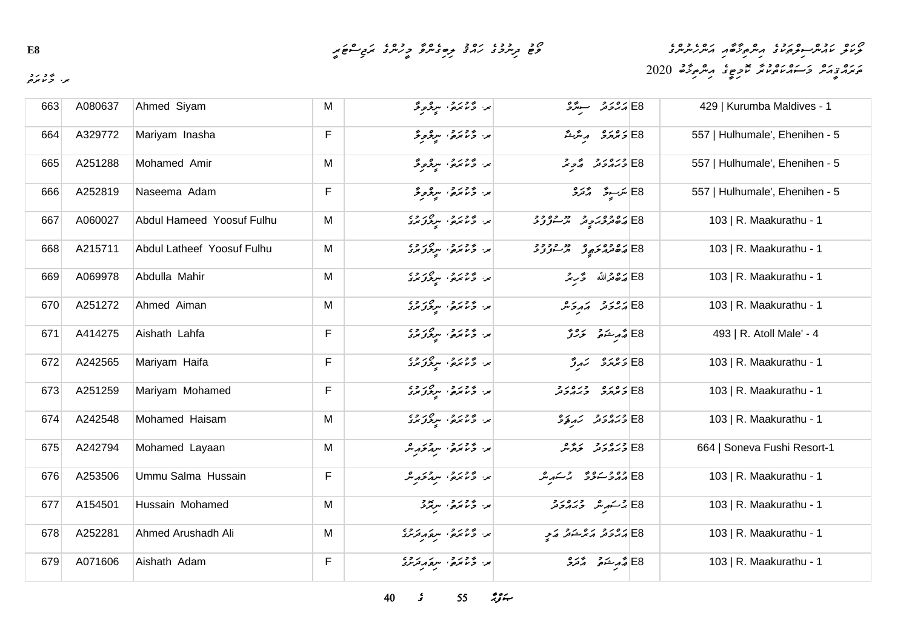| | | | | | | | |
|---|---|---|---|---|---|---|---|
| 663 | A080637 | Ahmed Siyam | M | ރ. މާކުރަތު، ސިލްވިލާ | އަހުމަދު ސިޔާމް | E8 | 429 \| Kurumba Maldives - 1 |
| 664 | A329772 | Mariyam Inasha | F | ރ. މާކުރަތު، ސިލްވިލާ | މަރިޔަމް އިނާޝާ | E8 | 557 \| Hulhumale', Ehenihen - 5 |
| 665 | A251288 | Mohamed Amir | M | ރ. މާކުރަތު، ސިލްވިލާ | މުޙައްމަދު އާމިރު | E8 | 557 \| Hulhumale', Ehenihen - 5 |
| 666 | A252819 | Naseema Adam | F | ރ. މާކުރަތު، ސިލްވިލާ | ނަސީމާ އާދަމް | E8 | 557 \| Hulhumale', Ehenihen - 5 |
| 667 | A060027 | Abdul Hameed Yoosuf Fulhu | M | ރ. މާކުރަތު، ސިލްވަރގެ | އަބްދުލްޙަމީދު ޔޫސުފުފުޅު | E8 | 103 \| R. Maakurathu - 1 |
| 668 | A215711 | Abdul Latheef Yoosuf Fulhu | M | ރ. މާކުރަތު، ސިލްވަރގެ | އަބްދުއްލަޠީފު ޔޫސުފުފުޅު | E8 | 103 \| R. Maakurathu - 1 |
| 669 | A069978 | Abdulla Mahir | M | ރ. މާކުރަތު، ސިލްވަރގެ | އަބްދުﷲ މާހިރު | E8 | 103 \| R. Maakurathu - 1 |
| 670 | A251272 | Ahmed Aiman | M | ރ. މާކުރަތު، ސިލްވަރގެ | އަހުމަދު އައިމަން | E8 | 103 \| R. Maakurathu - 1 |
| 671 | A414275 | Aishath Lahfa | F | ރ. މާކުރަތު، ސިލްވަރގެ | އާއިޝަތު ލަހްފާ | E8 | 493 \| R. Atoll Male' - 4 |
| 672 | A242565 | Mariyam Haifa | F | ރ. މާކުރަތު، ސިލްވަރގެ | މަރިޔަމް ހައިފާ | E8 | 103 \| R. Maakurathu - 1 |
| 673 | A251259 | Mariyam Mohamed | F | ރ. މާކުރަތު، ސިލްވަރގެ | މަރިޔަމް މުޙައްމަދު | E8 | 103 \| R. Maakurathu - 1 |
| 674 | A242548 | Mohamed Haisam | M | ރ. މާކުރަތު، ސިލްވަރގެ | މުޙައްމަދު ހައިސަމް | E8 | 103 \| R. Maakurathu - 1 |
| 675 | A242794 | Mohamed Layaan | M | ރ. މާކުރަތު، ސިއްމަވިލް | މުޙައްމަދު ލަޔާން | E8 | 664 \| Soneva Fushi Resort-1 |
| 676 | A253506 | Ummu Salma Hussain | F | ރ. މާކުރަތު، ސިއްމަވިލް | އުއްމުސަލްމާ ހުސައިން | E8 | 103 \| R. Maakurathu - 1 |
| 677 | A154501 | Hussain Mohamed | M | ރ. މާކުރަތު، ސިނަމް | ހުސައިން މުޙައްމަދު | E8 | 103 \| R. Maakurathu - 1 |
| 678 | A252281 | Ahmed Arushadh Ali | M | ރ. މާކުރަތު، ސިޔާރިދަރުގެ | އަހުމަދު އަރުޝަދު ޢަލީ | E8 | 103 \| R. Maakurathu - 1 |
| 679 | A071606 | Aishath Adam | F | ރ. މާކުރަތު، ސިޔާރިދަރުގެ | އާއިޝަތު އާދަމް | E8 | 103 \| R. Maakurathu - 1 |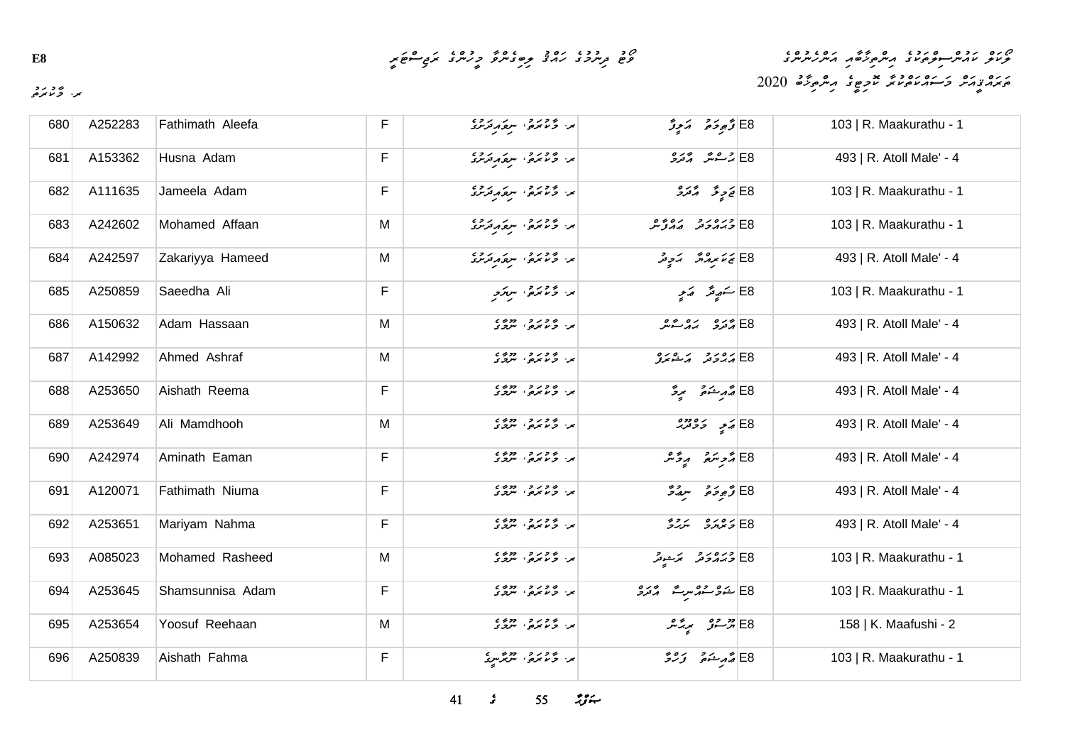| | | | | | | | |
|---|---|---|---|---|---|---|---|
| 680 | A252283 | Fathimath Aleefa | F | ރ. މާކުރަތު، ނިޔާމިދަރުގެ | ފާތިމަތު އަލީފާ | E8 | 103 \| R. Maakurathu - 1 |
| 681 | A153362 | Husna Adam | F | ރ. މާކުރަތު، ނިޔާމިދަރުގެ | ހުސްނާ އާދަމް | E8 | 493 \| R. Atoll Male' - 4 |
| 682 | A111635 | Jameela Adam | F | ރ. މާކުރަތު، ނިޔާމިދަރުގެ | ޖަމީލާ އާދަމް | E8 | 103 \| R. Maakurathu - 1 |
| 683 | A242602 | Mohamed Affaan | M | ރ. މާކުރަތު، ނިޔާމިދަރުގެ | މުހައްމަދު އައްފާން | E8 | 103 \| R. Maakurathu - 1 |
| 684 | A242597 | Zakariyya Hameed | M | ރ. މާކުރަތު، ނިޔާމިދަރުގެ | ޒަކަރިއްޔާ ހަމީދު | E8 | 493 \| R. Atoll Male' - 4 |
| 685 | A250859 | Saeedha Ali | F | ރ. މާކުރަތު، ނިއަލި | ސަޢީދާ އަލި | E8 | 103 \| R. Maakurathu - 1 |
| 686 | A150632 | Adam Hassaan | M | ރ. މާކުރަތު، ނޫރާގެ | އާދަމް ހައްސާން | E8 | 493 \| R. Atoll Male' - 4 |
| 687 | A142992 | Ahmed Ashraf | M | ރ. މާކުރަތު، ނޫރާގެ | އަހްމަދު އަޝްރަފް | E8 | 493 \| R. Atoll Male' - 4 |
| 688 | A253650 | Aishath Reema | F | ރ. މާކުރަތު، ނޫރާގެ | އާއިޝަތު ރީމާ | E8 | 493 \| R. Atoll Male' - 4 |
| 689 | A253649 | Ali Mamdhooh | M | ރ. މާކުރަތު، ނޫރާގެ | އަލި މަމްދޫޙު | E8 | 493 \| R. Atoll Male' - 4 |
| 690 | A242974 | Aminath Eaman | F | ރ. މާކުރަތު، ނޫރާގެ | އާމިނަތު އީމާން | E8 | 493 \| R. Atoll Male' - 4 |
| 691 | A120071 | Fathimath Niuma | F | ރ. މާކުރަތު، ނޫރާގެ | ފާތިމަތު ނިޢުމާ | E8 | 493 \| R. Atoll Male' - 4 |
| 692 | A253651 | Mariyam Nahma | F | ރ. މާކުރަތު، ނޫރާގެ | މަރިޔަމް ނަހްމާ | E8 | 493 \| R. Atoll Male' - 4 |
| 693 | A085023 | Mohamed Rasheed | M | ރ. މާކުރަތު، ނޫރާގެ | މުހައްމަދު ރަޝީދު | E8 | 103 \| R. Maakurathu - 1 |
| 694 | A253645 | Shamsunnisa Adam | F | ރ. މާކުރަތު، ނޫރާގެ | ޝަމްސުންނިސާ އާދަމް | E8 | 103 \| R. Maakurathu - 1 |
| 695 | A253654 | Yoosuf Reehaan | M | ރ. މާކުރަތު، ނޫރާގެ | ޔޫސުފް ރީހާން | E8 | 158 \| K. Maafushi - 2 |
| 696 | A250839 | Aishath Fahma | F | ރ. މާކުރަތު، ނޫރާނީގެ | އާއިޝަތު ފަހުމާ | E8 | 103 \| R. Maakurathu - 1 |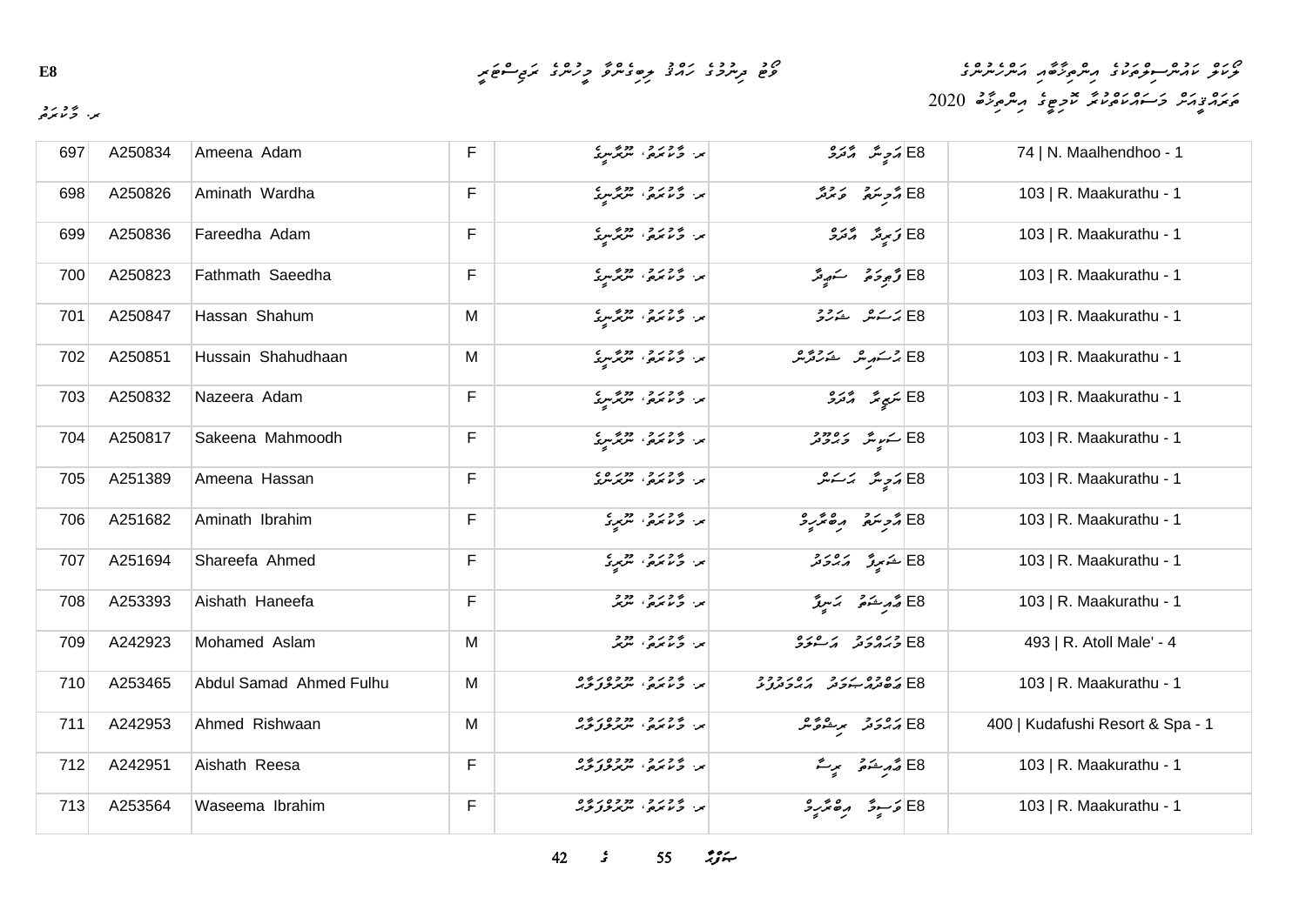| | | | | | | |
|---|---|---|---|---|---|---|
| 697 | A250834 | Ameena Adam | F | ىر. ݣݣىرە، ىترىرىر | E8 ﺃﺮﯖﯩﺮ ﺃﺮﯨﺮﯦ | 74 \| N. Maalhendhoo - 1 |
| 698 | A250826 | Aminath Wardha | F | ىر. ݣݣىرە، ىترىرىر | E8 ﺃﺮﯖﯩﺮ ﯗﯩﺮ | 103 \| R. Maakurathu - 1 |
| 699 | A250836 | Fareedha Adam | F | ىر. ݣݣىرە، ىترىرىر | E8 ﯗﯩﺮ ﺃﺮﯨﺮﯦ | 103 \| R. Maakurathu - 1 |
| 700 | A250823 | Fathmath Saeedha | F | ىر. ݣݣىرە، ىترىرىر | E8 ﯗﯩﺮ ﺳﯩﺮ | 103 \| R. Maakurathu - 1 |
| 701 | A250847 | Hassan Shahum | M | ىر. ݣݣىرە، ىترىرىر | E8 ﺑﺮﯩﺮ ﺷﯩﺮ | 103 \| R. Maakurathu - 1 |
| 702 | A250851 | Hussain Shahudhaan | M | ىر. ݣݣىرە، ىترىرىر | E8 ﺑﺮﯩﺮ ﺷﯩﺮ | 103 \| R. Maakurathu - 1 |
| 703 | A250832 | Nazeera Adam | F | ىر. ݣݣىرە، ىترىرىر | E8 ﺳﯩﺮ ﺃﺮﯨﺮﯦ | 103 \| R. Maakurathu - 1 |
| 704 | A250817 | Sakeena Mahmoodh | F | ىر. ݣݣىرە، ىترىرىر | E8 ﺳﯩﺮ ﯗﯩﺮ | 103 \| R. Maakurathu - 1 |
| 705 | A251389 | Ameena Hassan | F | ىر. ݣݣىرە، ىترىرىر | E8 ﺃﺮﯖﯩﺮ ﺑﺮﯩﺮ | 103 \| R. Maakurathu - 1 |
| 706 | A251682 | Aminath Ibrahim | F | ىر. ݣݣىرە، ىترىر | E8 ﺃﺮﯖﯩﺮ ﺃﺮﯨﺮﯦ | 103 \| R. Maakurathu - 1 |
| 707 | A251694 | Shareefa Ahmed | F | ىر. ݣݣىرە، ىترىر | E8 ﺷﯩﺮ ﺃﺮﯨﺮﯦ | 103 \| R. Maakurathu - 1 |
| 708 | A253393 | Aishath Haneefa | F | ىر. ݣݣىرە، ىتر | E8 ﺃﺮﯖﯩﺮ ﺑﺮﯩﺮ | 103 \| R. Maakurathu - 1 |
| 709 | A242923 | Mohamed Aslam | M | ىر. ݣݣىرە، ىتر | E8 ﯗﯩﺮ ﺃﺮﯨﺮﯦ | 493 \| R. Atoll Male' - 4 |
| 710 | A253465 | Abdul Samad Ahmed Fulhu | M | ىر. ݣݣىرە، ىترىرىرىر | E8 ﺃﺮﯖﯩﺮ ﺃﺮﯨﺮﯦ | 103 \| R. Maakurathu - 1 |
| 711 | A242953 | Ahmed Rishwaan | M | ىر. ݣݣىرە، ىترىرىرىر | E8 ﺃﺮﯖﯩﺮ ﺑﺮﯩﺮ | 400 \| Kudafushi Resort & Spa - 1 |
| 712 | A242951 | Aishath Reesa | F | ىر. ݣݣىرە، ىترىرىرىر | E8 ﺃﺮﯖﯩﺮ ﺑﺮﯩﺮ | 103 \| R. Maakurathu - 1 |
| 713 | A253564 | Waseema Ibrahim | F | ىر. ݣݣىرە، ىترىرىرىر | E8 ﯗﯩﺮ ﺃﺮﯨﺮﯦ | 103 \| R. Maakurathu - 1 |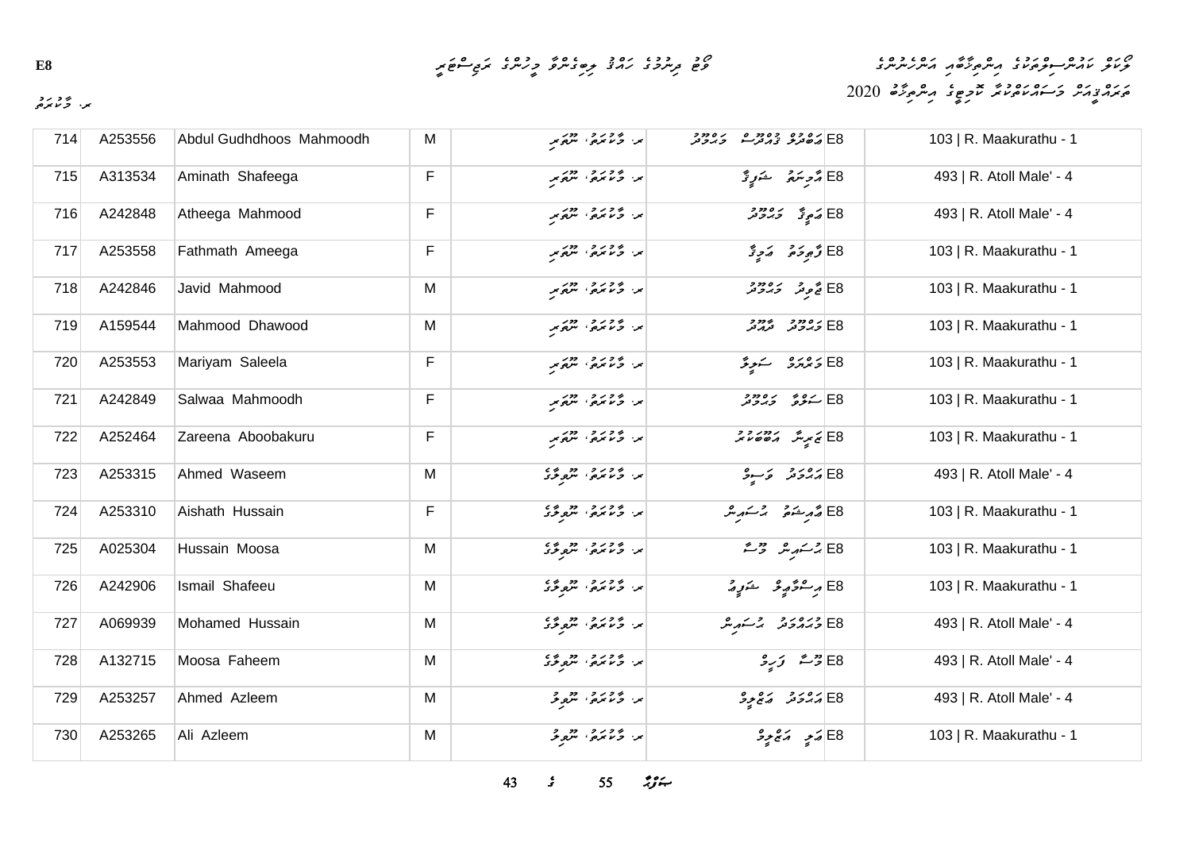| 714 | A253556 | Abdul Gudhdhoos Mahmoodh | M | ރ. މާކުރަތު، ނޫރަނި | E8 ޢަބްދުލް ގުއްދޫސް މަޙްމޫދު | 103 \| R. Maakurathu - 1 |
|---|---|---|---|---|---|---|
| 715 | A313534 | Aminath Shafeega | F | ރ. މާކުރަތު، ނޫރަނި | E8 އާމިނަތު ޝަފީޤާ | 493 \| R. Atoll Male' - 4 |
| 716 | A242848 | Atheega Mahmood | F | ރ. މާކުރަތު، ނޫރަނި | E8 އަތީޤާ މަޙްމޫދު | 493 \| R. Atoll Male' - 4 |
| 717 | A253558 | Fathmath Ameega | F | ރ. މާކުރަތު، ނޫރަނި | E8 ފާތިމަތު އަމީގާ | 103 \| R. Maakurathu - 1 |
| 718 | A242846 | Javid Mahmood | M | ރ. މާކުރަތު، ނޫރަނި | E8 ޖާވިދު މަޙްމޫދު | 103 \| R. Maakurathu - 1 |
| 719 | A159544 | Mahmood Dhawood | M | ރ. މާކުރަތު، ނޫރަނި | E8 މަޙްމޫދު ދާއޫދު | 103 \| R. Maakurathu - 1 |
| 720 | A253553 | Mariyam Saleela | F | ރ. މާކުރަތު، ނޫރަނި | E8 މަރިޔަމް ސަލީލާ | 103 \| R. Maakurathu - 1 |
| 721 | A242849 | Salwaa Mahmoodh | F | ރ. މާކުރަތު، ނޫރަނި | E8 ސަލްވާ މަޙްމޫދު | 103 \| R. Maakurathu - 1 |
| 722 | A252464 | Zareena Aboobakuru | F | ރ. މާކުރަތު، ނޫރަނި | E8 ޒަރީނާ އަބޫބަކުރު | 103 \| R. Maakurathu - 1 |
| 723 | A253315 | Ahmed Waseem | M | ރ. މާކުރަތު، ނޫރުވާދީ | E8 އަޙްމަދު ވަސީމް | 493 \| R. Atoll Male' - 4 |
| 724 | A253310 | Aishath Hussain | F | ރ. މާކުރަތު، ނޫރުވާދީ | E8 އާއިޝަތު ހުސައިން | 103 \| R. Maakurathu - 1 |
| 725 | A025304 | Hussain Moosa | M | ރ. މާކުރަތު، ނޫރުވާދީ | E8 ހުސައިން މޫސާ | 103 \| R. Maakurathu - 1 |
| 726 | A242906 | Ismail Shafeeu | M | ރ. މާކުރަތު، ނޫރުވާދީ | E8 އިސްމާއިލް ޝަފީޢު | 103 \| R. Maakurathu - 1 |
| 727 | A069939 | Mohamed Hussain | M | ރ. މާކުރަތު، ނޫރުވާދީ | E8 މުޙައްމަދު ހުސައިން | 493 \| R. Atoll Male' - 4 |
| 728 | A132715 | Moosa Faheem | M | ރ. މާކުރަތު، ނޫރުވާދީ | E8 މޫސާ ފަހީމް | 493 \| R. Atoll Male' - 4 |
| 729 | A253257 | Ahmed Azleem | M | ރ. މާކުރަތު، ނޫރުވާ | E8 އަޙްމަދު އަޒްލީމް | 493 \| R. Atoll Male' - 4 |
| 730 | A253265 | Ali Azleem | M | ރ. މާކުރަތު، ނޫރުވާ | E8 އަލި އަޒްލީމް | 103 \| R. Maakurathu - 1 |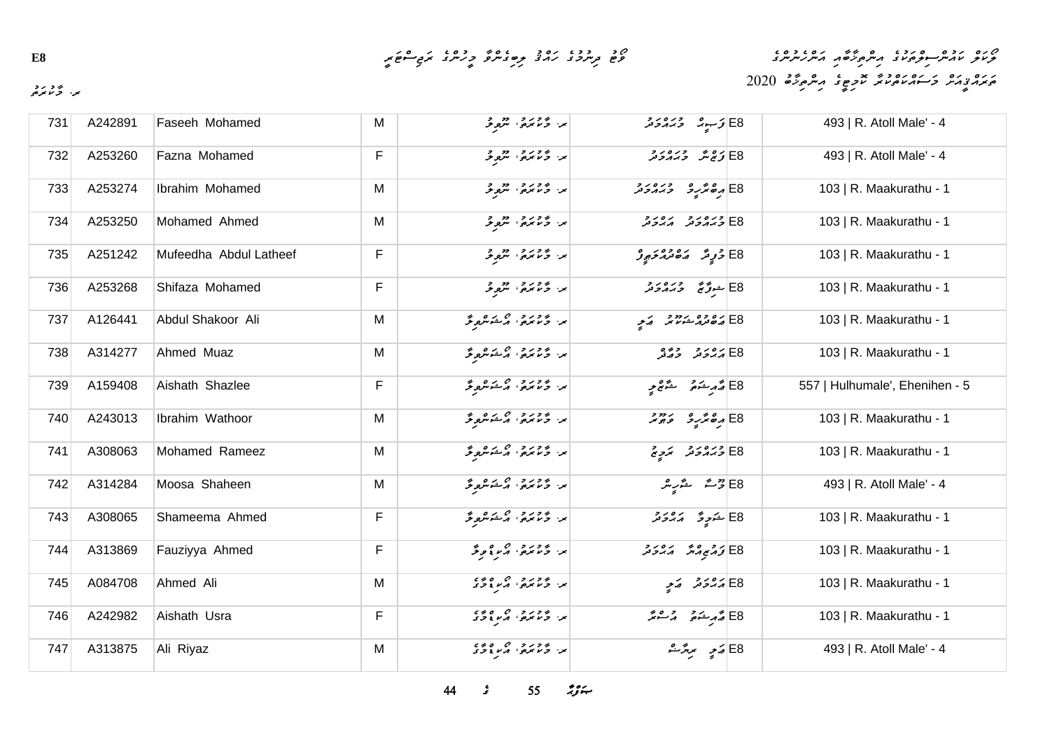| | | | | | | |
|---|---|---|---|---|---|---|
| 731 | A242891 | Faseeh Mohamed | M | بر. وَّتْ بَرْهِ، سْرْهِ وْ | E8 وَسِيدُ وَبَرُودَتَرُ | 493 \| R. Atoll Male' - 4 |
| 732 | A253260 | Fazna Mohamed | F | بر. وَّتْ بَرْهِ، سْرْهِ وْ | E8 وَيَ سُّ وَبَرُودَتَرُ | 493 \| R. Atoll Male' - 4 |
| 733 | A253274 | Ibrahim Mohamed | M | بر. وَّتْ بَرْهِ، سْرْهِ وْ | E8 مِرْهُ بَرْبِرْدُ وَبَرُودَتَرُ | 103 \| R. Maakurathu - 1 |
| 734 | A253250 | Mohamed Ahmed | M | بر. وَّتْ بَرْهِ، سْرْهِ وْ | E8 وَبَرُودَتَرُ مَبْرُوَتَرُ | 103 \| R. Maakurathu - 1 |
| 735 | A251242 | Mufeedha Abdul Latheef | F | بر. وَّتْ بَرْهِ، سْرْهِ وْ | E8 وُوِيتَرُ مَهْتَرْمَرْبُوِيْ | 103 \| R. Maakurathu - 1 |
| 736 | A253268 | Shifaza Mohamed | F | بر. وَّتْ بَرْهِ، سْرْهِ وْ | E8 سُورَّجَ وَبَرُودَتَرُ | 103 \| R. Maakurathu - 1 |
| 737 | A126441 | Abdul Shakoor Ali | M | بر. وَّتْ بَرْهِ، مْ شَهْرُهِ وَّ | E8 مَهْتَرْمُ شَوْبَرُ مَبِرِ | 103 \| R. Maakurathu - 1 |
| 738 | A314277 | Ahmed Muaz | M | بر. وَّتْ بَرْهِ، مْ شَهْرُهِ وَّ | E8 مَبْرُوَتَرُ وُمَّدُ | 103 \| R. Maakurathu - 1 |
| 739 | A159408 | Aishath Shazlee | F | بر. وَّتْ بَرْهِ، مْ شَهْرُهِ وَّ | E8 مُرْبِسُهُو سُبْنُوِ | 557 \| Hulhumale', Ehenihen - 5 |
| 740 | A243013 | Ibrahim Wathoor | M | بر. وَّتْ بَرْهِ، مْ شَهْرُهِ وَّ | E8 مِرْهُ بَرْبِرْدُ وَجُوبَرُ | 103 \| R. Maakurathu - 1 |
| 741 | A308063 | Mohamed Rameez | M | بر. وَّتْ بَرْهِ، مْ شَهْرُهِ وَّ | E8 وَبَرُودَتَرُ بَرَبِيْ | 103 \| R. Maakurathu - 1 |
| 742 | A314284 | Moosa Shaheen | M | بر. وَّتْ بَرْهِ، مْ شَهْرُهِ وَّ | E8 وُّسَّ شَوْبِرْ | 493 \| R. Atoll Male' - 4 |
| 743 | A308065 | Shameema Ahmed | F | بر. وَّتْ بَرْهِ، مْ شَهْرُهِ وَّ | E8 شَوِيدُّ مَبْرُوَتَرُ | 103 \| R. Maakurathu - 1 |
| 744 | A313869 | Fauziyya Ahmed | F | بر. وَّتْ بَرْهِ، مْ بِرُهِ وِيَّ | E8 وَمْبِرُورْ مَبْرُوَتَرُ | 103 \| R. Maakurathu - 1 |
| 745 | A084708 | Ahmed Ali | M | بر. وَّتْ بَرْهِ، مْ بِرُهِ وَّرُ | E8 مَبْرُوَتَرُ مَبِرِ | 103 \| R. Maakurathu - 1 |
| 746 | A242982 | Aishath Usra | F | بر. وَّتْ بَرْهِ، مْ بِرُهِ وَّرُ | E8 مُرْبِسُهُو مُرْسُوبَرْ | 103 \| R. Maakurathu - 1 |
| 747 | A313875 | Ali Riyaz | M | بر. وَّتْ بَرْهِ، مْ بِرُهِ وَّرُ | E8 مَبِرِ بِرِمَّرْ | 493 \| R. Atoll Male' - 4 |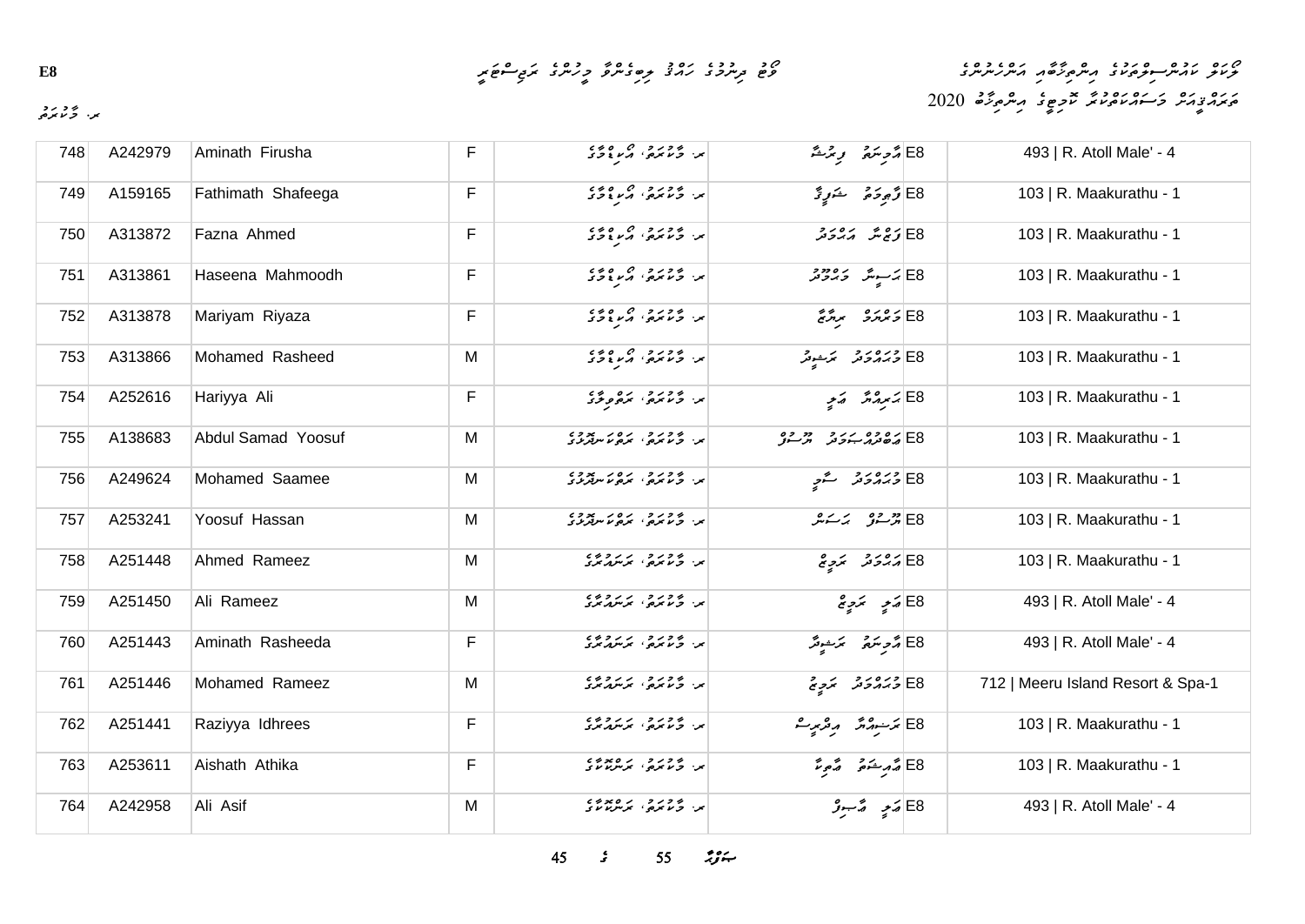| | | | | | | |
|---|---|---|---|---|---|---|
| 748 | A242979 | Aminath Firusha | F | ރ. މާކުރަތު، އޮކިޑްވާގެ | E8 އާމިނަތު ފިރުޝާ | 493 \| R. Atoll Male' - 4 |
| 749 | A159165 | Fathimath Shafeega | F | ރ. މާކުރަތު، އޮކިޑްވާގެ | E8 ފާތިމަތު ޝަފީގާ | 103 \| R. Maakurathu - 1 |
| 750 | A313872 | Fazna Ahmed | F | ރ. މާކުރަތު، އޮކިޑްވާގެ | E8 ފަޒްނާ އަހްމަދު | 103 \| R. Maakurathu - 1 |
| 751 | A313861 | Haseena Mahmoodh | F | ރ. މާކުރަތު، އޮކިޑްވާގެ | E8 ހަސީނާ މަޙްމޫދު | 103 \| R. Maakurathu - 1 |
| 752 | A313878 | Mariyam Riyaza | F | ރ. މާކުރަތު، އޮކިޑްވާގެ | E8 މަރިޔަމް ރިޔާޒާ | 103 \| R. Maakurathu - 1 |
| 753 | A313866 | Mohamed Rasheed | M | ރ. މާކުރަތު، އޮކިޑްވާގެ | E8 މުހައްމަދު ރަޝީދު | 103 \| R. Maakurathu - 1 |
| 754 | A252616 | Hariyya Ali | F | ރ. މާކުރަތު، ރަތްމިލާގެ | E8 ހަރިއްޔާ އަލި | 103 \| R. Maakurathu - 1 |
| 755 | A138683 | Abdul Samad Yoosuf | M | ރ. މާކުރަތު، ރަތްކަނޑުމާގެ | E8 އަބްދުއްސަމަދު ޔޫސުފް | 103 \| R. Maakurathu - 1 |
| 756 | A249624 | Mohamed Saamee | M | ރ. މާކުރަތު، ރަތްކަނޑުމާގެ | E8 މުހައްމަދު ސާމީ | 103 \| R. Maakurathu - 1 |
| 757 | A253241 | Yoosuf Hassan | M | ރ. މާކުރަތު، ރަތްކަނޑުމާގެ | E8 ޔޫސުފް ހަސަން | 103 \| R. Maakurathu - 1 |
| 758 | A251448 | Ahmed Rameez | M | ރ. މާކުރަތު، ރަނަޅުދޮރު | E8 އަހްމަދު ރަމީޒު | 103 \| R. Maakurathu - 1 |
| 759 | A251450 | Ali Rameez | M | ރ. މާކުރަތު، ރަނަޅުދޮރު | E8 އަލި ރަމީޒު | 493 \| R. Atoll Male' - 4 |
| 760 | A251443 | Aminath Rasheeda | F | ރ. މާކުރަތު، ރަނަޅުދޮރު | E8 އާމިނަތު ރަޝީދާ | 493 \| R. Atoll Male' - 4 |
| 761 | A251446 | Mohamed Rameez | M | ރ. މާކުރަތު، ރަނަޅުދޮރު | E8 މުހައްމަދު ރަމީޒު | 712 \| Meeru Island Resort & Spa-1 |
| 762 | A251441 | Raziyya Idhrees | F | ރ. މާކުރަތު، ރަނަޅުދޮރު | E8 ރަޟިއްޔާ އިދްރީސް | 103 \| R. Maakurathu - 1 |
| 763 | A253611 | Aishath Athika | F | ރ. މާކުރަތު، ރަންނާރިގެ | E8 އާއިޝަތު އާތިކާ | 103 \| R. Maakurathu - 1 |
| 764 | A242958 | Ali Asif | M | ރ. މާކުރަތު، ރަންނާރިގެ | E8 އަލި އާސިފު | 493 \| R. Atoll Male' - 4 |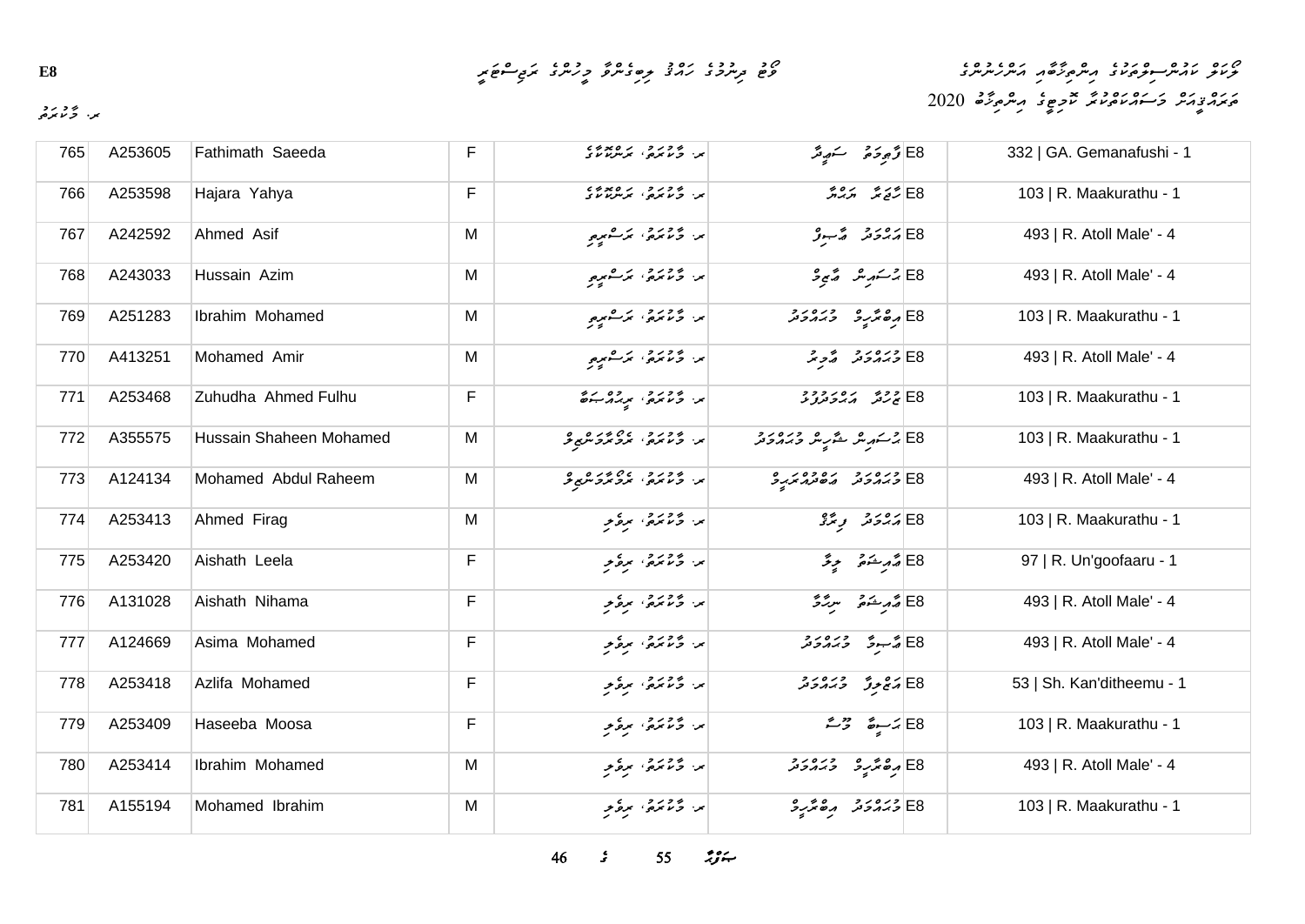ޖޫރީގެ ކަމުގައި ޢައްޔަނުކުރެވިފައިވާ އިންތިޚާބީ ރަޖިސްޓަރީ ލިސްޓުގައި ހިމެނޭ ފަރާތްތަކުގެ ނަންތައް E8
ތިރީގައިވާ ޖަދުވަލުގައި ފާހަގަކޮށްފައިވާ ގޮތަށް ވޯޓުލާ ތަން 2020

ރ. މާކުރަތު

| | | | | | | |
|---|---|---|---|---|---|---|
| 765 | A253605 | Fathimath Saeeda | F | ރ. މާކުރަތު، ރަންނާރިގެ | E8 ފާތިމަތު ސަޢީދާ | 332 \| GA. Gemanafushi - 1 |
| 766 | A253598 | Hajara Yahya | F | ރ. މާކުރަތު، ރަންނާރިގެ | E8 ހާޖަރާ ޔަޙްޔާ | 103 \| R. Maakurathu - 1 |
| 767 | A242592 | Ahmed Asif | M | ރ. މާކުރަތު، ރަސްގިރި | E8 އަޙްމަދު އާސިފު | 493 \| R. Atoll Male' - 4 |
| 768 | A243033 | Hussain Azim | M | ރ. މާކުރަތު، ރަސްގިރި | E8 ހުސައިން އާޒިމް | 493 \| R. Atoll Male' - 4 |
| 769 | A251283 | Ibrahim Mohamed | M | ރ. މާކުރަތު، ރަސްގިރި | E8 އިބްރާހީމް މުޙައްމަދު | 103 \| R. Maakurathu - 1 |
| 770 | A413251 | Mohamed Amir | M | ރ. މާކުރަތު، ރަސްގިރި | E8 މުޙައްމަދު އާމިރު | 493 \| R. Atoll Male' - 4 |
| 771 | A253468 | Zuhudha Ahmed Fulhu | F | ރ. މާކުރަތު، ރިޔާޒްހަވާ | E8 ޒުހުދާ އަޙްމަދުފުޅު | 103 \| R. Maakurathu - 1 |
| 772 | A355575 | Hussain Shaheen Mohamed | M | ރ. މާކުރަތު، ރޯޒްގާޑަންވިލާ | E8 ހުސައިން ޝާހީން މުޙައްމަދު | 103 \| R. Maakurathu - 1 |
| 773 | A124134 | Mohamed Abdul Raheem | M | ރ. މާކުރަތު، ރޯޒްގާޑަންވިލާ | E8 މުޙައްމަދު އަބްދުއްރަޙީމް | 493 \| R. Atoll Male' - 4 |
| 774 | A253413 | Ahmed Firag | M | ރ. މާކުރަތު، ރިވެލި | E8 އަޙްމަދު ފިރާގު | 103 \| R. Maakurathu - 1 |
| 775 | A253420 | Aishath Leela | F | ރ. މާކުރަތު، ރިވެލި | E8 އާއިޝަތު ލީލާ | 97 \| R. Un'goofaaru - 1 |
| 776 | A131028 | Aishath Nihama | F | ރ. މާކުރަތު، ރިވެލި | E8 އާއިޝަތު ނިހާމާ | 493 \| R. Atoll Male' - 4 |
| 777 | A124669 | Asima Mohamed | F | ރ. މާކުރަތު، ރިވެލި | E8 އާސިމާ މުޙައްމަދު | 493 \| R. Atoll Male' - 4 |
| 778 | A253418 | Azlifa Mohamed | F | ރ. މާކުރަތު، ރިވެލި | E8 އަޒްލިފާ މުޙައްމަދު | 53 \| Sh. Kan'ditheemu - 1 |
| 779 | A253409 | Haseeba Moosa | F | ރ. މާކުރަތު، ރިވެލި | E8 ހަސީބާ މޫސާ | 103 \| R. Maakurathu - 1 |
| 780 | A253414 | Ibrahim Mohamed | M | ރ. މާކުރަތު، ރިވެލި | E8 އިބްރާހީމް މުޙައްމަދު | 493 \| R. Atoll Male' - 4 |
| 781 | A155194 | Mohamed Ibrahim | M | ރ. މާކުރަތު، ރިވެލި | E8 މުޙައްމަދު އިބްރާހީމް | 103 \| R. Maakurathu - 1 |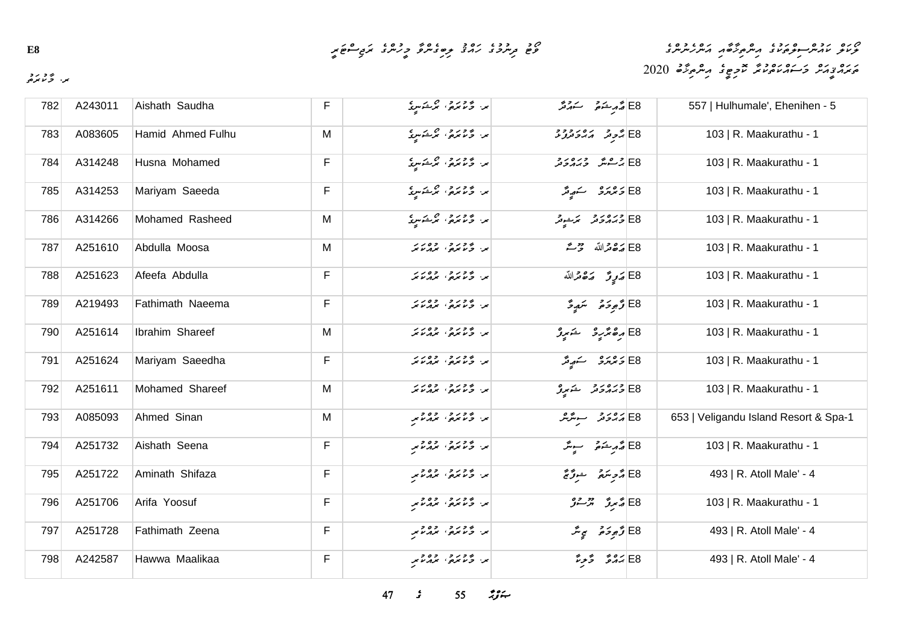| | | | | | | |
|---|---|---|---|---|---|---|
| 782 | A243011 | Aishath Saudha | F | ބ. މާކުރަތު، ރޮށަނީގެ | E8 ޢާއިޝަތު ސައުދާ | 557 \| Hulhumale', Ehenihen - 5 |
| 783 | A083605 | Hamid Ahmed Fulhu | M | ބ. މާކުރަތު، ރޮށަނީގެ | E8 ހާމިދު އަހުމަދުފުޅު | 103 \| R. Maakurathu - 1 |
| 784 | A314248 | Husna Mohamed | F | ބ. މާކުރަތު، ރޮށަނީގެ | E8 ހުސްނާ މުހައްމަދު | 103 \| R. Maakurathu - 1 |
| 785 | A314253 | Mariyam Saeeda | F | ބ. މާކުރަތު، ރޮށަނީގެ | E8 މަރިޔަމް ސަޢީދާ | 103 \| R. Maakurathu - 1 |
| 786 | A314266 | Mohamed Rasheed | M | ބ. މާކުރަތު، ރޮށަނީގެ | E8 މުހައްމަދު ރަޝީދު | 103 \| R. Maakurathu - 1 |
| 787 | A251610 | Abdulla Moosa | M | ބ. މާކުރަތު، ރޯޒްމަރ | E8 އަބްދުﷲ މޫސާ | 103 \| R. Maakurathu - 1 |
| 788 | A251623 | Afeefa Abdulla | F | ބ. މާކުރަތު، ރޯޒްމަރ | E8 އަފީފާ އަބްދުﷲ | 103 \| R. Maakurathu - 1 |
| 789 | A219493 | Fathimath Naeema | F | ބ. މާކުރަތު، ރޯޒްމަރ | E8 ފާތިމަތު ނަޢީމާ | 103 \| R. Maakurathu - 1 |
| 790 | A251614 | Ibrahim Shareef | M | ބ. މާކުރަތު، ރޯޒްމަރ | E8 އިބްރާހީމް ޝަރީފް | 103 \| R. Maakurathu - 1 |
| 791 | A251624 | Mariyam Saeedha | F | ބ. މާކުރަތު، ރޯޒްމަރ | E8 މަރިޔަމް ސަޢީދާ | 103 \| R. Maakurathu - 1 |
| 792 | A251611 | Mohamed Shareef | M | ބ. މާކުރަތު، ރޯޒްމަރ | E8 މުހައްމަދު ޝަރީފް | 103 \| R. Maakurathu - 1 |
| 793 | A085093 | Ahmed Sinan | M | ބ. މާކުރަތު، ރޯޒްވިއު | E8 އަހުމަދު ސިނާން | 653 \| Veligandu Island Resort & Spa-1 |
| 794 | A251732 | Aishath Seena | F | ބ. މާކުރަތު، ރޯޒްވިއު | E8 ޢާއިޝަތު ސީނާ | 103 \| R. Maakurathu - 1 |
| 795 | A251722 | Aminath Shifaza | F | ބ. މާކުރަތު، ރޯޒްވިއު | E8 އާމިނަތު ޝިފާޒާ | 493 \| R. Atoll Male' - 4 |
| 796 | A251706 | Arifa Yoosuf | F | ބ. މާކުރަތު، ރޯޒްވިއު | E8 އާރިފާ ޔޫސުފް | 103 \| R. Maakurathu - 1 |
| 797 | A251728 | Fathimath Zeena | F | ބ. މާކުރަތު، ރޯޒްވިއު | E8 ފާތިމަތު ޒީނާ | 493 \| R. Atoll Male' - 4 |
| 798 | A242587 | Hawwa Maalikaa | F | ބ. މާކުރަތު، ރޯޒްވިއު | E8 ހައްވާ މާލިކާ | 493 \| R. Atoll Male' - 4 |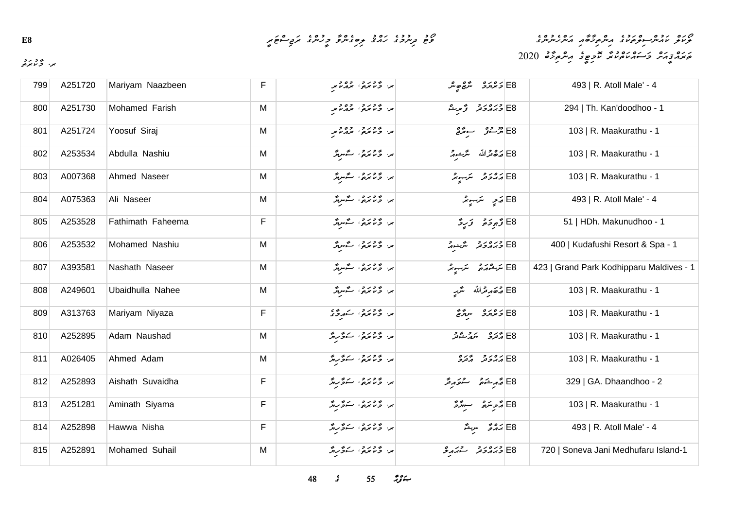| 799 | A251720 | Mariyam Naazbeen | F | ރ. މާކުރަތު، ދަރުމާވަ | E8  މަރިޔަމް ނާޒްބީން | 493 \| R. Atoll Male' - 4 |
|---|---|---|---|---|---|---|
| 800 | A251730 | Mohamed Farish | M | ރ. މާކުރަތު، ދަރުމާވަ | E8 މުހައްމަދު ފާރިޝް | 294 \| Th. Kan'doodhoo - 1 |
| 801 | A251724 | Yoosuf Siraj | M | ރ. މާކުރަތު، ދަރުމާވަ | E8 ޔޫސުފް ސިރާޖު | 103 \| R. Maakurathu - 1 |
| 802 | A253534 | Abdulla Nashiu | M | ރ. މާކުރަތު، ސާނިރާ | E8 އަބްދުﷲ ނާޝިއު | 103 \| R. Maakurathu - 1 |
| 803 | A007368 | Ahmed Naseer | M | ރ. މާކުރަތު، ސާނިރާ | E8 އަޙްމަދު ނަސީރު | 103 \| R. Maakurathu - 1 |
| 804 | A075363 | Ali Naseer | M | ރ. މާކުރަތު، ސާނިރާ | E8 އަލި ނަސީރު | 493 \| R. Atoll Male' - 4 |
| 805 | A253528 | Fathimath Faheema | F | ރ. މާކުރަތު، ސާނިރާ | E8 ފާތިމަތު ފަހީމާ | 51 \| HDh. Makunudhoo - 1 |
| 806 | A253532 | Mohamed Nashiu | M | ރ. މާކުރަތު، ސާނިރާ | E8 މުހައްމަދު ނާޝިއު | 400 \| Kudafushi Resort & Spa - 1 |
| 807 | A393581 | Nashath Naseer | M | ރ. މާކުރަތު، ސާނިރާ | E8 ނަޝާތު ނަސީރު | 423 \| Grand Park Kodhipparu Maldives - 1 |
| 808 | A249601 | Ubaidhulla Nahee | M | ރ. މާކުރަތު، ސާނިރާ | E8 އުބައިދުﷲ ނާހީ | 103 \| R. Maakurathu - 1 |
| 809 | A313763 | Mariyam Niyaza | F | ރ. މާކުރަތު، ސަރުމާގެ | E8 މަރިޔަމް ނިޔާޒާ | 103 \| R. Maakurathu - 1 |
| 810 | A252895 | Adam Naushad | M | ރ. މާކުރަތު، ސަވާރިނާ | E8 އާދަމް ނައުޝާދު | 103 \| R. Maakurathu - 1 |
| 811 | A026405 | Ahmed Adam | M | ރ. މާކުރަތު، ސަވާރިނާ | E8 އަޙްމަދު އާދަމް | 103 \| R. Maakurathu - 1 |
| 812 | A252893 | Aishath Suvaidha | F | ރ. މާކުރަތު، ސަވާރިނާ | E8 އާއިޝަތު ސުވައިދާ | 329 \| GA. Dhaandhoo - 2 |
| 813 | A251281 | Aminath Siyama | F | ރ. މާކުރަތު، ސަވާރިނާ | E8 އާމިނަތު ސިޔާމާ | 103 \| R. Maakurathu - 1 |
| 814 | A252898 | Hawwa Nisha | F | ރ. މާކުރަތު، ސަވާރިނާ | E8 ހައްވާ ނިޝާ | 493 \| R. Atoll Male' - 4 |
| 815 | A252891 | Mohamed Suhail | M | ރ. މާކުރަތު، ސަވާރިނާ | E8 މުހައްމަދު ސުހައިލު | 720 \| Soneva Jani Medhufaru Island-1 |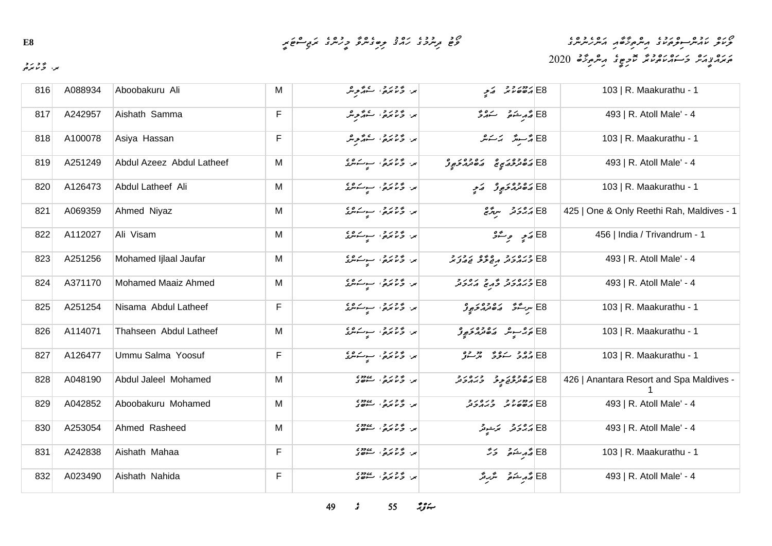| | | | | | | | |
|---|---|---|---|---|---|---|---|
| 816 | A088934 | Aboobakuru Ali | M | بر. ڈٹانرو، سەرگرىگر | E8 | ەددە دد كېچ | 103 \| R. Maakurathu - 1 |
| 817 | A242957 | Aishath Samma | F | بر. ڈٹانرو، سەرگرىگر | E8 | ەرىشىمۇ سىرەۋ | 493 \| R. Atoll Male' - 4 |
| 818 | A100078 | Asiya Hassan | F | بر. ڈٹانرو، سەرگرىگر | E8 | ەسىر ئەسەنر | 103 \| R. Maakurathu - 1 |
| 819 | A251249 | Abdul Azeez Abdul Latheef | M | بر. ڈٹانرو، سوسەسرى | E8 | ەھىرىرىيە ەھىرمرىرى | 493 \| R. Atoll Male' - 4 |
| 820 | A126473 | Abdul Latheef Ali | M | بر. ڈٹانرو، سوسەسرى | E8 | ەھىرمرىرى كېچ | 103 \| R. Maakurathu - 1 |
| 821 | A069359 | Ahmed Niyaz | M | بر. ڈٹانرو، سوسەسرى | E8 | ەرەرد سرگە | 425 \| One & Only Reethi Rah, Maldives - 1 |
| 822 | A112027 | Ali Visam | M | بر. ڈٹانرو، سوسەسرى | E8 | ەكىچ وسەۋ | 456 \| India / Trivandrum - 1 |
| 823 | A251256 | Mohamed Ijlaal Jaufar | M | بر. ڈٹانرو، سوسەسرى | E8 | دىرەرد مەقگى قەرىر | 493 \| R. Atoll Male' - 4 |
| 824 | A371170 | Mohamed Maaiz Ahmed | M | بر. ڈٹانرو، سوسەسرى | E8 | دىرەرد ۋەرىم ەرەرد | 493 \| R. Atoll Male' - 4 |
| 825 | A251254 | Nisama Abdul Latheef | F | بر. ڈٹانرو، سوسەسرى | E8 | سرسۇ ەھىرمرىرى | 103 \| R. Maakurathu - 1 |
| 826 | A114071 | Thahseen Abdul Latheef | M | بر. ڈٹانرو، سوسەسرى | E8 | ەرسىسىر ەھىرمرىرى | 103 \| R. Maakurathu - 1 |
| 827 | A126477 | Ummu Salma Yoosuf | F | بر. ڈٹانرو، سوسەسرى | E8 | ەدد سەرۋ ددسو | 103 \| R. Maakurathu - 1 |
| 828 | A048190 | Abdul Jaleel Mohamed | M | بر. ڈٹانرو، سەھەى | E8 | ەھىرىقىمى دىرەرد | 426 \| Anantara Resort and Spa Maldives - 1 |
| 829 | A042852 | Aboobakuru Mohamed | M | بر. ڈٹانرو، سەھەى | E8 | ەددەدد دىرەرد | 493 \| R. Atoll Male' - 4 |
| 830 | A253054 | Ahmed Rasheed | M | بر. ڈٹانرو، سەھەى | E8 | ەرەرد برشوتر | 493 \| R. Atoll Male' - 4 |
| 831 | A242838 | Aishath Mahaa | F | بر. ڈٹانرو، سەھەى | E8 | ەرىشىمۇ ۋر | 103 \| R. Maakurathu - 1 |
| 832 | A023490 | Aishath Nahida | F | بر. ڈٹانرو، سەھەى | E8 | ەرىشىمۇ سرىرتر | 493 \| R. Atoll Male' - 4 |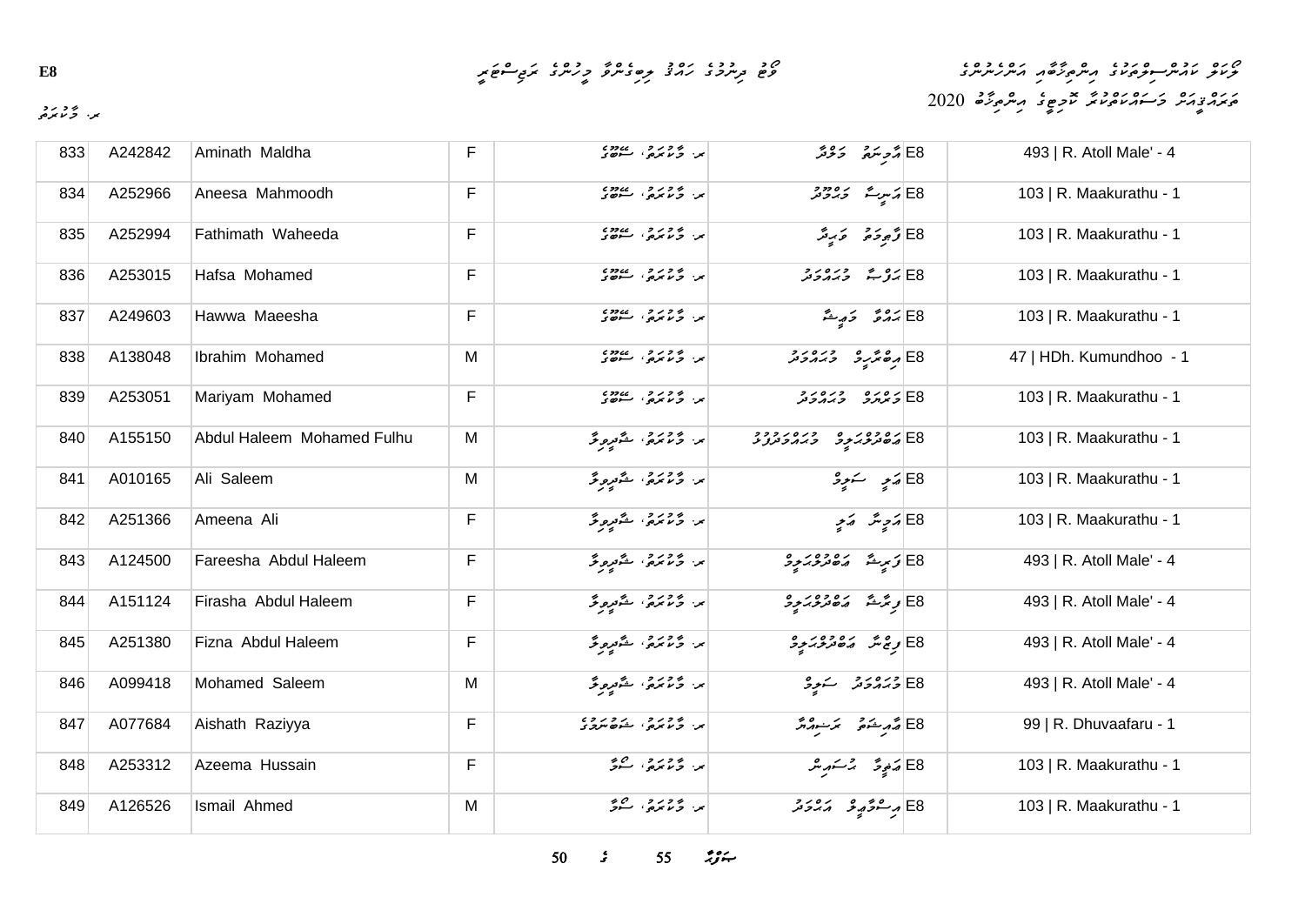| | | | | | | |
|---|---|---|---|---|---|---|
| 833 | A242842 | Aminath Maldha | F | ރ. މާކުރަތު، ސިއްޒާގެ | E8 އާމިނަތު މަލްދާ | 493 \| R. Atoll Male' - 4 |
| 834 | A252966 | Aneesa Mahmoodh | F | ރ. މާކުރަތު، ސިއްޒާގެ | E8 އަނީސާ މަޙްމޫދު | 103 \| R. Maakurathu - 1 |
| 835 | A252994 | Fathimath Waheeda | F | ރ. މާކުރަތު، ސިއްޒާގެ | E8 ފާތިމަތު ވަހީދާ | 103 \| R. Maakurathu - 1 |
| 836 | A253015 | Hafsa Mohamed | F | ރ. މާކުރަތު، ސިއްޒާގެ | E8 ހަފްސާ މުޙައްމަދު | 103 \| R. Maakurathu - 1 |
| 837 | A249603 | Hawwa Maeesha | F | ރ. މާކުރަތު، ސިއްޒާގެ | E8 ހައްވާ މައީޝާ | 103 \| R. Maakurathu - 1 |
| 838 | A138048 | Ibrahim Mohamed | M | ރ. މާކުރަތު، ސިއްޒާގެ | E8 އިބްރާހީމް މުޙައްމަދު | 47 \| HDh. Kumundhoo - 1 |
| 839 | A253051 | Mariyam Mohamed | F | ރ. މާކުރަތު، ސިއްޒާގެ | E8 މަރިޔަމް މުޙައްމަދު | 103 \| R. Maakurathu - 1 |
| 840 | A155150 | Abdul Haleem Mohamed Fulhu | M | ރ. މާކުރަތު، ޝާދީވިލާ | E8 އަބްދުލްޙަލީމް މުޙައްމަދުފުޅު | 103 \| R. Maakurathu - 1 |
| 841 | A010165 | Ali Saleem | M | ރ. މާކުރަތު، ޝާދީވިލާ | E8 އަލީ ސަލީމް | 103 \| R. Maakurathu - 1 |
| 842 | A251366 | Ameena Ali | F | ރ. މާކުރަތު، ޝާދީވިލާ | E8 އަމީނާ އަލީ | 103 \| R. Maakurathu - 1 |
| 843 | A124500 | Fareesha Abdul Haleem | F | ރ. މާކުރަތު، ޝާދީވިލާ | E8 ފަރީޝާ އަބްދުލްޙަލީމް | 493 \| R. Atoll Male' - 4 |
| 844 | A151124 | Firasha Abdul Haleem | F | ރ. މާކުރަތު، ޝާދީވިލާ | E8 ފިރާޝާ އަބްދުލްޙަލީމް | 493 \| R. Atoll Male' - 4 |
| 845 | A251380 | Fizna Abdul Haleem | F | ރ. މާކުރަތު، ޝާދީވިލާ | E8 ފިޒްނާ އަބްދުލްޙަލީމް | 493 \| R. Atoll Male' - 4 |
| 846 | A099418 | Mohamed Saleem | M | ރ. މާކުރަތު، ޝާދީވިލާ | E8 މުޙައްމަދު ސަލީމް | 493 \| R. Atoll Male' - 4 |
| 847 | A077684 | Aishath Raziyya | F | ރ. މާކުރަތު، ޝަރަބަނގުގެ | E8 އާއިޝަތު ރަޒިއްޔާ | 99 \| R. Dhuvaafaru - 1 |
| 848 | A253312 | Azeema Hussain | F | ރ. މާކުރަތު، ސޯމާ | E8 އަޒީމާ ހުސައިން | 103 \| R. Maakurathu - 1 |
| 849 | A126526 | Ismail Ahmed | M | ރ. މާކުރަތު، ސޯމާ | E8 އިސްމާޢީލް އަޙްމަދު | 103 \| R. Maakurathu - 1 |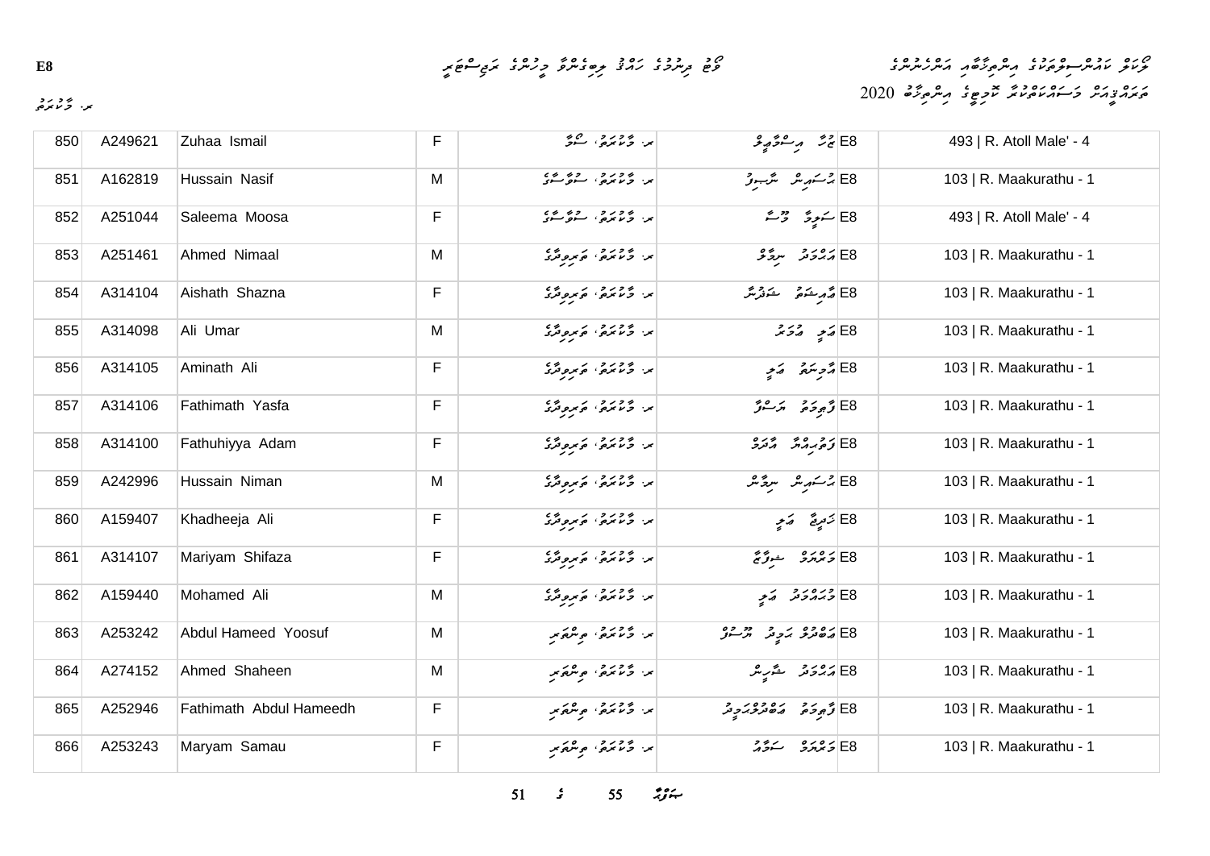| | | | | | | |
|---|---|---|---|---|---|---|
| 850 | A249621 | Zuhaa Ismail | F | ރ. މާކުރަތު، ސުވާ | E8 ޒުހާ އިސްމާޢީލް | 493 \| R. Atoll Male' - 4 |
| 851 | A162819 | Hussain Nasif | M | ރ. މާކުރަތު، ސުވާސާގެ | E8 ހުސައިން ނާސިފް | 103 \| R. Maakurathu - 1 |
| 852 | A251044 | Saleema Moosa | F | ރ. މާކުރަތު، ސުވާސާގެ | E8 ސަލީމާ މޫސާ | 493 \| R. Atoll Male' - 4 |
| 853 | A251461 | Ahmed Nimaal | M | ރ. މާކުރަތު، ޖަރީވިލާ | E8 އަހުމަދު ނިމާލް | 103 \| R. Maakurathu - 1 |
| 854 | A314104 | Aishath Shazna | F | ރ. މާކުރަތު، ޖަރީވިލާ | E8 އާއިޝަތު ޝަޒުނާ | 103 \| R. Maakurathu - 1 |
| 855 | A314098 | Ali Umar | M | ރ. މާކުރަތު، ޖަރީވިލާ | E8 ޢަލީ ޢުމަރު | 103 \| R. Maakurathu - 1 |
| 856 | A314105 | Aminath Ali | F | ރ. މާކުރަތު، ޖަރީވިލާ | E8 އާމިނަތު ޢަލީ | 103 \| R. Maakurathu - 1 |
| 857 | A314106 | Fathimath Yasfa | F | ރ. މާކުރަތު، ޖަރީވިލާ | E8 ފާތިމަތު ޔަސްފާ | 103 \| R. Maakurathu - 1 |
| 858 | A314100 | Fathuhiyya Adam | F | ރ. މާކުރަތު، ޖަރީވިލާ | E8 ފަތުހިއްޔާ އާދަމް | 103 \| R. Maakurathu - 1 |
| 859 | A242996 | Hussain Niman | M | ރ. މާކުރަތު، ޖަރީވިލާ | E8 ހުސައިން ނިމާން | 103 \| R. Maakurathu - 1 |
| 860 | A159407 | Khadheeja Ali | F | ރ. މާކުރަތު، ޖަރީވިލާ | E8 ޚަދީޖާ ޢަލީ | 103 \| R. Maakurathu - 1 |
| 861 | A314107 | Mariyam Shifaza | F | ރ. މާކުރަތު، ޖަރީވިލާ | E8 މަރިޔަމް ޝިފާޒާ | 103 \| R. Maakurathu - 1 |
| 862 | A159440 | Mohamed Ali | M | ރ. މާކުރަތު، ޖަރީވިލާ | E8 މުޙައްމަދު ޢަލީ | 103 \| R. Maakurathu - 1 |
| 863 | A253242 | Abdul Hameed Yoosuf | M | ރ. މާކުރަތު، ވިންޑަރ | E8 އަބްދުލް ޙަމީދު ޔޫސުފް | 103 \| R. Maakurathu - 1 |
| 864 | A274152 | Ahmed Shaheen | M | ރ. މާކުރަތު، ވިންޑަރ | E8 އަހުމަދު ޝާހީން | 103 \| R. Maakurathu - 1 |
| 865 | A252946 | Fathimath Abdul Hameedh | F | ރ. މާކުރަތު، ވިންޑަރ | E8 ފާތިމަތު އަބްދުލްޙަމީދު | 103 \| R. Maakurathu - 1 |
| 866 | A253243 | Maryam Samau | F | ރ. މާކުރަތު، ވިންޑަރ | E8 މަރްޔަމް ސަމާއު | 103 \| R. Maakurathu - 1 |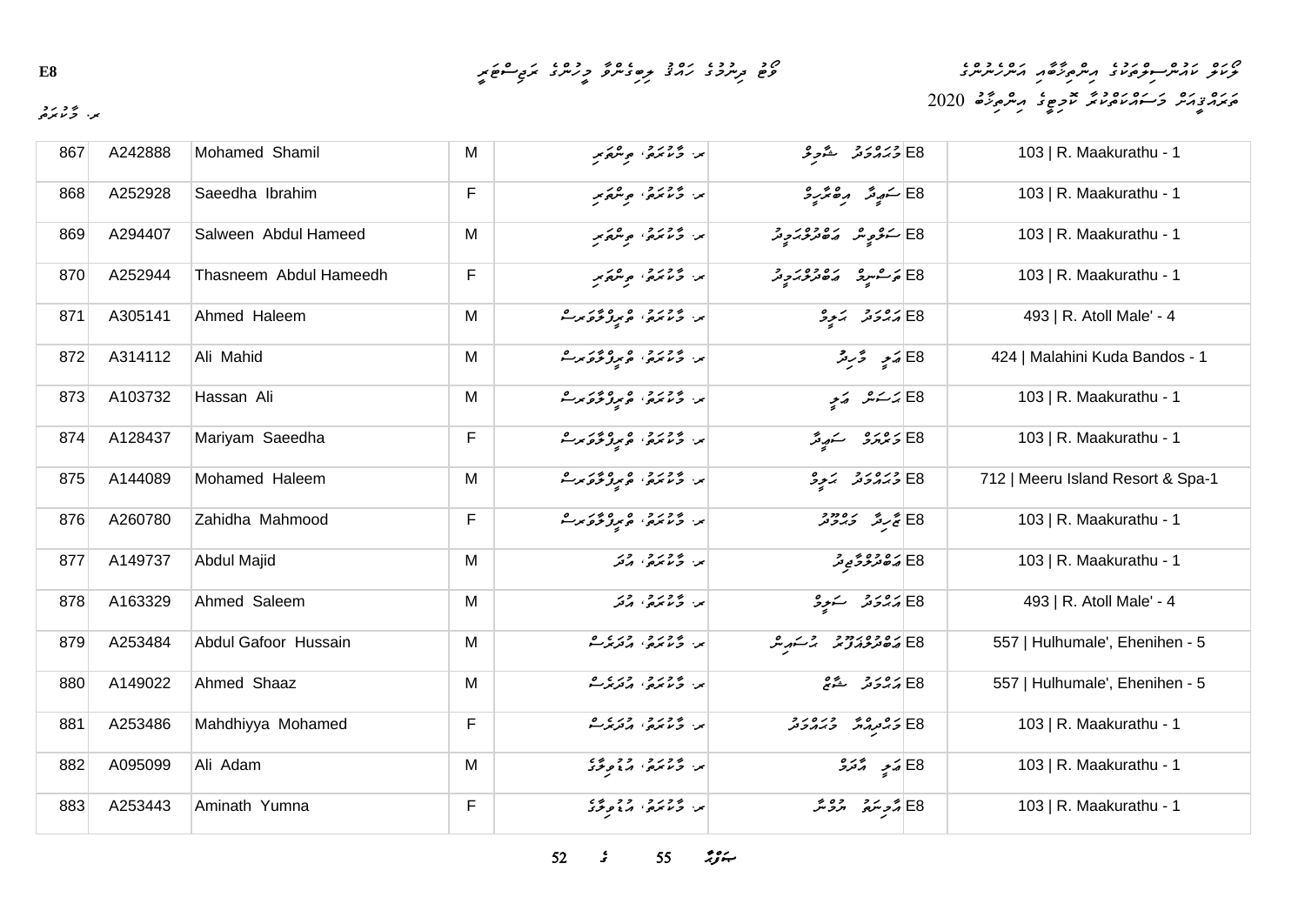| 867 | A242888 | Mohamed Shamil | M | ރ. މާކުރަތު، ތިލަފުށި | E8 | 103 \| R. Maakurathu - 1 |
|---|---|---|---|---|---|---|
| 868 | A252928 | Saeedha Ibrahim | F | ރ. މާކުރަތު، ތިލަފުށި | E8 | 103 \| R. Maakurathu - 1 |
| 869 | A294407 | Salween Abdul Hameed | M | ރ. މާކުރަތު، ތިލަފުށި | E8 | 103 \| R. Maakurathu - 1 |
| 870 | A252944 | Thasneem Abdul Hameedh | F | ރ. މާކުރަތު، ތިލަފުށި | E8 | 103 \| R. Maakurathu - 1 |
| 871 | A305141 | Ahmed Haleem | M | ރ. މާކުރަތު، ތުރުކީގެ | E8 | 493 \| R. Atoll Male' - 4 |
| 872 | A314112 | Ali Mahid | M | ރ. މާކުރަތު، ތުރުކީގެ | E8 | 424 \| Malahini Kuda Bandos - 1 |
| 873 | A103732 | Hassan Ali | M | ރ. މާކުރަތު، ތުރުކީގެ | E8 | 103 \| R. Maakurathu - 1 |
| 874 | A128437 | Mariyam Saeedha | F | ރ. މާކުރަތު، ތުރުކީގެ | E8 | 103 \| R. Maakurathu - 1 |
| 875 | A144089 | Mohamed Haleem | M | ރ. މާކުރަތު، ތުރުކީގެ | E8 | 712 \| Meeru Island Resort & Spa-1 |
| 876 | A260780 | Zahidha Mahmood | F | ރ. މާކުރަތު، ތުރުކީގެ | E8 | 103 \| R. Maakurathu - 1 |
| 877 | A149737 | Abdul Majid | M | ރ. މާކުރަތު، އުދަ | E8 | 103 \| R. Maakurathu - 1 |
| 878 | A163329 | Ahmed Saleem | M | ރ. މާކުރަތު، އުދަ | E8 | 493 \| R. Atoll Male' - 4 |
| 879 | A253484 | Abdul Gafoor Hussain | M | ރ. މާކުރަތު، އުދަރެސް | E8 | 557 \| Hulhumale', Ehenihen - 5 |
| 880 | A149022 | Ahmed Shaaz | M | ރ. މާކުރަތު، އުދަރެސް | E8 | 557 \| Hulhumale', Ehenihen - 5 |
| 881 | A253486 | Mahdhiyya Mohamed | F | ރ. މާކުރަތު، އުދަރެސް | E8 | 103 \| R. Maakurathu - 1 |
| 882 | A095099 | Ali Adam | M | ރ. މާކުރަތު، އުޖާލާގެ | E8 | 103 \| R. Maakurathu - 1 |
| 883 | A253443 | Aminath Yumna | F | ރ. މާކުރަތު، އުޖާލާގެ | E8 | 103 \| R. Maakurathu - 1 |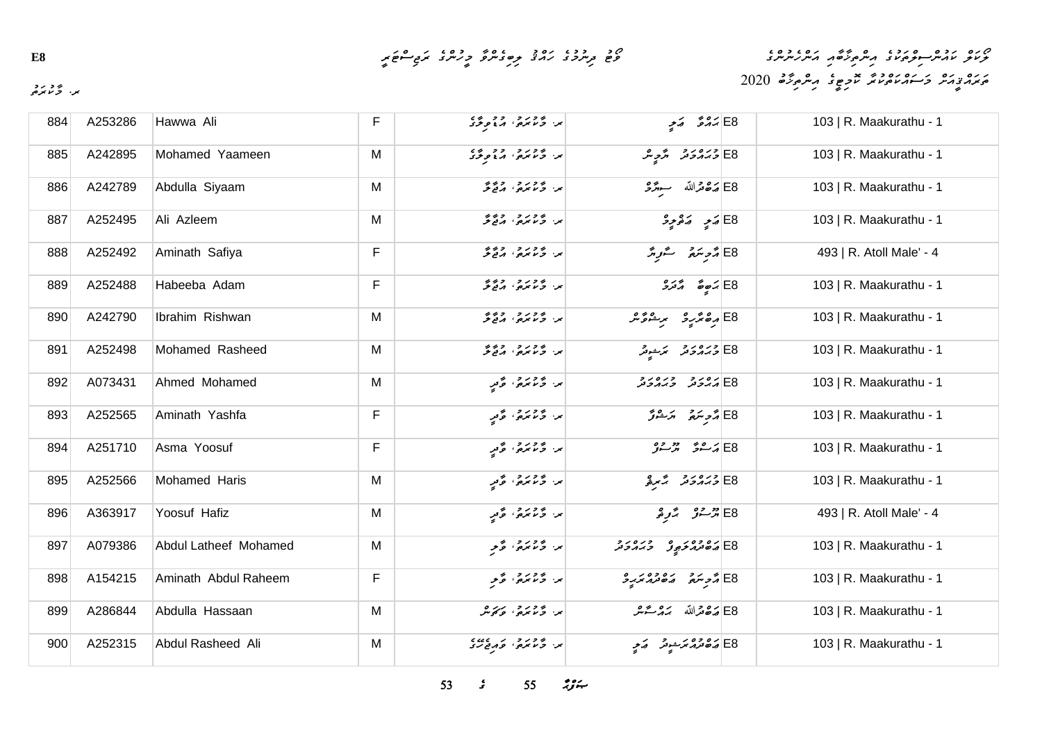| | | | | | | |
|---|---|---|---|---|---|---|
| 884 | A253286 | Hawwa Ali | F | ރ. މާކުރަތު، އުޖާލާގެ | E8 ހައްވާ ޢަލީ | 103 \| R. Maakurathu - 1 |
| 885 | A242895 | Mohamed Yaameen | M | ރ. މާކުރަތު، އުޖާލާގެ | E8 މުހައްމަދު ޔާމީން | 103 \| R. Maakurathu - 1 |
| 886 | A242789 | Abdulla Siyaam | M | ރ. މާކުރަތު، އުދަރާ | E8 އަބްދުﷲ ސިޔާމް | 103 \| R. Maakurathu - 1 |
| 887 | A252495 | Ali Azleem | M | ރ. މާކުރަތު، އުދަރާ | E8 ޢަލީ އަޒްލީމް | 103 \| R. Maakurathu - 1 |
| 888 | A252492 | Aminath Safiya | F | ރ. މާކުރަތު، އުދަރާ | E8 އާމިނަތު ސާފިޔާ | 493 \| R. Atoll Male' - 4 |
| 889 | A252488 | Habeeba Adam | F | ރ. މާކުރަތު، އުދަރާ | E8 ހަބީބާ އާދަމް | 103 \| R. Maakurathu - 1 |
| 890 | A242790 | Ibrahim Rishwan | M | ރ. މާކުރަތު، އުދަރާ | E8 އިބްރާހީމް ރިޝްވާން | 103 \| R. Maakurathu - 1 |
| 891 | A252498 | Mohamed Rasheed | M | ރ. މާކުރަތު، އުދަރާ | E8 މުހައްމަދު ރަޝީދު | 103 \| R. Maakurathu - 1 |
| 892 | A073431 | Ahmed Mohamed | M | ރ. މާކުރަތު، ވާދީ | E8 އަޙްމަދު މުހައްމަދު | 103 \| R. Maakurathu - 1 |
| 893 | A252565 | Aminath Yashfa | F | ރ. މާކުރަތު، ވާދީ | E8 އާމިނަތު ޔަޝްފާ | 103 \| R. Maakurathu - 1 |
| 894 | A251710 | Asma Yoosuf | F | ރ. މާކުރަތު، ވާދީ | E8 އަސްމާ ޔޫސުފު | 103 \| R. Maakurathu - 1 |
| 895 | A252566 | Mohamed Haris | M | ރ. މާކުރަތު، ވާދީ | E8 މުހައްމަދު ހާރިސް | 103 \| R. Maakurathu - 1 |
| 896 | A363917 | Yoosuf Hafiz | M | ރ. މާކުރަތު، ވާދީ | E8 ޔޫސުފު ހާފިޒު | 493 \| R. Atoll Male' - 4 |
| 897 | A079386 | Abdul Latheef Mohamed | M | ރ. މާކުރަތު، ވާދި | E8 އަބްދުއްލަޠީފު މުހައްމަދު | 103 \| R. Maakurathu - 1 |
| 898 | A154215 | Aminath Abdul Raheem | F | ރ. މާކުރަތު، ވާދި | E8 އާމިނަތު އަބްދުއްރަޙީމް | 103 \| R. Maakurathu - 1 |
| 899 | A286844 | Abdulla Hassaan | M | ރ. މާކުރަތު، ވަކަރު | E8 އަބްދުﷲ ހައްސާން | 103 \| R. Maakurathu - 1 |
| 900 | A252315 | Abdul Rasheed Ali | M | ރ. މާކުރަތު، ވައިޓްހައުސް | E8 އަބްދުއްރަޝީދު ޢަލީ | 103 \| R. Maakurathu - 1 |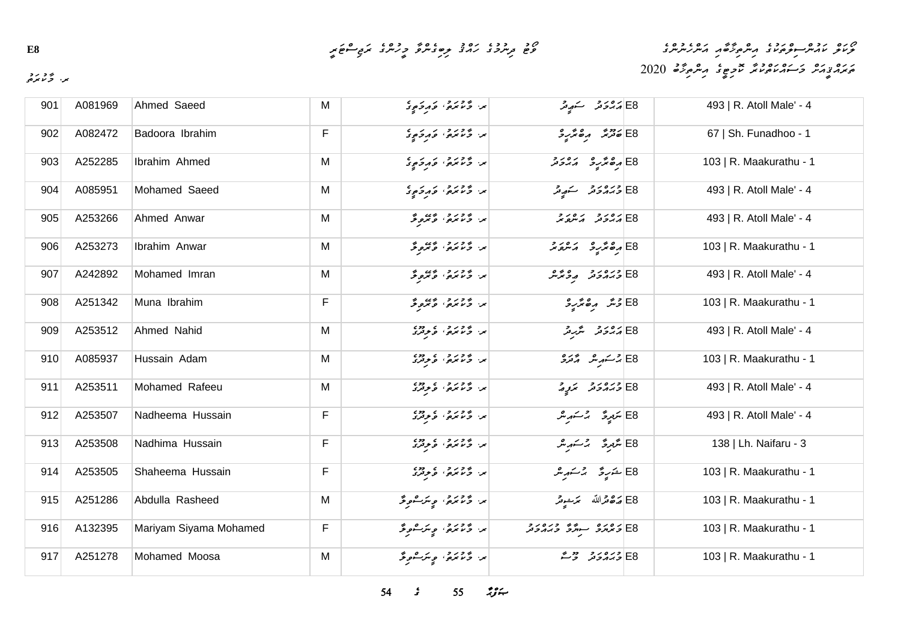| | | | | | | |
|---|---|---|---|---|---|---|
| 901 | A081969 | Ahmed Saeed | M | ރ. މާކުރަތު، ވައިމަތީގެ | E8 އަހްމަދު ސަޢީދު | 493 \| R. Atoll Male' - 4 |
| 902 | A082472 | Badoora Ibrahim | F | ރ. މާކުރަތު، ވައިމަތީގެ | E8 ބަދޫރާ އިބްރާހީމް | 67 \| Sh. Funadhoo - 1 |
| 903 | A252285 | Ibrahim Ahmed | M | ރ. މާކުރަތު، ވައިމަތީގެ | E8 އިބްރާހީމް އަހްމަދު | 103 \| R. Maakurathu - 1 |
| 904 | A085951 | Mohamed Saeed | M | ރ. މާކުރަތު، ވައިމަތީގެ | E8 މުހައްމަދު ސަޢީދު | 493 \| R. Atoll Male' - 4 |
| 905 | A253266 | Ahmed Anwar | M | ރ. މާކުރަތު، ވާދީވާ | E8 އަހްމަދު އަންވަރު | 493 \| R. Atoll Male' - 4 |
| 906 | A253273 | Ibrahim Anwar | M | ރ. މާކުރަތު، ވާދީވާ | E8 އިބްރާހީމް އަންވަރު | 103 \| R. Maakurathu - 1 |
| 907 | A242892 | Mohamed Imran | M | ރ. މާކުރަތު، ވާދީވާ | E8 މުހައްމަދު އިމްރާން | 493 \| R. Atoll Male' - 4 |
| 908 | A251342 | Muna Ibrahim | F | ރ. މާކުރަތު، ވާދީވާ | E8 މުނާ އިބްރާހީމް | 103 \| R. Maakurathu - 1 |
| 909 | A253512 | Ahmed Nahid | M | ރ. މާކުރަތު، ވެލިދޫގެ | E8 އަހްމަދު ނާހިދު | 493 \| R. Atoll Male' - 4 |
| 910 | A085937 | Hussain Adam | M | ރ. މާކުރަތު، ވެލިދޫގެ | E8 ހުސައިން އާދަމް | 103 \| R. Maakurathu - 1 |
| 911 | A253511 | Mohamed Rafeeu | M | ރ. މާކުރަތު، ވެލިދޫގެ | E8 މުހައްމަދު ރަފީޢު | 493 \| R. Atoll Male' - 4 |
| 912 | A253507 | Nadheema Hussain | F | ރ. މާކުރަތު، ވެލިދޫގެ | E8 ނަދީމާ ހުސައިން | 493 \| R. Atoll Male' - 4 |
| 913 | A253508 | Nadhima Hussain | F | ރ. މާކުރަތު، ވެލިދޫގެ | E8 ނާދިމާ ހުސައިން | 138 \| Lh. Naifaru - 3 |
| 914 | A253505 | Shaheema Hussain | F | ރ. މާކުރަތު، ވެލިދޫގެ | E8 ޝަހީމާ ހުސައިން | 103 \| R. Maakurathu - 1 |
| 915 | A251286 | Abdulla Rasheed | M | ރ. މާކުރަތު، ވިނަސްވިލާ | E8 އަބްދުﷲ ރަޝީދު | 103 \| R. Maakurathu - 1 |
| 916 | A132395 | Mariyam Siyama Mohamed | F | ރ. މާކުރަތު، ވިނަސްވިލާ | E8 މަރިޔަމް ސިޔާމާ މުހައްމަދު | 103 \| R. Maakurathu - 1 |
| 917 | A251278 | Mohamed Moosa | M | ރ. މާކުރަތު، ވިނަސްވިލާ | E8 މުހައްމަދު މޫސާ | 103 \| R. Maakurathu - 1 |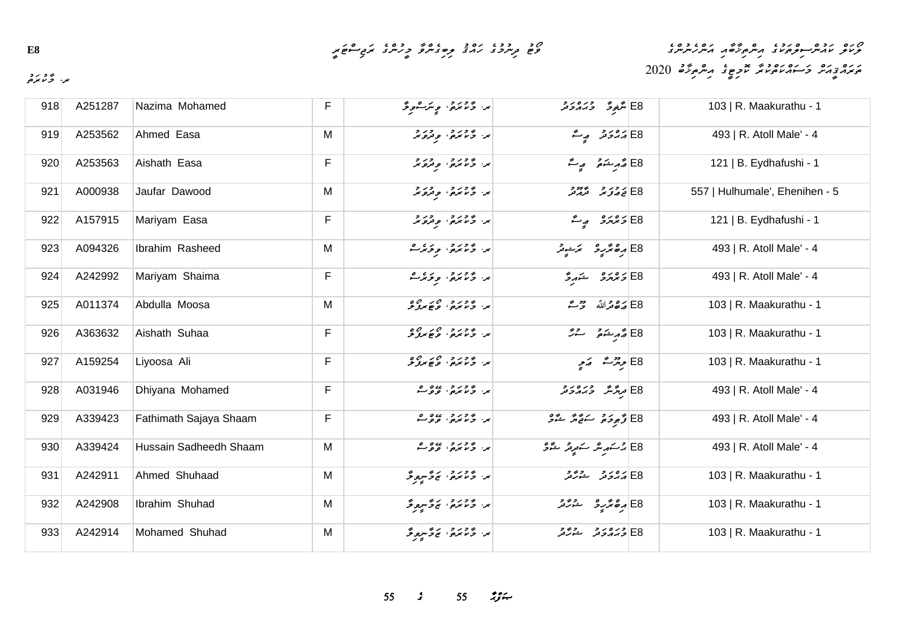| | | | | | | |
|---|---|---|---|---|---|---|
| 918 | A251287 | Nazima Mohamed | F | ރ. މާކުރަތު، ވިނަރެސްވިލާ | E8 ނާޒިމާ މުހައްމަދު | 103 \| R. Maakurathu - 1 |
| 919 | A253562 | Ahmed Easa | M | ރ. މާކުރަތު، ވިދުވަރު | E8 އަހްމަދު ޢީސާ | 493 \| R. Atoll Male' - 4 |
| 920 | A253563 | Aishath Easa | F | ރ. މާކުރަތު، ވިދުވަރު | E8 އާއިޝަތު ޢީސާ | 121 \| B. Eydhafushi - 1 |
| 921 | A000938 | Jaufar Dawood | M | ރ. މާކުރަތު، ވިދުވަރު | E8 ޖައުފަރު ދާއޫދު | 557 \| Hulhumale', Ehenihen - 5 |
| 922 | A157915 | Mariyam Easa | F | ރ. މާކުރަތު، ވިދުވަރު | E8 މަރިޔަމް ޢީސާ | 121 \| B. Eydhafushi - 1 |
| 923 | A094326 | Ibrahim Rasheed | M | ރ. މާކުރަތު، ވިލަރެސް | E8 އިބްރާހީމް ރަޝީދު | 493 \| R. Atoll Male' - 4 |
| 924 | A242992 | Mariyam Shaima | F | ރ. މާކުރަތު، ވިލަރެސް | E8 މަރިޔަމް ޝައިމާ | 493 \| R. Atoll Male' - 4 |
| 925 | A011374 | Abdulla Moosa | M | ރ. މާކުރަތު، ވޮޓަރފްލާ | E8 އަބްދުﷲ މޫސާ | 103 \| R. Maakurathu - 1 |
| 926 | A363632 | Aishath Suhaa | F | ރ. މާކުރަތު، ވޮޓަރފްލާ | E8 އާއިޝަތު ސުހާ | 103 \| R. Maakurathu - 1 |
| 927 | A159254 | Liyoosa Ali | F | ރ. މާކުރަތު، ވޮޓަރފްލާ | E8 ލިޔޫސާ ޢަލީ | 103 \| R. Maakurathu - 1 |
| 928 | A031946 | Dhiyana Mohamed | F | ރ. މާކުރަތު، ވޯވެސް | E8 ދިޔާނާ މުހައްމަދު | 493 \| R. Atoll Male' - 4 |
| 929 | A339423 | Fathimath Sajaya Shaam | F | ރ. މާކުރަތު، ވޯވެސް | E8 ފާތިމަތު ސަޖާޔާ ޝާމް | 493 \| R. Atoll Male' - 4 |
| 930 | A339424 | Hussain Sadheedh Shaam | M | ރ. މާކުރަތު، ވޯވެސް | E8 ހުސައިން ސަދީދު ޝާމް | 493 \| R. Atoll Male' - 4 |
| 931 | A242911 | Ahmed Shuhaad | M | ރ. މާކުރަތު، ޗަމާސިލްވާ | E8 އަހްމަދު ޝުހާދު | 103 \| R. Maakurathu - 1 |
| 932 | A242908 | Ibrahim Shuhad | M | ރ. މާކުރަތު، ޗަމާސިލްވާ | E8 އިބްރާހީމް ޝުހާދު | 103 \| R. Maakurathu - 1 |
| 933 | A242914 | Mohamed Shuhad | M | ރ. މާކުރަތު، ޗަމާސިލްވާ | E8 މުހައްމަދު ޝުހާދު | 103 \| R. Maakurathu - 1 |